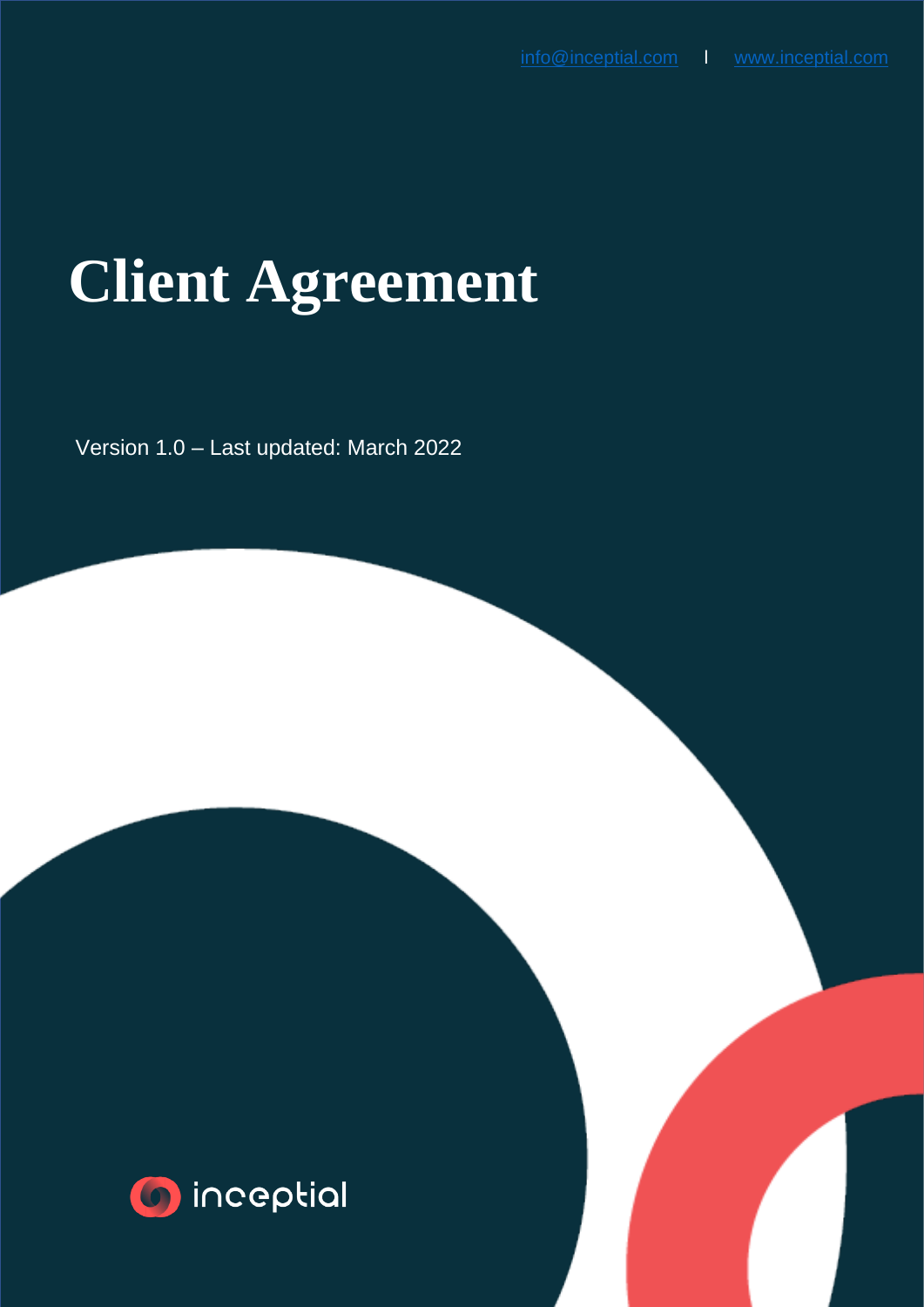info@inceptial.com | www.inceptial.com

# Client Agreement

Version 1.0 – Last updated: March 2022

inceptial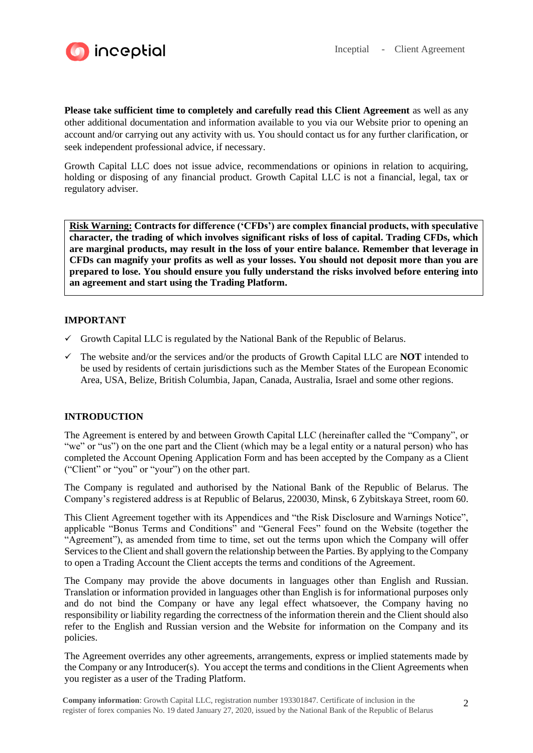**Please take sufficient time to completely and carefully read this Client Agreement** as well as any other additional documentation and information available to you via our Website prior to opening an account and/or carrying out any activity with us. You should contact us for any further clarification, or seek independent professional advice, if necessary.

Growth Capital LLC does not issue advice, recommendations or opinions in relation to acquiring, holding or disposing of any financial product. Growth Capital LLC is not a financial, legal, tax or regulatory adviser.

> **Risk Warning: Contracts for difference ('CFDs') are complex financial products, with speculative character, the trading of which involves significant risks of loss of capital. Trading CFDs, which are marginal products, may result in the loss of your entire balance. Remember that leverage in CFDs can magnify your profits as well as your losses. You should not deposit more than you are prepared to lose. You should ensure you fully understand the risks involved before entering into an agreement and start using the Trading Platform.**

## IMPORTANT

- ✓ Growth Capital LLC is regulated by the National Bank of the Republic of Belarus.
- ✓ The website and/or the services and/or the products of Growth Capital LLC are **NOT** intended to be used by residents of certain jurisdictions such as the Member States of the European Economic Area, USA, Belize, British Columbia, Japan, Canada, Australia, Israel and some other regions.

## INTRODUCTION

The Agreement is entered by and between Growth Capital LLC (hereinafter called the "Company", or "we" or "us") on the one part and the Client (which may be a legal entity or a natural person) who has completed the Account Opening Application Form and has been accepted by the Company as a Client ("Client" or "you" or "your") on the other part.

The Company is regulated and authorised by the National Bank of the Republic of Belarus. The Company's registered address is at Republic of Belarus, 220030, Minsk, 6 Zybitskaya Street, room 60.

This Client Agreement together with its Appendices and "the Risk Disclosure and Warnings Notice", applicable "Bonus Terms and Conditions" and "General Fees" found on the Website (together the "Agreement"), as amended from time to time, set out the terms upon which the Company will offer Services to the Client and shall govern the relationship between the Parties. By applying to the Company to open a Trading Account the Client accepts the terms and conditions of the Agreement.

The Company may provide the above documents in languages other than English and Russian. Translation or information provided in languages other than English is for informational purposes only and do not bind the Company or have any legal effect whatsoever, the Company having no responsibility or liability regarding the correctness of the information therein and the Client should also refer to the English and Russian version and the Website for information on the Company and its policies.

The Agreement overrides any other agreements, arrangements, express or implied statements made by the Company or any Introducer(s). You accept the terms and conditions in the Client Agreements when you register as a user of the Trading Platform.

**Company information**: Growth Capital LLC, registration number 193301847. Certificate of inclusion in the register of forex companies No. 19 dated January 27, 2020, issued by the National Bank of the Republic of Belarus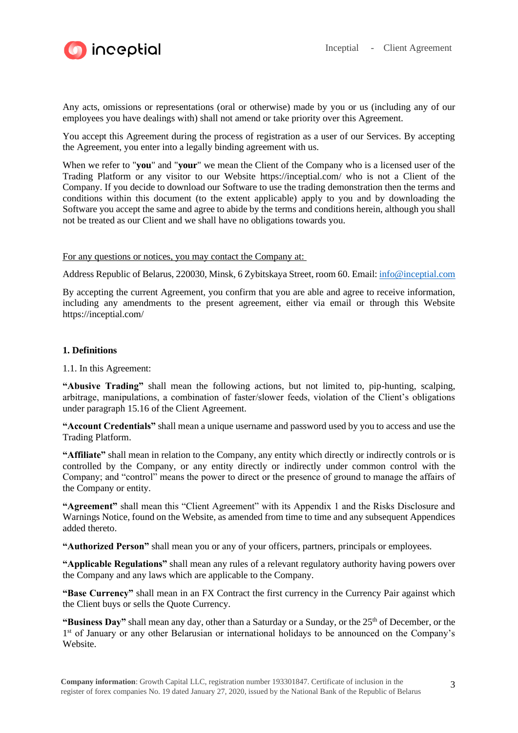Any acts, omissions or representations (oral or otherwise) made by you or us (including any of our employees you have dealings with) shall not amend or take priority over this Agreement.

You accept this Agreement during the process of registration as a user of our Services. By accepting the Agreement, you enter into a legally binding agreement with us.

When we refer to "**you**" and "**your**" we mean the Client of the Company who is a licensed user of the Trading Platform or any visitor to our Website https://inceptial.com/ who is not a Client of the Company. If you decide to download our Software to use the trading demonstration then the terms and conditions within this document (to the extent applicable) apply to you and by downloading the Software you accept the same and agree to abide by the terms and conditions herein, although you shall not be treated as our Client and we shall have no obligations towards you.

For any questions or notices, you may contact the Company at:

Address Republic of Belarus, 220030, Minsk, 6 Zybitskaya Street, room 60. Email: info@inceptial.com

By accepting the current Agreement, you confirm that you are able and agree to receive information, including any amendments to the present agreement, either via email or through this Website https://inceptial.com/

**1. Definitions**

1.1. In this Agreement:

**"Abusive Trading"** shall mean the following actions, but not limited to, pip-hunting, scalping, arbitrage, manipulations, a combination of faster/slower feeds, violation of the Client's obligations under paragraph 15.16 of the Client Agreement.

**"Account Credentials"** shall mean a unique username and password used by you to access and use the Trading Platform.

**"Affiliate"** shall mean in relation to the Company, any entity which directly or indirectly controls or is controlled by the Company, or any entity directly or indirectly under common control with the Company; and "control" means the power to direct or the presence of ground to manage the affairs of the Company or entity.

**"Agreement"** shall mean this "Client Agreement" with its Appendix 1 and the Risks Disclosure and Warnings Notice, found on the Website, as amended from time to time and any subsequent Appendices added thereto.

**"Authorized Person"** shall mean you or any of your officers, partners, principals or employees.

**"Applicable Regulations"** shall mean any rules of a relevant regulatory authority having powers over the Company and any laws which are applicable to the Company.

**"Base Currency"** shall mean in an FX Contract the first currency in the Currency Pair against which the Client buys or sells the Quote Currency.

**"Business Day"** shall mean any day, other than a Saturday or a Sunday, or the 25th of December, or the 1st of January or any other Belarusian or international holidays to be announced on the Company's Website.

**Company information**: Growth Capital LLC, registration number 193301847. Certificate of inclusion in the register of forex companies No. 19 dated January 27, 2020, issued by the National Bank of the Republic of Belarus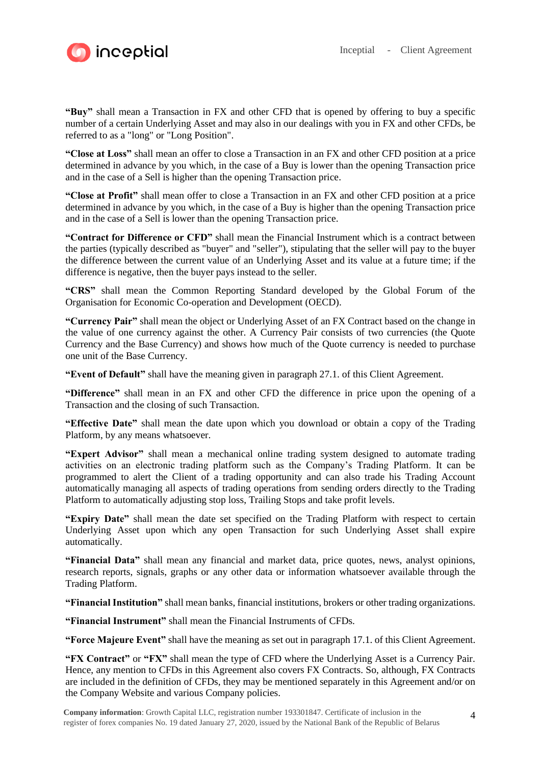**"Buy"** shall mean a Transaction in FX and other CFD that is opened by offering to buy a specific number of a certain Underlying Asset and may also in our dealings with you in FX and other CFDs, be referred to as a "long" or "Long Position".

**"Close at Loss"** shall mean an offer to close a Transaction in an FX and other CFD position at a price determined in advance by you which, in the case of a Buy is lower than the opening Transaction price and in the case of a Sell is higher than the opening Transaction price.

**"Close at Profit"** shall mean offer to close a Transaction in an FX and other CFD position at a price determined in advance by you which, in the case of a Buy is higher than the opening Transaction price and in the case of a Sell is lower than the opening Transaction price.

**"Contract for Difference or CFD"** shall mean the Financial Instrument which is a contract between the parties (typically described as "buyer" and "seller"), stipulating that the seller will pay to the buyer the difference between the current value of an Underlying Asset and its value at a future time; if the difference is negative, then the buyer pays instead to the seller.

**"CRS"** shall mean the Common Reporting Standard developed by the Global Forum of the Organisation for Economic Co-operation and Development (OECD).

**"Currency Pair"** shall mean the object or Underlying Asset of an FX Contract based on the change in the value of one currency against the other. A Currency Pair consists of two currencies (the Quote Currency and the Base Currency) and shows how much of the Quote currency is needed to purchase one unit of the Base Currency.

**"Event of Default"** shall have the meaning given in paragraph 27.1. of this Client Agreement.

**"Difference"** shall mean in an FX and other CFD the difference in price upon the opening of a Transaction and the closing of such Transaction.

**"Effective Date"** shall mean the date upon which you download or obtain a copy of the Trading Platform, by any means whatsoever.

**"Expert Advisor"** shall mean a mechanical online trading system designed to automate trading activities on an electronic trading platform such as the Company's Trading Platform. It can be programmed to alert the Client of a trading opportunity and can also trade his Trading Account automatically managing all aspects of trading operations from sending orders directly to the Trading Platform to automatically adjusting stop loss, Trailing Stops and take profit levels.

**"Expiry Date"** shall mean the date set specified on the Trading Platform with respect to certain Underlying Asset upon which any open Transaction for such Underlying Asset shall expire automatically.

**"Financial Data"** shall mean any financial and market data, price quotes, news, analyst opinions, research reports, signals, graphs or any other data or information whatsoever available through the Trading Platform.

**"Financial Institution"** shall mean banks, financial institutions, brokers or other trading organizations.

**"Financial Instrument"** shall mean the Financial Instruments of CFDs.

**"Force Majeure Event"** shall have the meaning as set out in paragraph 17.1. of this Client Agreement.

**"FX Contract"** or **"FX"** shall mean the type of CFD where the Underlying Asset is a Currency Pair. Hence, any mention to CFDs in this Agreement also covers FX Contracts. So, although, FX Contracts are included in the definition of CFDs, they may be mentioned separately in this Agreement and/or on the Company Website and various Company policies.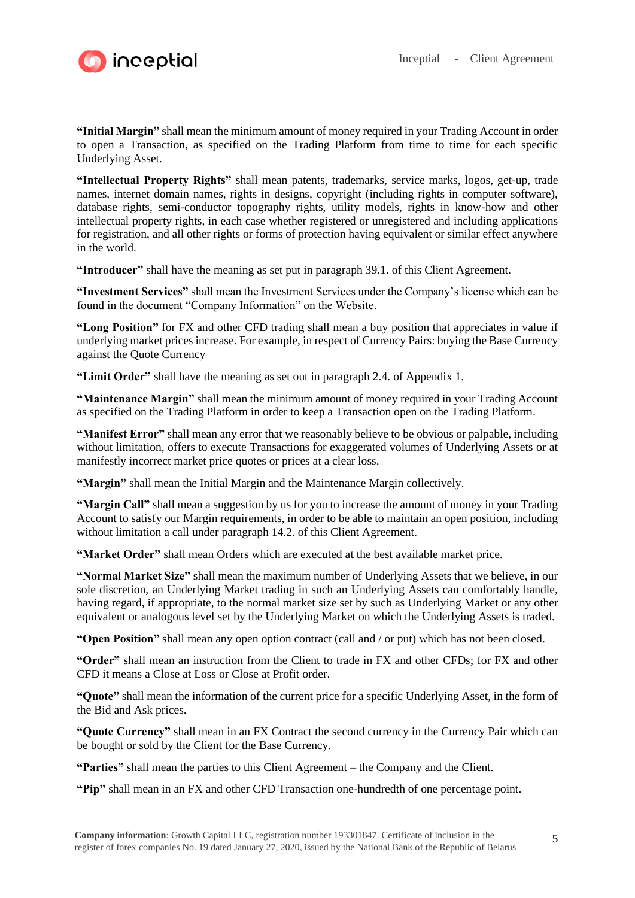**"Initial Margin"** shall mean the minimum amount of money required in your Trading Account in order to open a Transaction, as specified on the Trading Platform from time to time for each specific Underlying Asset.

**"Intellectual Property Rights"** shall mean patents, trademarks, service marks, logos, get-up, trade names, internet domain names, rights in designs, copyright (including rights in computer software), database rights, semi-conductor topography rights, utility models, rights in know-how and other intellectual property rights, in each case whether registered or unregistered and including applications for registration, and all other rights or forms of protection having equivalent or similar effect anywhere in the world.

**"Introducer"** shall have the meaning as set put in paragraph 39.1. of this Client Agreement.

**"Investment Services"** shall mean the Investment Services under the Company's license which can be found in the document "Company Information" on the Website.

**"Long Position"** for FX and other CFD trading shall mean a buy position that appreciates in value if underlying market prices increase. For example, in respect of Currency Pairs: buying the Base Currency against the Quote Currency

**"Limit Order"** shall have the meaning as set out in paragraph 2.4. of Appendix 1.

**"Maintenance Margin"** shall mean the minimum amount of money required in your Trading Account as specified on the Trading Platform in order to keep a Transaction open on the Trading Platform.

**"Manifest Error"** shall mean any error that we reasonably believe to be obvious or palpable, including without limitation, offers to execute Transactions for exaggerated volumes of Underlying Assets or at manifestly incorrect market price quotes or prices at a clear loss.

**"Margin"** shall mean the Initial Margin and the Maintenance Margin collectively.

**"Margin Call"** shall mean a suggestion by us for you to increase the amount of money in your Trading Account to satisfy our Margin requirements, in order to be able to maintain an open position, including without limitation a call under paragraph 14.2. of this Client Agreement.

**"Market Order"** shall mean Orders which are executed at the best available market price.

**"Normal Market Size"** shall mean the maximum number of Underlying Assets that we believe, in our sole discretion, an Underlying Market trading in such an Underlying Assets can comfortably handle, having regard, if appropriate, to the normal market size set by such as Underlying Market or any other equivalent or analogous level set by the Underlying Market on which the Underlying Assets is traded.

**"Open Position"** shall mean any open option contract (call and / or put) which has not been closed.

**"Order"** shall mean an instruction from the Client to trade in FX and other CFDs; for FX and other CFD it means a Close at Loss or Close at Profit order.

**"Quote"** shall mean the information of the current price for a specific Underlying Asset, in the form of the Bid and Ask prices.

**"Quote Currency"** shall mean in an FX Contract the second currency in the Currency Pair which can be bought or sold by the Client for the Base Currency.

**"Parties"** shall mean the parties to this Client Agreement – the Company and the Client.

**"Pip"** shall mean in an FX and other CFD Transaction one-hundredth of one percentage point.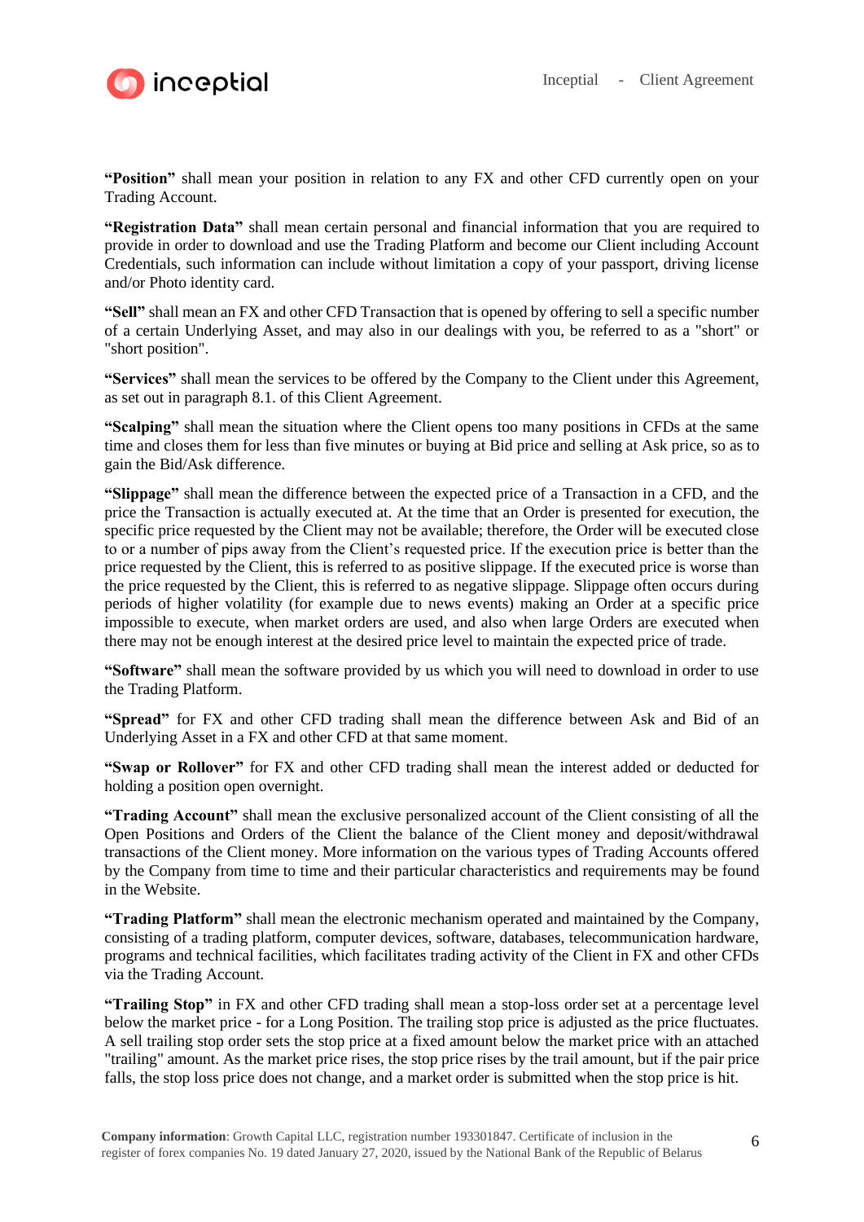**"Position"** shall mean your position in relation to any FX and other CFD currently open on your Trading Account.

**"Registration Data"** shall mean certain personal and financial information that you are required to provide in order to download and use the Trading Platform and become our Client including Account Credentials, such information can include without limitation a copy of your passport, driving license and/or Photo identity card.

**"Sell"** shall mean an FX and other CFD Transaction that is opened by offering to sell a specific number of a certain Underlying Asset, and may also in our dealings with you, be referred to as a "short" or "short position".

**"Services"** shall mean the services to be offered by the Company to the Client under this Agreement, as set out in paragraph 8.1. of this Client Agreement.

**"Scalping"** shall mean the situation where the Client opens too many positions in CFDs at the same time and closes them for less than five minutes or buying at Bid price and selling at Ask price, so as to gain the Bid/Ask difference.

**"Slippage"** shall mean the difference between the expected price of a Transaction in a CFD, and the price the Transaction is actually executed at. At the time that an Order is presented for execution, the specific price requested by the Client may not be available; therefore, the Order will be executed close to or a number of pips away from the Client's requested price. If the execution price is better than the price requested by the Client, this is referred to as positive slippage. If the executed price is worse than the price requested by the Client, this is referred to as negative slippage. Slippage often occurs during periods of higher volatility (for example due to news events) making an Order at a specific price impossible to execute, when market orders are used, and also when large Orders are executed when there may not be enough interest at the desired price level to maintain the expected price of trade.

**"Software"** shall mean the software provided by us which you will need to download in order to use the Trading Platform.

**"Spread"** for FX and other CFD trading shall mean the difference between Ask and Bid of an Underlying Asset in a FX and other CFD at that same moment.

**"Swap or Rollover"** for FX and other CFD trading shall mean the interest added or deducted for holding a position open overnight.

**"Trading Account"** shall mean the exclusive personalized account of the Client consisting of all the Open Positions and Orders of the Client the balance of the Client money and deposit/withdrawal transactions of the Client money. More information on the various types of Trading Accounts offered by the Company from time to time and their particular characteristics and requirements may be found in the Website.

**"Trading Platform"** shall mean the electronic mechanism operated and maintained by the Company, consisting of a trading platform, computer devices, software, databases, telecommunication hardware, programs and technical facilities, which facilitates trading activity of the Client in FX and other CFDs via the Trading Account.

**"Trailing Stop"** in FX and other CFD trading shall mean a stop-loss order set at a percentage level below the market price - for a Long Position. The trailing stop price is adjusted as the price fluctuates. A sell trailing stop order sets the stop price at a fixed amount below the market price with an attached "trailing" amount. As the market price rises, the stop price rises by the trail amount, but if the pair price falls, the stop loss price does not change, and a market order is submitted when the stop price is hit.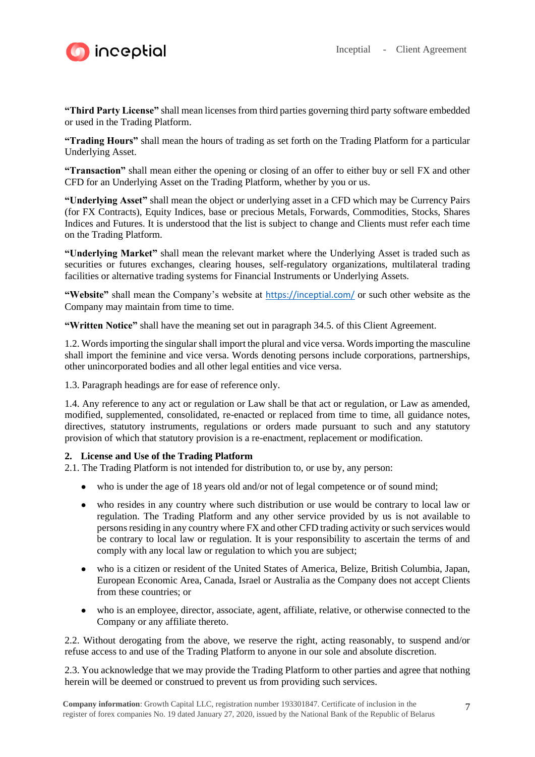**“Third Party License”** shall mean licenses from third parties governing third party software embedded or used in the Trading Platform.

**“Trading Hours”** shall mean the hours of trading as set forth on the Trading Platform for a particular Underlying Asset.

**“Transaction”** shall mean either the opening or closing of an offer to either buy or sell FX and other CFD for an Underlying Asset on the Trading Platform, whether by you or us.

**“Underlying Asset”** shall mean the object or underlying asset in a CFD which may be Currency Pairs (for FX Contracts), Equity Indices, base or precious Metals, Forwards, Commodities, Stocks, Shares Indices and Futures. It is understood that the list is subject to change and Clients must refer each time on the Trading Platform.

**“Underlying Market”** shall mean the relevant market where the Underlying Asset is traded such as securities or futures exchanges, clearing houses, self-regulatory organizations, multilateral trading facilities or alternative trading systems for Financial Instruments or Underlying Assets.

**“Website”** shall mean the Company’s website at https://inceptial.com/ or such other website as the Company may maintain from time to time.

**“Written Notice”** shall have the meaning set out in paragraph 34.5. of this Client Agreement.

1.2. Words importing the singular shall import the plural and vice versa. Words importing the masculine shall import the feminine and vice versa. Words denoting persons include corporations, partnerships, other unincorporated bodies and all other legal entities and vice versa.

1.3. Paragraph headings are for ease of reference only.

1.4. Any reference to any act or regulation or Law shall be that act or regulation, or Law as amended, modified, supplemented, consolidated, re-enacted or replaced from time to time, all guidance notes, directives, statutory instruments, regulations or orders made pursuant to such and any statutory provision of which that statutory provision is a re-enactment, replacement or modification.

## 2. License and Use of the Trading Platform

2.1. The Trading Platform is not intended for distribution to, or use by, any person:

- who is under the age of 18 years old and/or not of legal competence or of sound mind;
- who resides in any country where such distribution or use would be contrary to local law or regulation. The Trading Platform and any other service provided by us is not available to persons residing in any country where FX and other CFD trading activity or such services would be contrary to local law or regulation. It is your responsibility to ascertain the terms of and comply with any local law or regulation to which you are subject;
- who is a citizen or resident of the United States of America, Belize, British Columbia, Japan, European Economic Area, Canada, Israel or Australia as the Company does not accept Clients from these countries; or
- who is an employee, director, associate, agent, affiliate, relative, or otherwise connected to the Company or any affiliate thereto.

2.2. Without derogating from the above, we reserve the right, acting reasonably, to suspend and/or refuse access to and use of the Trading Platform to anyone in our sole and absolute discretion.

2.3. You acknowledge that we may provide the Trading Platform to other parties and agree that nothing herein will be deemed or construed to prevent us from providing such services.

**Company information**: Growth Capital LLC, registration number 193301847. Certificate of inclusion in the register of forex companies No. 19 dated January 27, 2020, issued by the National Bank of the Republic of Belarus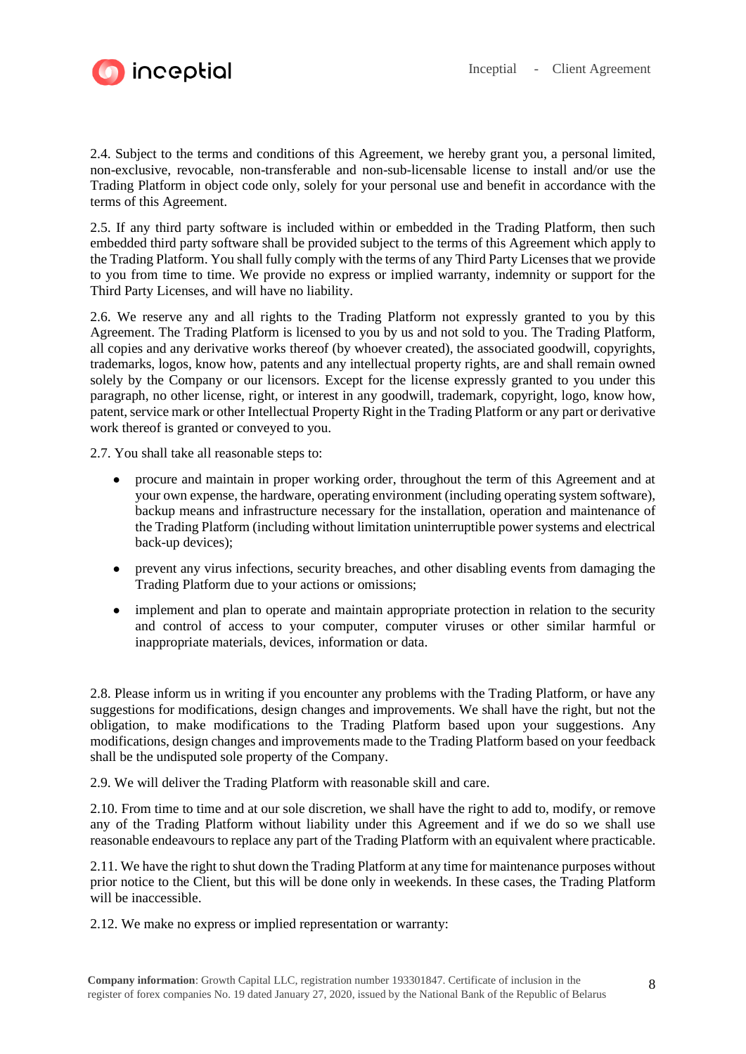2.4. Subject to the terms and conditions of this Agreement, we hereby grant you, a personal limited, non-exclusive, revocable, non-transferable and non-sub-licensable license to install and/or use the Trading Platform in object code only, solely for your personal use and benefit in accordance with the terms of this Agreement.

2.5. If any third party software is included within or embedded in the Trading Platform, then such embedded third party software shall be provided subject to the terms of this Agreement which apply to the Trading Platform. You shall fully comply with the terms of any Third Party Licenses that we provide to you from time to time. We provide no express or implied warranty, indemnity or support for the Third Party Licenses, and will have no liability.

2.6. We reserve any and all rights to the Trading Platform not expressly granted to you by this Agreement. The Trading Platform is licensed to you by us and not sold to you. The Trading Platform, all copies and any derivative works thereof (by whoever created), the associated goodwill, copyrights, trademarks, logos, know how, patents and any intellectual property rights, are and shall remain owned solely by the Company or our licensors. Except for the license expressly granted to you under this paragraph, no other license, right, or interest in any goodwill, trademark, copyright, logo, know how, patent, service mark or other Intellectual Property Right in the Trading Platform or any part or derivative work thereof is granted or conveyed to you.

2.7. You shall take all reasonable steps to:

- procure and maintain in proper working order, throughout the term of this Agreement and at your own expense, the hardware, operating environment (including operating system software), backup means and infrastructure necessary for the installation, operation and maintenance of the Trading Platform (including without limitation uninterruptible power systems and electrical back-up devices);
- prevent any virus infections, security breaches, and other disabling events from damaging the Trading Platform due to your actions or omissions;
- implement and plan to operate and maintain appropriate protection in relation to the security and control of access to your computer, computer viruses or other similar harmful or inappropriate materials, devices, information or data.

2.8. Please inform us in writing if you encounter any problems with the Trading Platform, or have any suggestions for modifications, design changes and improvements. We shall have the right, but not the obligation, to make modifications to the Trading Platform based upon your suggestions. Any modifications, design changes and improvements made to the Trading Platform based on your feedback shall be the undisputed sole property of the Company.

2.9. We will deliver the Trading Platform with reasonable skill and care.

2.10. From time to time and at our sole discretion, we shall have the right to add to, modify, or remove any of the Trading Platform without liability under this Agreement and if we do so we shall use reasonable endeavours to replace any part of the Trading Platform with an equivalent where practicable.

2.11. We have the right to shut down the Trading Platform at any time for maintenance purposes without prior notice to the Client, but this will be done only in weekends. In these cases, the Trading Platform will be inaccessible.

2.12. We make no express or implied representation or warranty: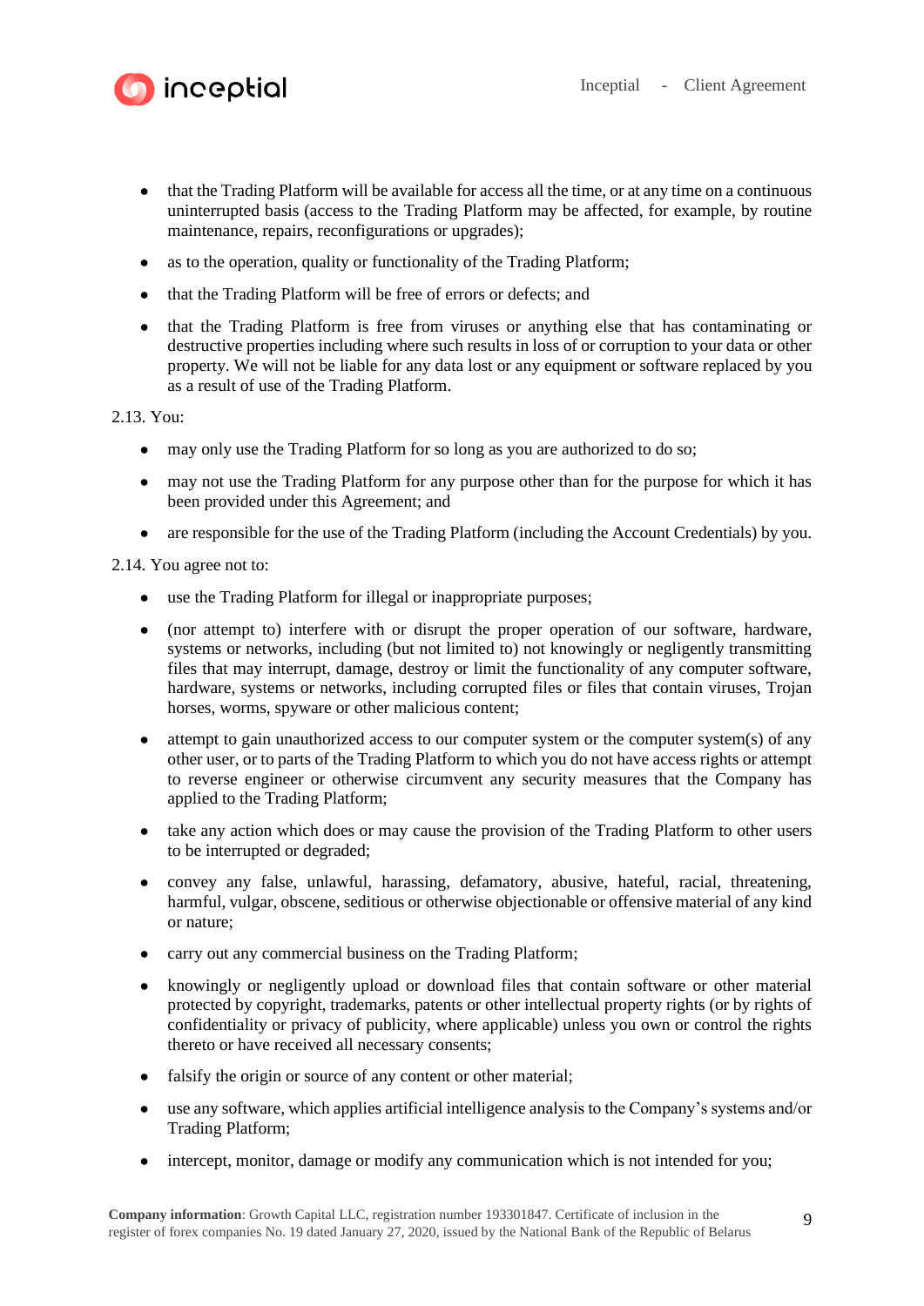- that the Trading Platform will be available for access all the time, or at any time on a continuous uninterrupted basis (access to the Trading Platform may be affected, for example, by routine maintenance, repairs, reconfigurations or upgrades);
- as to the operation, quality or functionality of the Trading Platform;
- that the Trading Platform will be free of errors or defects; and
- that the Trading Platform is free from viruses or anything else that has contaminating or destructive properties including where such results in loss of or corruption to your data or other property. We will not be liable for any data lost or any equipment or software replaced by you as a result of use of the Trading Platform.

2.13. You:

- may only use the Trading Platform for so long as you are authorized to do so;
- may not use the Trading Platform for any purpose other than for the purpose for which it has been provided under this Agreement; and
- are responsible for the use of the Trading Platform (including the Account Credentials) by you.

2.14. You agree not to:

- use the Trading Platform for illegal or inappropriate purposes;
- (nor attempt to) interfere with or disrupt the proper operation of our software, hardware, systems or networks, including (but not limited to) not knowingly or negligently transmitting files that may interrupt, damage, destroy or limit the functionality of any computer software, hardware, systems or networks, including corrupted files or files that contain viruses, Trojan horses, worms, spyware or other malicious content;
- attempt to gain unauthorized access to our computer system or the computer system(s) of any other user, or to parts of the Trading Platform to which you do not have access rights or attempt to reverse engineer or otherwise circumvent any security measures that the Company has applied to the Trading Platform;
- take any action which does or may cause the provision of the Trading Platform to other users to be interrupted or degraded;
- convey any false, unlawful, harassing, defamatory, abusive, hateful, racial, threatening, harmful, vulgar, obscene, seditious or otherwise objectionable or offensive material of any kind or nature;
- carry out any commercial business on the Trading Platform;
- knowingly or negligently upload or download files that contain software or other material protected by copyright, trademarks, patents or other intellectual property rights (or by rights of confidentiality or privacy of publicity, where applicable) unless you own or control the rights thereto or have received all necessary consents;
- falsify the origin or source of any content or other material;
- use any software, which applies artificial intelligence analysis to the Company's systems and/or Trading Platform;
- intercept, monitor, damage or modify any communication which is not intended for you;

**Company information**: Growth Capital LLC, registration number 193301847. Certificate of inclusion in the register of forex companies No. 19 dated January 27, 2020, issued by the National Bank of the Republic of Belarus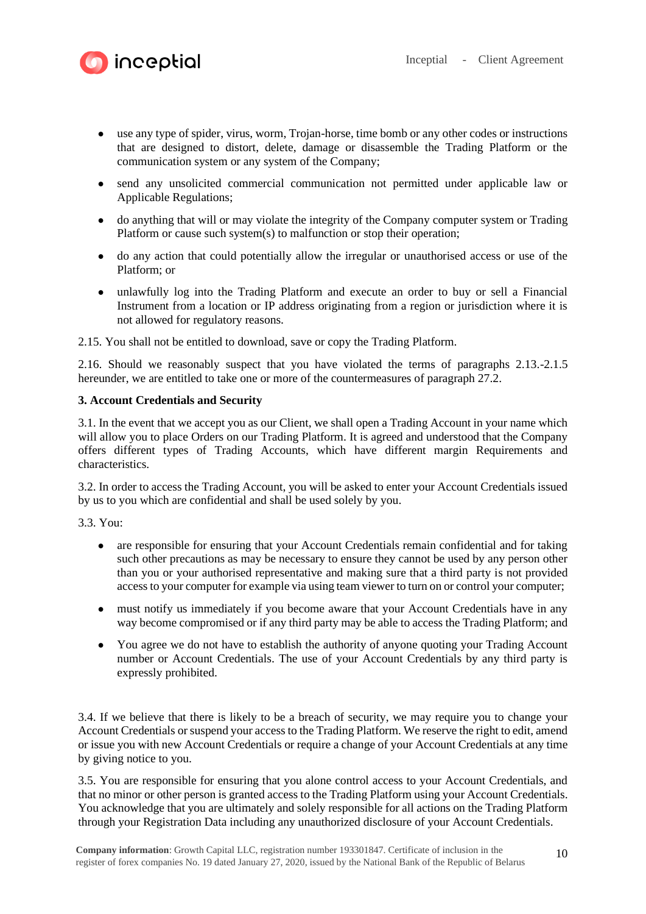- use any type of spider, virus, worm, Trojan-horse, time bomb or any other codes or instructions that are designed to distort, delete, damage or disassemble the Trading Platform or the communication system or any system of the Company;
- send any unsolicited commercial communication not permitted under applicable law or Applicable Regulations;
- do anything that will or may violate the integrity of the Company computer system or Trading Platform or cause such system(s) to malfunction or stop their operation;
- do any action that could potentially allow the irregular or unauthorised access or use of the Platform; or
- unlawfully log into the Trading Platform and execute an order to buy or sell a Financial Instrument from a location or IP address originating from a region or jurisdiction where it is not allowed for regulatory reasons.

2.15. You shall not be entitled to download, save or copy the Trading Platform.

2.16. Should we reasonably suspect that you have violated the terms of paragraphs 2.13.-2.1.5 hereunder, we are entitled to take one or more of the countermeasures of paragraph 27.2.

**3. Account Credentials and Security**

3.1. In the event that we accept you as our Client, we shall open a Trading Account in your name which will allow you to place Orders on our Trading Platform. It is agreed and understood that the Company offers different types of Trading Accounts, which have different margin Requirements and characteristics.

3.2. In order to access the Trading Account, you will be asked to enter your Account Credentials issued by us to you which are confidential and shall be used solely by you.

3.3. You:

- are responsible for ensuring that your Account Credentials remain confidential and for taking such other precautions as may be necessary to ensure they cannot be used by any person other than you or your authorised representative and making sure that a third party is not provided access to your computer for example via using team viewer to turn on or control your computer;
- must notify us immediately if you become aware that your Account Credentials have in any way become compromised or if any third party may be able to access the Trading Platform; and
- You agree we do not have to establish the authority of anyone quoting your Trading Account number or Account Credentials. The use of your Account Credentials by any third party is expressly prohibited.

3.4. If we believe that there is likely to be a breach of security, we may require you to change your Account Credentials or suspend your access to the Trading Platform. We reserve the right to edit, amend or issue you with new Account Credentials or require a change of your Account Credentials at any time by giving notice to you.

3.5. You are responsible for ensuring that you alone control access to your Account Credentials, and that no minor or other person is granted access to the Trading Platform using your Account Credentials. You acknowledge that you are ultimately and solely responsible for all actions on the Trading Platform through your Registration Data including any unauthorized disclosure of your Account Credentials.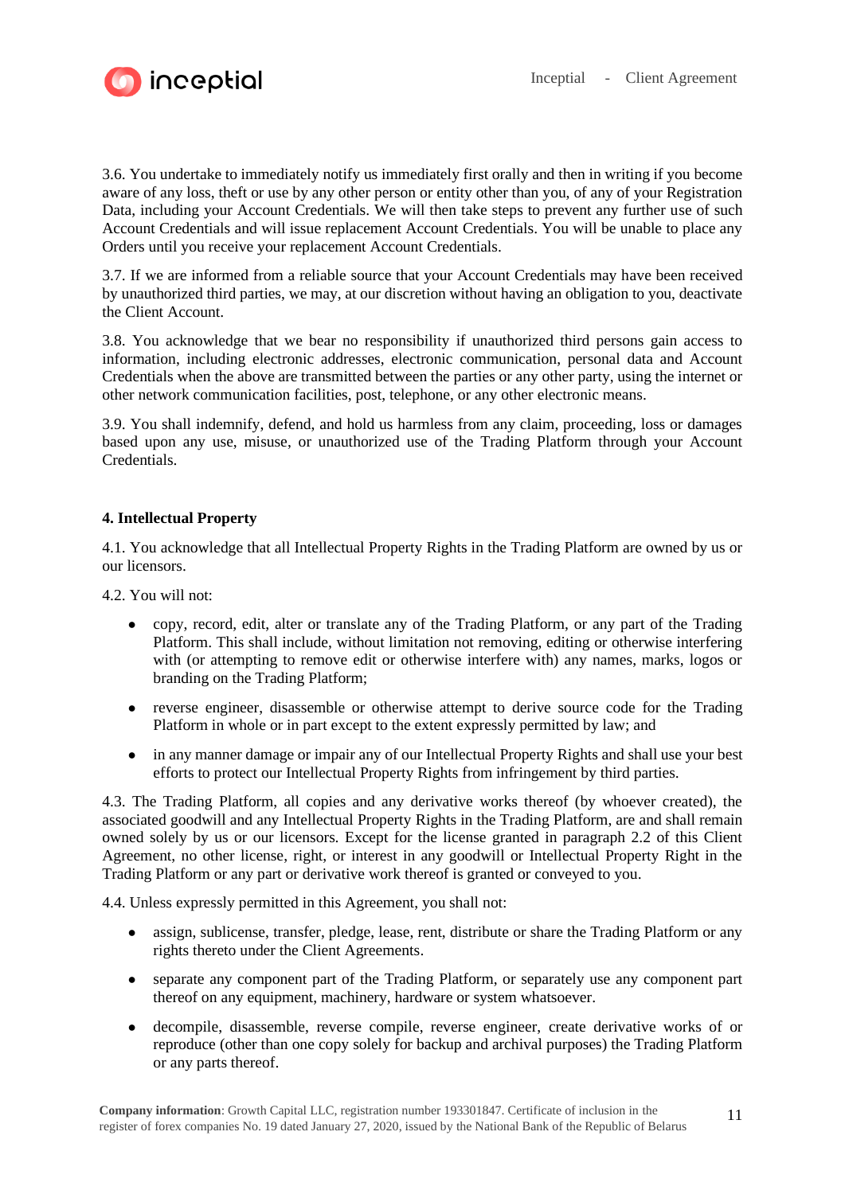3.6. You undertake to immediately notify us immediately first orally and then in writing if you become aware of any loss, theft or use by any other person or entity other than you, of any of your Registration Data, including your Account Credentials. We will then take steps to prevent any further use of such Account Credentials and will issue replacement Account Credentials. You will be unable to place any Orders until you receive your replacement Account Credentials.

3.7. If we are informed from a reliable source that your Account Credentials may have been received by unauthorized third parties, we may, at our discretion without having an obligation to you, deactivate the Client Account.

3.8. You acknowledge that we bear no responsibility if unauthorized third persons gain access to information, including electronic addresses, electronic communication, personal data and Account Credentials when the above are transmitted between the parties or any other party, using the internet or other network communication facilities, post, telephone, or any other electronic means.

3.9. You shall indemnify, defend, and hold us harmless from any claim, proceeding, loss or damages based upon any use, misuse, or unauthorized use of the Trading Platform through your Account Credentials.

**4. Intellectual Property**

4.1. You acknowledge that all Intellectual Property Rights in the Trading Platform are owned by us or our licensors.

4.2. You will not:

- copy, record, edit, alter or translate any of the Trading Platform, or any part of the Trading Platform. This shall include, without limitation not removing, editing or otherwise interfering with (or attempting to remove edit or otherwise interfere with) any names, marks, logos or branding on the Trading Platform;
- reverse engineer, disassemble or otherwise attempt to derive source code for the Trading Platform in whole or in part except to the extent expressly permitted by law; and
- in any manner damage or impair any of our Intellectual Property Rights and shall use your best efforts to protect our Intellectual Property Rights from infringement by third parties.

4.3. The Trading Platform, all copies and any derivative works thereof (by whoever created), the associated goodwill and any Intellectual Property Rights in the Trading Platform, are and shall remain owned solely by us or our licensors. Except for the license granted in paragraph 2.2 of this Client Agreement, no other license, right, or interest in any goodwill or Intellectual Property Right in the Trading Platform or any part or derivative work thereof is granted or conveyed to you.

4.4. Unless expressly permitted in this Agreement, you shall not:

- assign, sublicense, transfer, pledge, lease, rent, distribute or share the Trading Platform or any rights thereto under the Client Agreements.
- separate any component part of the Trading Platform, or separately use any component part thereof on any equipment, machinery, hardware or system whatsoever.
- decompile, disassemble, reverse compile, reverse engineer, create derivative works of or reproduce (other than one copy solely for backup and archival purposes) the Trading Platform or any parts thereof.

**Company information**: Growth Capital LLC, registration number 193301847. Certificate of inclusion in the register of forex companies No. 19 dated January 27, 2020, issued by the National Bank of the Republic of Belarus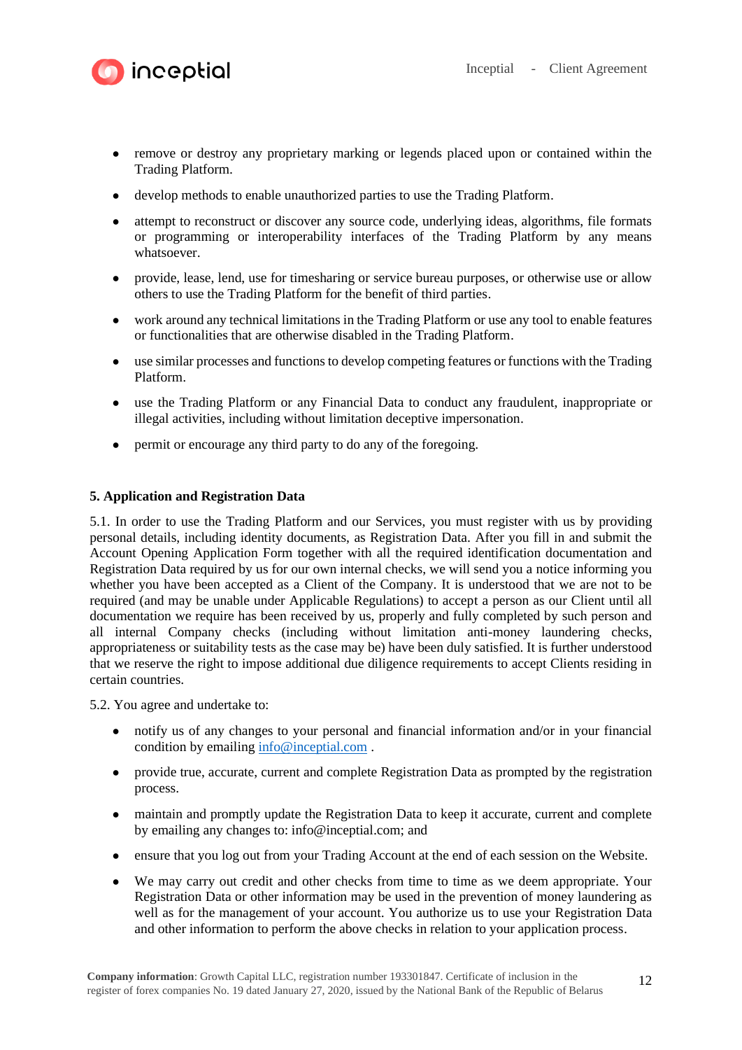- remove or destroy any proprietary marking or legends placed upon or contained within the Trading Platform.
- develop methods to enable unauthorized parties to use the Trading Platform.
- attempt to reconstruct or discover any source code, underlying ideas, algorithms, file formats or programming or interoperability interfaces of the Trading Platform by any means whatsoever.
- provide, lease, lend, use for timesharing or service bureau purposes, or otherwise use or allow others to use the Trading Platform for the benefit of third parties.
- work around any technical limitations in the Trading Platform or use any tool to enable features or functionalities that are otherwise disabled in the Trading Platform.
- use similar processes and functions to develop competing features or functions with the Trading Platform.
- use the Trading Platform or any Financial Data to conduct any fraudulent, inappropriate or illegal activities, including without limitation deceptive impersonation.
- permit or encourage any third party to do any of the foregoing.

**5. Application and Registration Data**

5.1. In order to use the Trading Platform and our Services, you must register with us by providing personal details, including identity documents, as Registration Data. After you fill in and submit the Account Opening Application Form together with all the required identification documentation and Registration Data required by us for our own internal checks, we will send you a notice informing you whether you have been accepted as a Client of the Company. It is understood that we are not to be required (and may be unable under Applicable Regulations) to accept a person as our Client until all documentation we require has been received by us, properly and fully completed by such person and all internal Company checks (including without limitation anti-money laundering checks, appropriateness or suitability tests as the case may be) have been duly satisfied. It is further understood that we reserve the right to impose additional due diligence requirements to accept Clients residing in certain countries.

5.2. You agree and undertake to:

- notify us of any changes to your personal and financial information and/or in your financial condition by emailing info@inceptial.com .
- provide true, accurate, current and complete Registration Data as prompted by the registration process.
- maintain and promptly update the Registration Data to keep it accurate, current and complete by emailing any changes to: info@inceptial.com; and
- ensure that you log out from your Trading Account at the end of each session on the Website.
- We may carry out credit and other checks from time to time as we deem appropriate. Your Registration Data or other information may be used in the prevention of money laundering as well as for the management of your account. You authorize us to use your Registration Data and other information to perform the above checks in relation to your application process.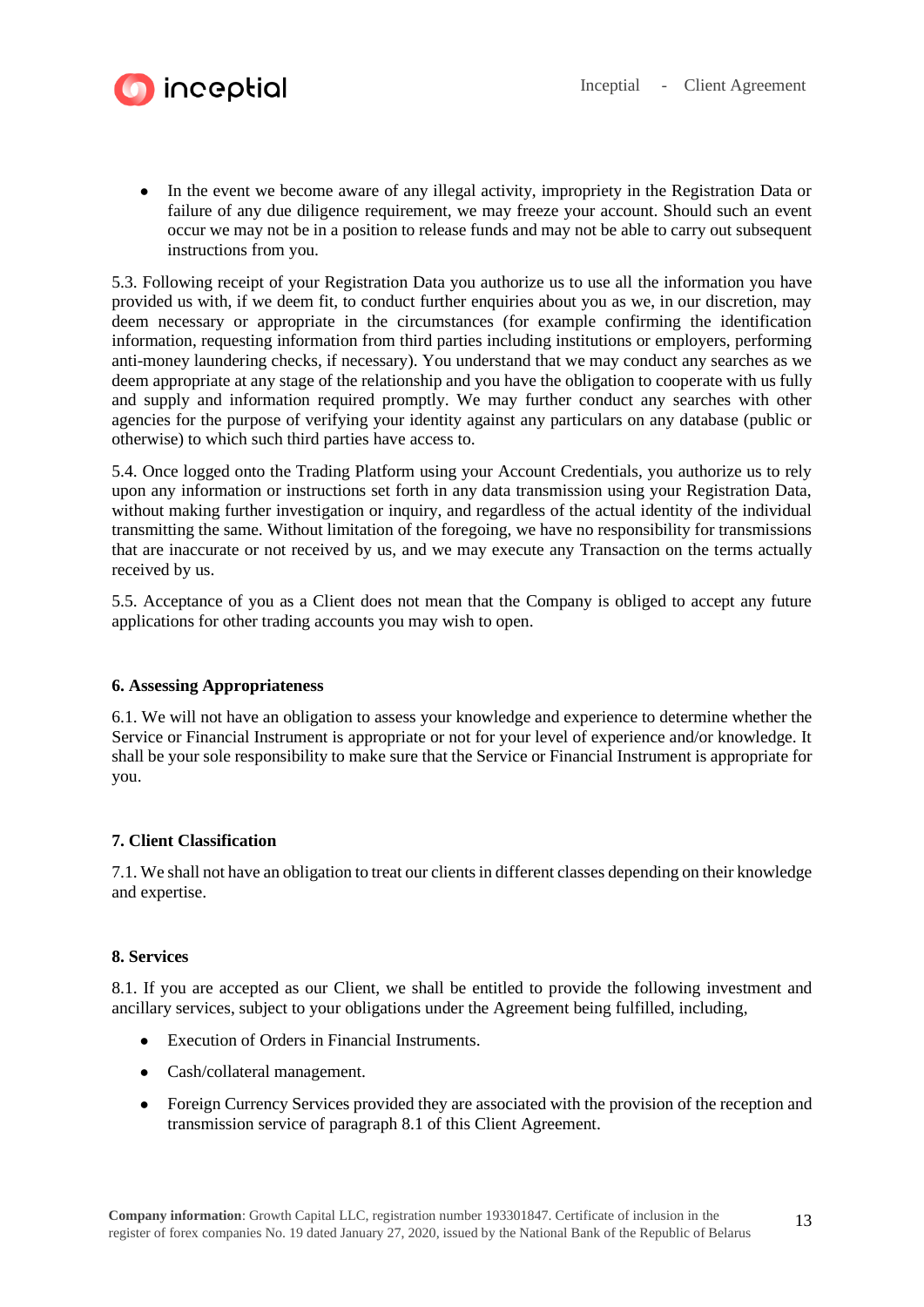- In the event we become aware of any illegal activity, impropriety in the Registration Data or failure of any due diligence requirement, we may freeze your account. Should such an event occur we may not be in a position to release funds and may not be able to carry out subsequent instructions from you.

5.3. Following receipt of your Registration Data you authorize us to use all the information you have provided us with, if we deem fit, to conduct further enquiries about you as we, in our discretion, may deem necessary or appropriate in the circumstances (for example confirming the identification information, requesting information from third parties including institutions or employers, performing anti-money laundering checks, if necessary). You understand that we may conduct any searches as we deem appropriate at any stage of the relationship and you have the obligation to cooperate with us fully and supply and information required promptly. We may further conduct any searches with other agencies for the purpose of verifying your identity against any particulars on any database (public or otherwise) to which such third parties have access to.

5.4. Once logged onto the Trading Platform using your Account Credentials, you authorize us to rely upon any information or instructions set forth in any data transmission using your Registration Data, without making further investigation or inquiry, and regardless of the actual identity of the individual transmitting the same. Without limitation of the foregoing, we have no responsibility for transmissions that are inaccurate or not received by us, and we may execute any Transaction on the terms actually received by us.

5.5. Acceptance of you as a Client does not mean that the Company is obliged to accept any future applications for other trading accounts you may wish to open.

**6. Assessing Appropriateness**

6.1. We will not have an obligation to assess your knowledge and experience to determine whether the Service or Financial Instrument is appropriate or not for your level of experience and/or knowledge. It shall be your sole responsibility to make sure that the Service or Financial Instrument is appropriate for you.

**7. Client Classification**

7.1. We shall not have an obligation to treat our clients in different classes depending on their knowledge and expertise.

**8. Services**

8.1. If you are accepted as our Client, we shall be entitled to provide the following investment and ancillary services, subject to your obligations under the Agreement being fulfilled, including,

- Execution of Orders in Financial Instruments.
- Cash/collateral management.
- Foreign Currency Services provided they are associated with the provision of the reception and transmission service of paragraph 8.1 of this Client Agreement.

**Company information**: Growth Capital LLC, registration number 193301847. Certificate of inclusion in the register of forex companies No. 19 dated January 27, 2020, issued by the National Bank of the Republic of Belarus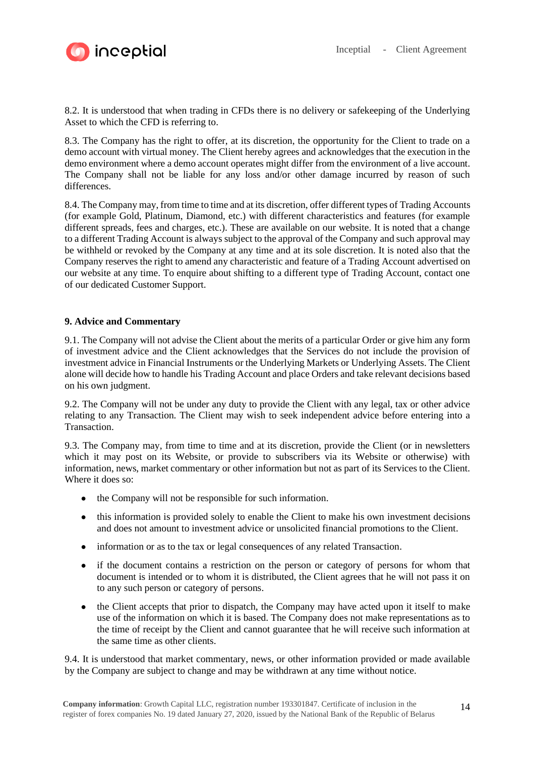8.2. It is understood that when trading in CFDs there is no delivery or safekeeping of the Underlying Asset to which the CFD is referring to.

8.3. The Company has the right to offer, at its discretion, the opportunity for the Client to trade on a demo account with virtual money. The Client hereby agrees and acknowledges that the execution in the demo environment where a demo account operates might differ from the environment of a live account. The Company shall not be liable for any loss and/or other damage incurred by reason of such differences.

8.4. The Company may, from time to time and at its discretion, offer different types of Trading Accounts (for example Gold, Platinum, Diamond, etc.) with different characteristics and features (for example different spreads, fees and charges, etc.). These are available on our website. It is noted that a change to a different Trading Account is always subject to the approval of the Company and such approval may be withheld or revoked by the Company at any time and at its sole discretion. It is noted also that the Company reserves the right to amend any characteristic and feature of a Trading Account advertised on our website at any time. To enquire about shifting to a different type of Trading Account, contact one of our dedicated Customer Support.

**9. Advice and Commentary**

9.1. The Company will not advise the Client about the merits of a particular Order or give him any form of investment advice and the Client acknowledges that the Services do not include the provision of investment advice in Financial Instruments or the Underlying Markets or Underlying Assets. The Client alone will decide how to handle his Trading Account and place Orders and take relevant decisions based on his own judgment.

9.2. The Company will not be under any duty to provide the Client with any legal, tax or other advice relating to any Transaction. The Client may wish to seek independent advice before entering into a Transaction.

9.3. The Company may, from time to time and at its discretion, provide the Client (or in newsletters which it may post on its Website, or provide to subscribers via its Website or otherwise) with information, news, market commentary or other information but not as part of its Services to the Client. Where it does so:

- the Company will not be responsible for such information.
- this information is provided solely to enable the Client to make his own investment decisions and does not amount to investment advice or unsolicited financial promotions to the Client.
- information or as to the tax or legal consequences of any related Transaction.
- if the document contains a restriction on the person or category of persons for whom that document is intended or to whom it is distributed, the Client agrees that he will not pass it on to any such person or category of persons.
- the Client accepts that prior to dispatch, the Company may have acted upon it itself to make use of the information on which it is based. The Company does not make representations as to the time of receipt by the Client and cannot guarantee that he will receive such information at the same time as other clients.

9.4. It is understood that market commentary, news, or other information provided or made available by the Company are subject to change and may be withdrawn at any time without notice.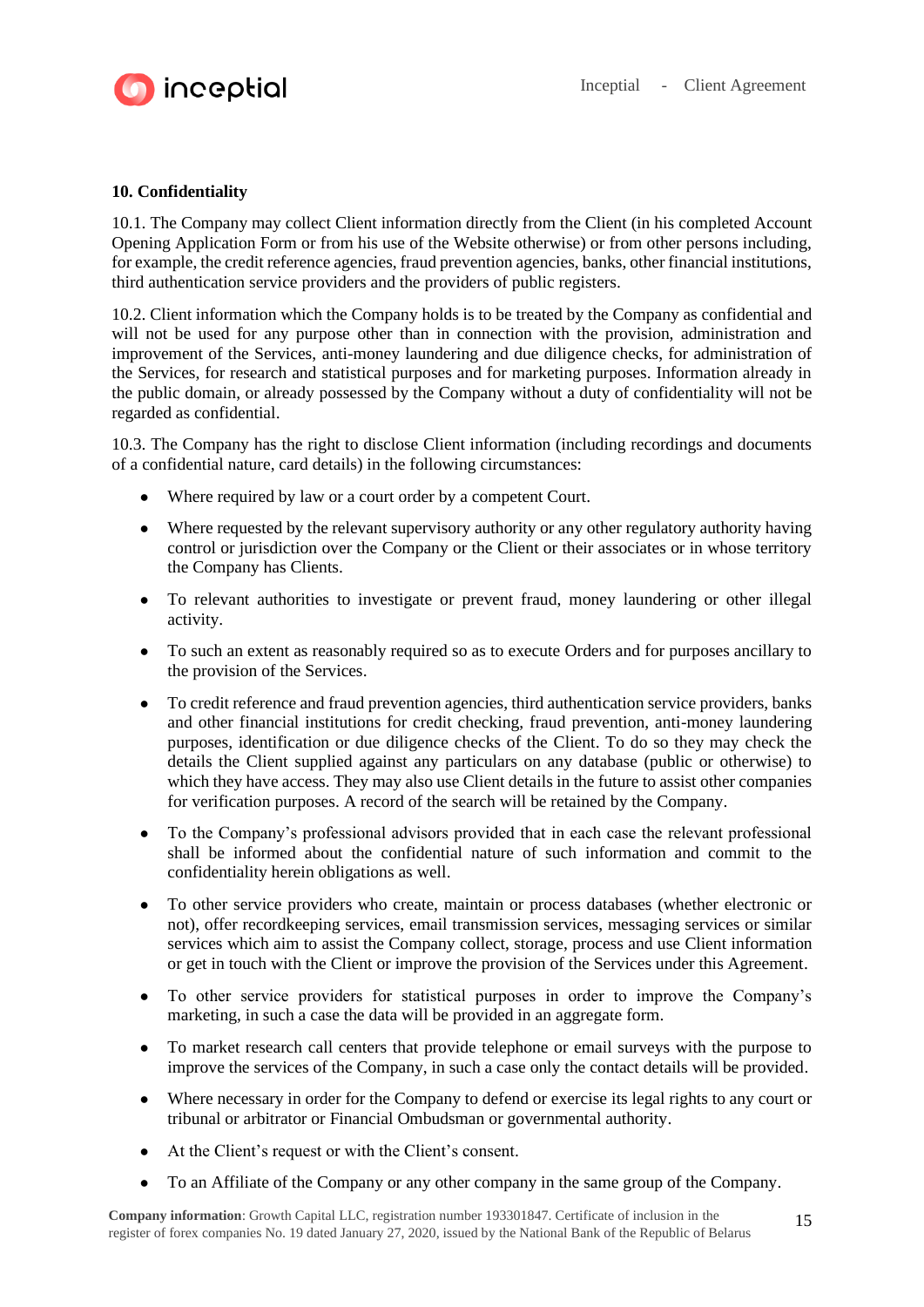**10. Confidentiality**

10.1. The Company may collect Client information directly from the Client (in his completed Account Opening Application Form or from his use of the Website otherwise) or from other persons including, for example, the credit reference agencies, fraud prevention agencies, banks, other financial institutions, third authentication service providers and the providers of public registers.

10.2. Client information which the Company holds is to be treated by the Company as confidential and will not be used for any purpose other than in connection with the provision, administration and improvement of the Services, anti-money laundering and due diligence checks, for administration of the Services, for research and statistical purposes and for marketing purposes. Information already in the public domain, or already possessed by the Company without a duty of confidentiality will not be regarded as confidential.

10.3. The Company has the right to disclose Client information (including recordings and documents of a confidential nature, card details) in the following circumstances:

- Where required by law or a court order by a competent Court.
- Where requested by the relevant supervisory authority or any other regulatory authority having control or jurisdiction over the Company or the Client or their associates or in whose territory the Company has Clients.
- To relevant authorities to investigate or prevent fraud, money laundering or other illegal activity.
- To such an extent as reasonably required so as to execute Orders and for purposes ancillary to the provision of the Services.
- To credit reference and fraud prevention agencies, third authentication service providers, banks and other financial institutions for credit checking, fraud prevention, anti-money laundering purposes, identification or due diligence checks of the Client. To do so they may check the details the Client supplied against any particulars on any database (public or otherwise) to which they have access. They may also use Client details in the future to assist other companies for verification purposes. A record of the search will be retained by the Company.
- To the Company's professional advisors provided that in each case the relevant professional shall be informed about the confidential nature of such information and commit to the confidentiality herein obligations as well.
- To other service providers who create, maintain or process databases (whether electronic or not), offer recordkeeping services, email transmission services, messaging services or similar services which aim to assist the Company collect, storage, process and use Client information or get in touch with the Client or improve the provision of the Services under this Agreement.
- To other service providers for statistical purposes in order to improve the Company's marketing, in such a case the data will be provided in an aggregate form.
- To market research call centers that provide telephone or email surveys with the purpose to improve the services of the Company, in such a case only the contact details will be provided.
- Where necessary in order for the Company to defend or exercise its legal rights to any court or tribunal or arbitrator or Financial Ombudsman or governmental authority.
- At the Client's request or with the Client's consent.
- To an Affiliate of the Company or any other company in the same group of the Company.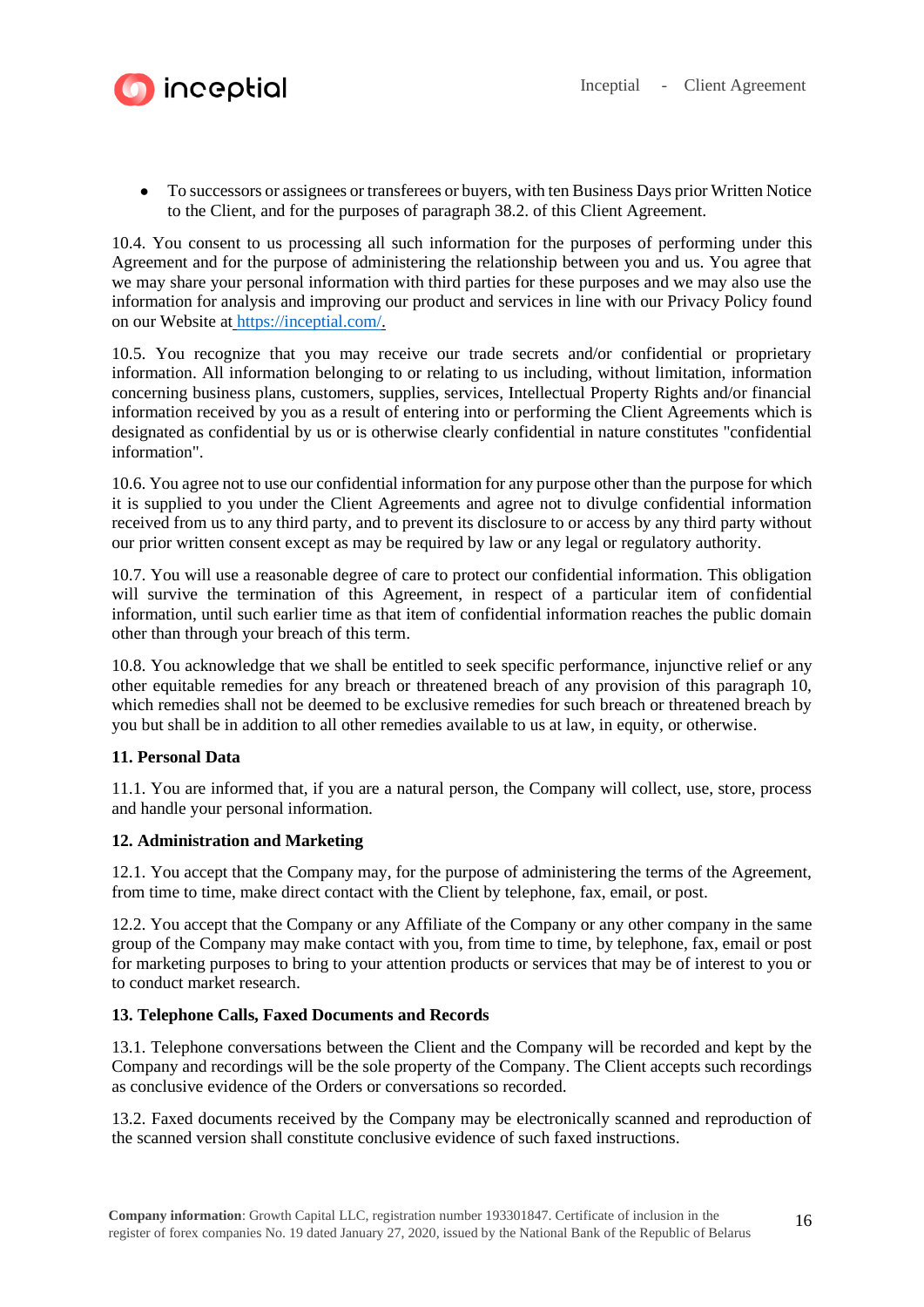- To successors or assignees or transferees or buyers, with ten Business Days prior Written Notice to the Client, and for the purposes of paragraph 38.2. of this Client Agreement.

10.4. You consent to us processing all such information for the purposes of performing under this Agreement and for the purpose of administering the relationship between you and us. You agree that we may share your personal information with third parties for these purposes and we may also use the information for analysis and improving our product and services in line with our Privacy Policy found on our Website at https://inceptial.com/.

10.5. You recognize that you may receive our trade secrets and/or confidential or proprietary information. All information belonging to or relating to us including, without limitation, information concerning business plans, customers, supplies, services, Intellectual Property Rights and/or financial information received by you as a result of entering into or performing the Client Agreements which is designated as confidential by us or is otherwise clearly confidential in nature constitutes "confidential information".

10.6. You agree not to use our confidential information for any purpose other than the purpose for which it is supplied to you under the Client Agreements and agree not to divulge confidential information received from us to any third party, and to prevent its disclosure to or access by any third party without our prior written consent except as may be required by law or any legal or regulatory authority.

10.7. You will use a reasonable degree of care to protect our confidential information. This obligation will survive the termination of this Agreement, in respect of a particular item of confidential information, until such earlier time as that item of confidential information reaches the public domain other than through your breach of this term.

10.8. You acknowledge that we shall be entitled to seek specific performance, injunctive relief or any other equitable remedies for any breach or threatened breach of any provision of this paragraph 10, which remedies shall not be deemed to be exclusive remedies for such breach or threatened breach by you but shall be in addition to all other remedies available to us at law, in equity, or otherwise.

**11. Personal Data**

11.1. You are informed that, if you are a natural person, the Company will collect, use, store, process and handle your personal information.

**12. Administration and Marketing**

12.1. You accept that the Company may, for the purpose of administering the terms of the Agreement, from time to time, make direct contact with the Client by telephone, fax, email, or post.

12.2. You accept that the Company or any Affiliate of the Company or any other company in the same group of the Company may make contact with you, from time to time, by telephone, fax, email or post for marketing purposes to bring to your attention products or services that may be of interest to you or to conduct market research.

**13. Telephone Calls, Faxed Documents and Records**

13.1. Telephone conversations between the Client and the Company will be recorded and kept by the Company and recordings will be the sole property of the Company. The Client accepts such recordings as conclusive evidence of the Orders or conversations so recorded.

13.2. Faxed documents received by the Company may be electronically scanned and reproduction of the scanned version shall constitute conclusive evidence of such faxed instructions.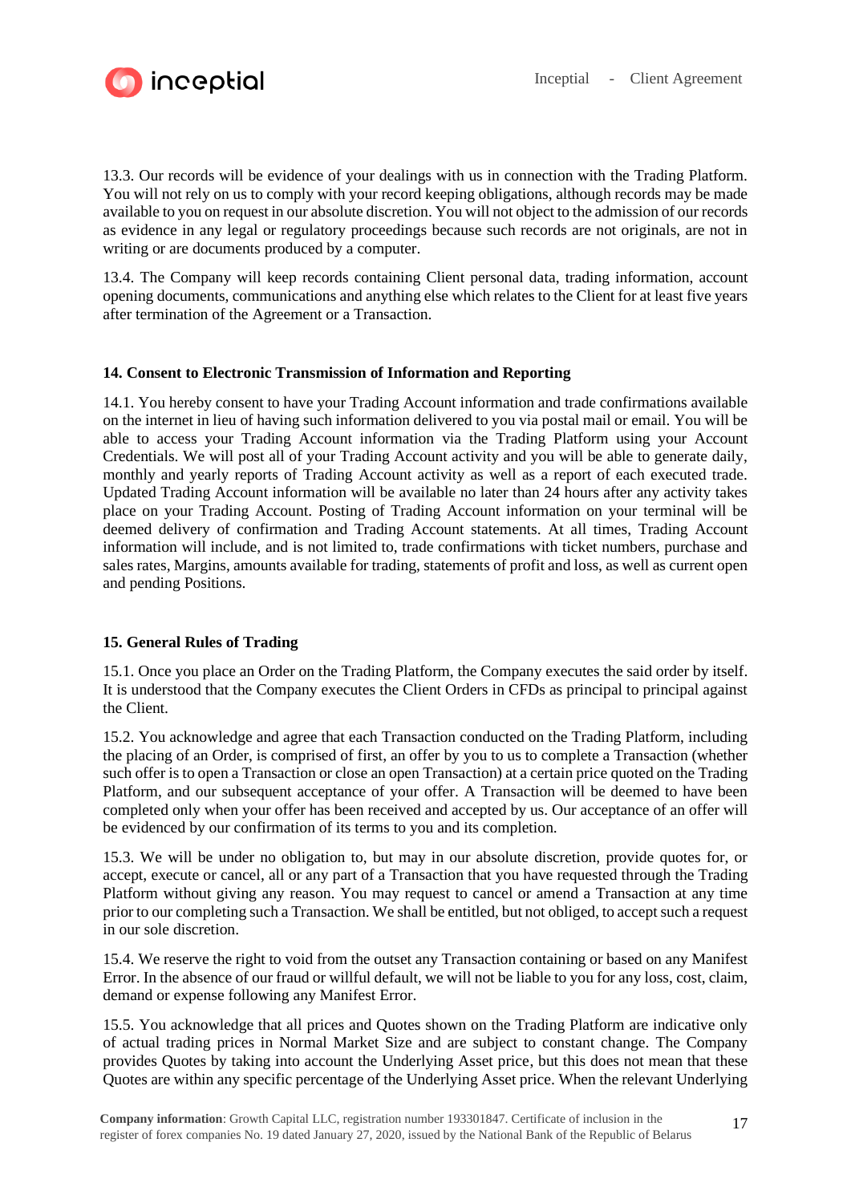13.3. Our records will be evidence of your dealings with us in connection with the Trading Platform. You will not rely on us to comply with your record keeping obligations, although records may be made available to you on request in our absolute discretion. You will not object to the admission of our records as evidence in any legal or regulatory proceedings because such records are not originals, are not in writing or are documents produced by a computer.

13.4. The Company will keep records containing Client personal data, trading information, account opening documents, communications and anything else which relates to the Client for at least five years after termination of the Agreement or a Transaction.

## 14. Consent to Electronic Transmission of Information and Reporting

14.1. You hereby consent to have your Trading Account information and trade confirmations available on the internet in lieu of having such information delivered to you via postal mail or email. You will be able to access your Trading Account information via the Trading Platform using your Account Credentials. We will post all of your Trading Account activity and you will be able to generate daily, monthly and yearly reports of Trading Account activity as well as a report of each executed trade. Updated Trading Account information will be available no later than 24 hours after any activity takes place on your Trading Account. Posting of Trading Account information on your terminal will be deemed delivery of confirmation and Trading Account statements. At all times, Trading Account information will include, and is not limited to, trade confirmations with ticket numbers, purchase and sales rates, Margins, amounts available for trading, statements of profit and loss, as well as current open and pending Positions.

## 15. General Rules of Trading

15.1. Once you place an Order on the Trading Platform, the Company executes the said order by itself. It is understood that the Company executes the Client Orders in CFDs as principal to principal against the Client.

15.2. You acknowledge and agree that each Transaction conducted on the Trading Platform, including the placing of an Order, is comprised of first, an offer by you to us to complete a Transaction (whether such offer is to open a Transaction or close an open Transaction) at a certain price quoted on the Trading Platform, and our subsequent acceptance of your offer. A Transaction will be deemed to have been completed only when your offer has been received and accepted by us. Our acceptance of an offer will be evidenced by our confirmation of its terms to you and its completion.

15.3. We will be under no obligation to, but may in our absolute discretion, provide quotes for, or accept, execute or cancel, all or any part of a Transaction that you have requested through the Trading Platform without giving any reason. You may request to cancel or amend a Transaction at any time prior to our completing such a Transaction. We shall be entitled, but not obliged, to accept such a request in our sole discretion.

15.4. We reserve the right to void from the outset any Transaction containing or based on any Manifest Error. In the absence of our fraud or willful default, we will not be liable to you for any loss, cost, claim, demand or expense following any Manifest Error.

15.5. You acknowledge that all prices and Quotes shown on the Trading Platform are indicative only of actual trading prices in Normal Market Size and are subject to constant change. The Company provides Quotes by taking into account the Underlying Asset price, but this does not mean that these Quotes are within any specific percentage of the Underlying Asset price. When the relevant Underlying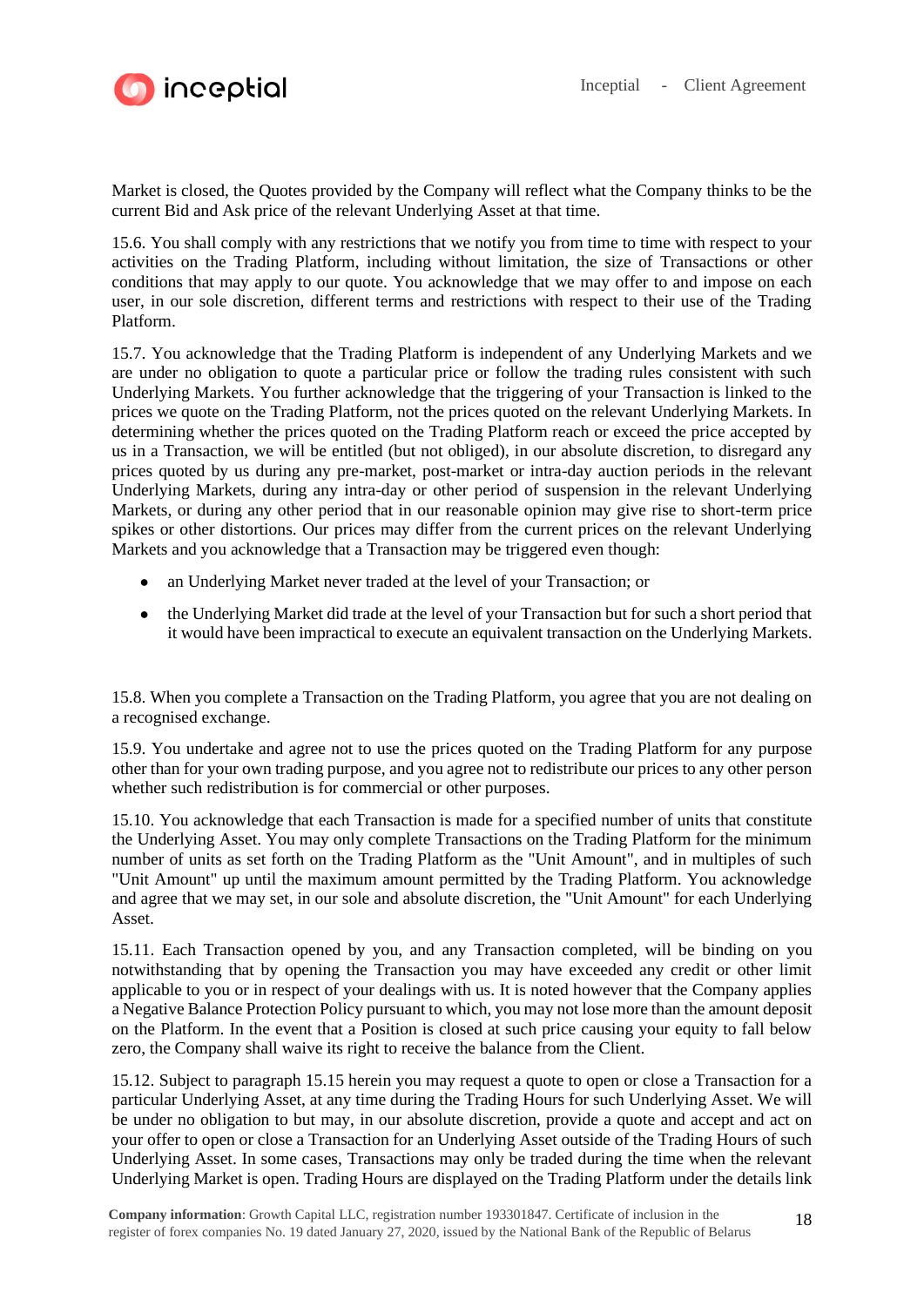Market is closed, the Quotes provided by the Company will reflect what the Company thinks to be the current Bid and Ask price of the relevant Underlying Asset at that time.

15.6. You shall comply with any restrictions that we notify you from time to time with respect to your activities on the Trading Platform, including without limitation, the size of Transactions or other conditions that may apply to our quote. You acknowledge that we may offer to and impose on each user, in our sole discretion, different terms and restrictions with respect to their use of the Trading Platform.

15.7. You acknowledge that the Trading Platform is independent of any Underlying Markets and we are under no obligation to quote a particular price or follow the trading rules consistent with such Underlying Markets. You further acknowledge that the triggering of your Transaction is linked to the prices we quote on the Trading Platform, not the prices quoted on the relevant Underlying Markets. In determining whether the prices quoted on the Trading Platform reach or exceed the price accepted by us in a Transaction, we will be entitled (but not obliged), in our absolute discretion, to disregard any prices quoted by us during any pre-market, post-market or intra-day auction periods in the relevant Underlying Markets, during any intra-day or other period of suspension in the relevant Underlying Markets, or during any other period that in our reasonable opinion may give rise to short-term price spikes or other distortions. Our prices may differ from the current prices on the relevant Underlying Markets and you acknowledge that a Transaction may be triggered even though:

- an Underlying Market never traded at the level of your Transaction; or
- the Underlying Market did trade at the level of your Transaction but for such a short period that it would have been impractical to execute an equivalent transaction on the Underlying Markets.

15.8. When you complete a Transaction on the Trading Platform, you agree that you are not dealing on a recognised exchange.

15.9. You undertake and agree not to use the prices quoted on the Trading Platform for any purpose other than for your own trading purpose, and you agree not to redistribute our prices to any other person whether such redistribution is for commercial or other purposes.

15.10. You acknowledge that each Transaction is made for a specified number of units that constitute the Underlying Asset. You may only complete Transactions on the Trading Platform for the minimum number of units as set forth on the Trading Platform as the "Unit Amount", and in multiples of such "Unit Amount" up until the maximum amount permitted by the Trading Platform. You acknowledge and agree that we may set, in our sole and absolute discretion, the "Unit Amount" for each Underlying Asset.

15.11. Each Transaction opened by you, and any Transaction completed, will be binding on you notwithstanding that by opening the Transaction you may have exceeded any credit or other limit applicable to you or in respect of your dealings with us. It is noted however that the Company applies a Negative Balance Protection Policy pursuant to which, you may not lose more than the amount deposit on the Platform. In the event that a Position is closed at such price causing your equity to fall below zero, the Company shall waive its right to receive the balance from the Client.

15.12. Subject to paragraph 15.15 herein you may request a quote to open or close a Transaction for a particular Underlying Asset, at any time during the Trading Hours for such Underlying Asset. We will be under no obligation to but may, in our absolute discretion, provide a quote and accept and act on your offer to open or close a Transaction for an Underlying Asset outside of the Trading Hours of such Underlying Asset. In some cases, Transactions may only be traded during the time when the relevant Underlying Market is open. Trading Hours are displayed on the Trading Platform under the details link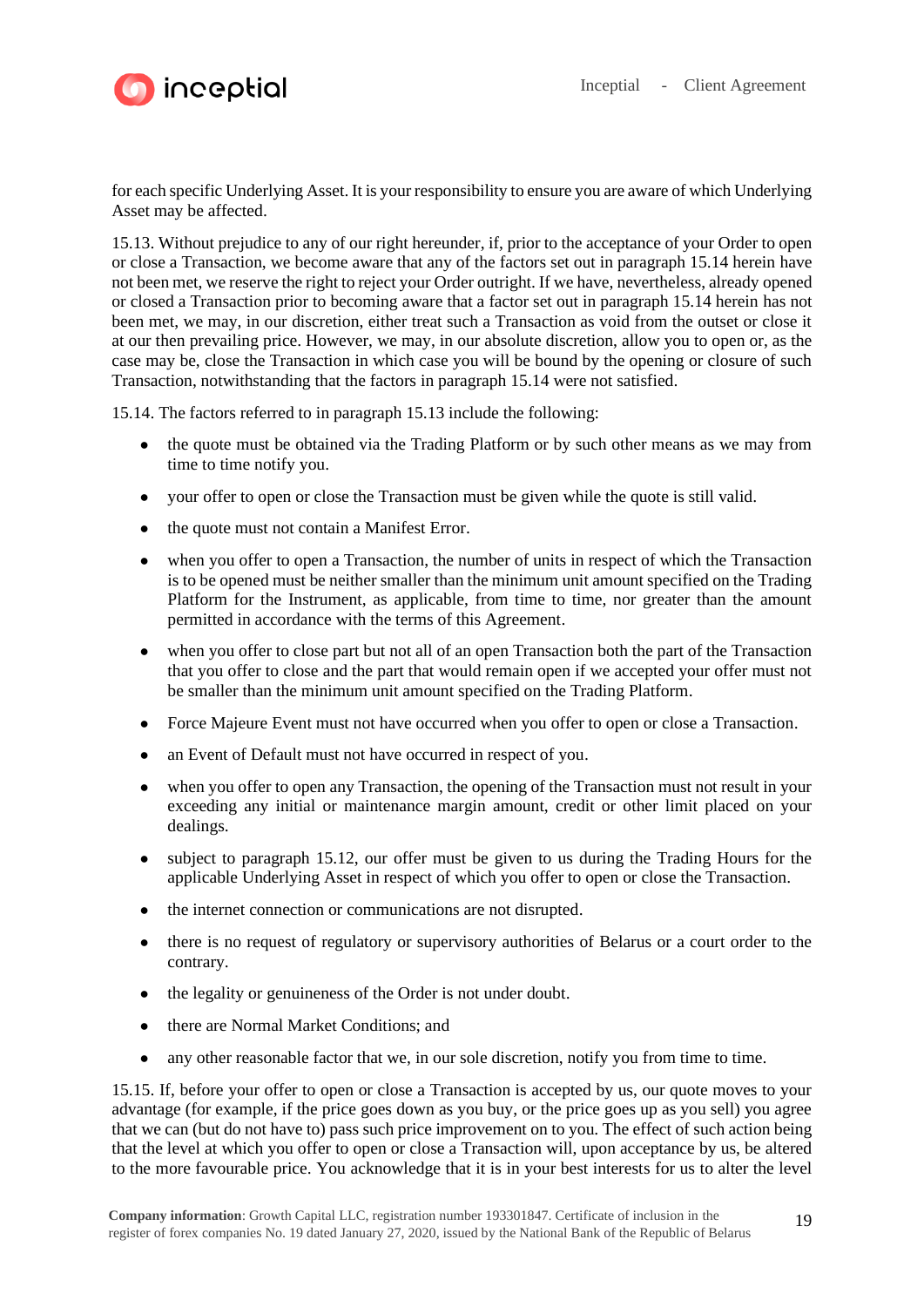for each specific Underlying Asset. It is your responsibility to ensure you are aware of which Underlying Asset may be affected.

15.13. Without prejudice to any of our right hereunder, if, prior to the acceptance of your Order to open or close a Transaction, we become aware that any of the factors set out in paragraph 15.14 herein have not been met, we reserve the right to reject your Order outright. If we have, nevertheless, already opened or closed a Transaction prior to becoming aware that a factor set out in paragraph 15.14 herein has not been met, we may, in our discretion, either treat such a Transaction as void from the outset or close it at our then prevailing price. However, we may, in our absolute discretion, allow you to open or, as the case may be, close the Transaction in which case you will be bound by the opening or closure of such Transaction, notwithstanding that the factors in paragraph 15.14 were not satisfied.

15.14. The factors referred to in paragraph 15.13 include the following:

- the quote must be obtained via the Trading Platform or by such other means as we may from time to time notify you.
- your offer to open or close the Transaction must be given while the quote is still valid.
- the quote must not contain a Manifest Error.
- when you offer to open a Transaction, the number of units in respect of which the Transaction is to be opened must be neither smaller than the minimum unit amount specified on the Trading Platform for the Instrument, as applicable, from time to time, nor greater than the amount permitted in accordance with the terms of this Agreement.
- when you offer to close part but not all of an open Transaction both the part of the Transaction that you offer to close and the part that would remain open if we accepted your offer must not be smaller than the minimum unit amount specified on the Trading Platform.
- Force Majeure Event must not have occurred when you offer to open or close a Transaction.
- an Event of Default must not have occurred in respect of you.
- when you offer to open any Transaction, the opening of the Transaction must not result in your exceeding any initial or maintenance margin amount, credit or other limit placed on your dealings.
- subject to paragraph 15.12, our offer must be given to us during the Trading Hours for the applicable Underlying Asset in respect of which you offer to open or close the Transaction.
- the internet connection or communications are not disrupted.
- there is no request of regulatory or supervisory authorities of Belarus or a court order to the contrary.
- the legality or genuineness of the Order is not under doubt.
- there are Normal Market Conditions; and
- any other reasonable factor that we, in our sole discretion, notify you from time to time.

15.15. If, before your offer to open or close a Transaction is accepted by us, our quote moves to your advantage (for example, if the price goes down as you buy, or the price goes up as you sell) you agree that we can (but do not have to) pass such price improvement on to you. The effect of such action being that the level at which you offer to open or close a Transaction will, upon acceptance by us, be altered to the more favourable price. You acknowledge that it is in your best interests for us to alter the level

**Company information**: Growth Capital LLC, registration number 193301847. Certificate of inclusion in the register of forex companies No. 19 dated January 27, 2020, issued by the National Bank of the Republic of Belarus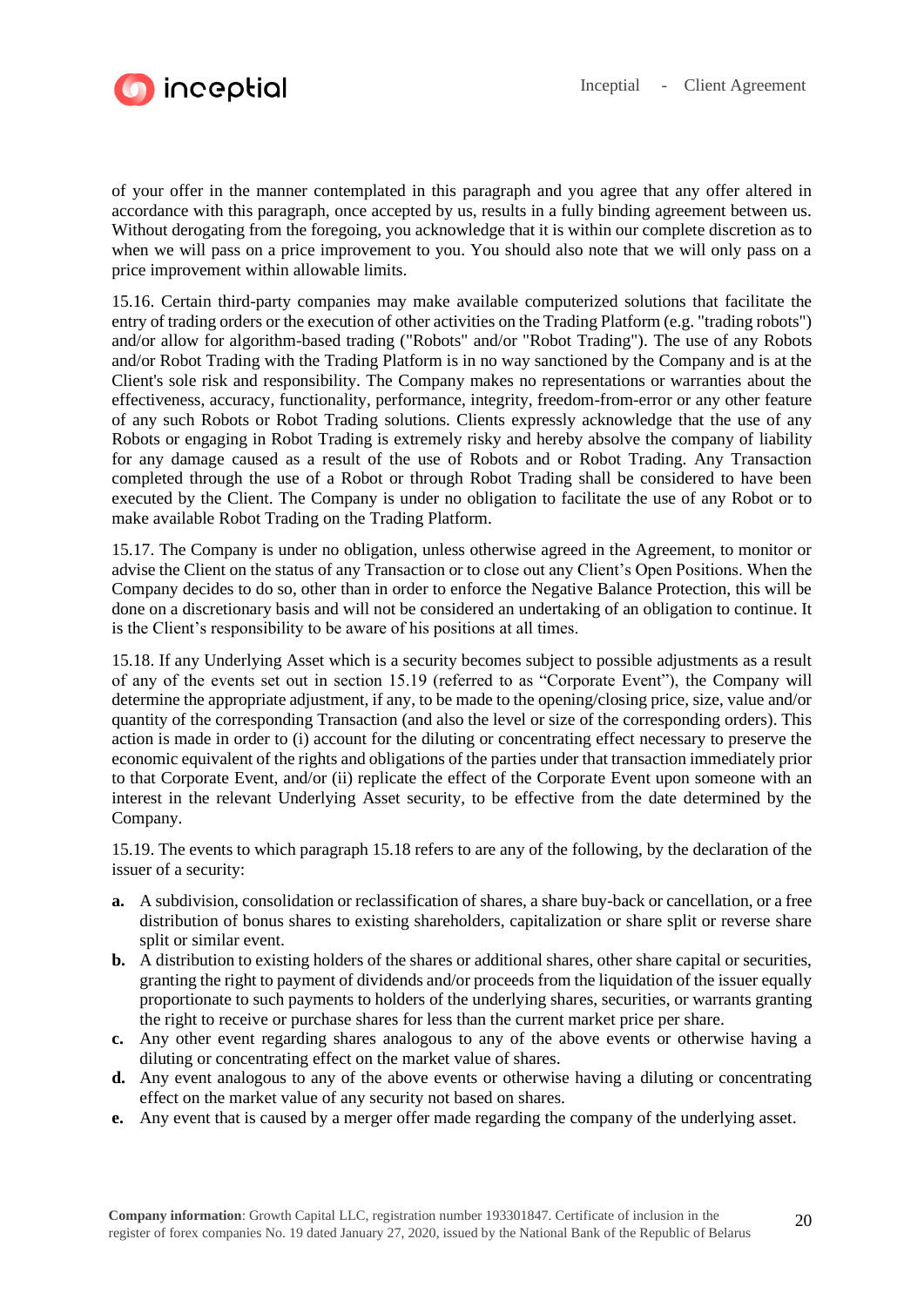of your offer in the manner contemplated in this paragraph and you agree that any offer altered in accordance with this paragraph, once accepted by us, results in a fully binding agreement between us. Without derogating from the foregoing, you acknowledge that it is within our complete discretion as to when we will pass on a price improvement to you. You should also note that we will only pass on a price improvement within allowable limits.

15.16. Certain third-party companies may make available computerized solutions that facilitate the entry of trading orders or the execution of other activities on the Trading Platform (e.g. "trading robots") and/or allow for algorithm-based trading ("Robots" and/or "Robot Trading"). The use of any Robots and/or Robot Trading with the Trading Platform is in no way sanctioned by the Company and is at the Client's sole risk and responsibility. The Company makes no representations or warranties about the effectiveness, accuracy, functionality, performance, integrity, freedom-from-error or any other feature of any such Robots or Robot Trading solutions. Clients expressly acknowledge that the use of any Robots or engaging in Robot Trading is extremely risky and hereby absolve the company of liability for any damage caused as a result of the use of Robots and or Robot Trading. Any Transaction completed through the use of a Robot or through Robot Trading shall be considered to have been executed by the Client. The Company is under no obligation to facilitate the use of any Robot or to make available Robot Trading on the Trading Platform.

15.17. The Company is under no obligation, unless otherwise agreed in the Agreement, to monitor or advise the Client on the status of any Transaction or to close out any Client's Open Positions. When the Company decides to do so, other than in order to enforce the Negative Balance Protection, this will be done on a discretionary basis and will not be considered an undertaking of an obligation to continue. It is the Client's responsibility to be aware of his positions at all times.

15.18. If any Underlying Asset which is a security becomes subject to possible adjustments as a result of any of the events set out in section 15.19 (referred to as "Corporate Event"), the Company will determine the appropriate adjustment, if any, to be made to the opening/closing price, size, value and/or quantity of the corresponding Transaction (and also the level or size of the corresponding orders). This action is made in order to (i) account for the diluting or concentrating effect necessary to preserve the economic equivalent of the rights and obligations of the parties under that transaction immediately prior to that Corporate Event, and/or (ii) replicate the effect of the Corporate Event upon someone with an interest in the relevant Underlying Asset security, to be effective from the date determined by the Company.

15.19. The events to which paragraph 15.18 refers to are any of the following, by the declaration of the issuer of a security:

- **a.** A subdivision, consolidation or reclassification of shares, a share buy-back or cancellation, or a free distribution of bonus shares to existing shareholders, capitalization or share split or reverse share split or similar event.
- **b.** A distribution to existing holders of the shares or additional shares, other share capital or securities, granting the right to payment of dividends and/or proceeds from the liquidation of the issuer equally proportionate to such payments to holders of the underlying shares, securities, or warrants granting the right to receive or purchase shares for less than the current market price per share.
- **c.** Any other event regarding shares analogous to any of the above events or otherwise having a diluting or concentrating effect on the market value of shares.
- **d.** Any event analogous to any of the above events or otherwise having a diluting or concentrating effect on the market value of any security not based on shares.
- **e.** Any event that is caused by a merger offer made regarding the company of the underlying asset.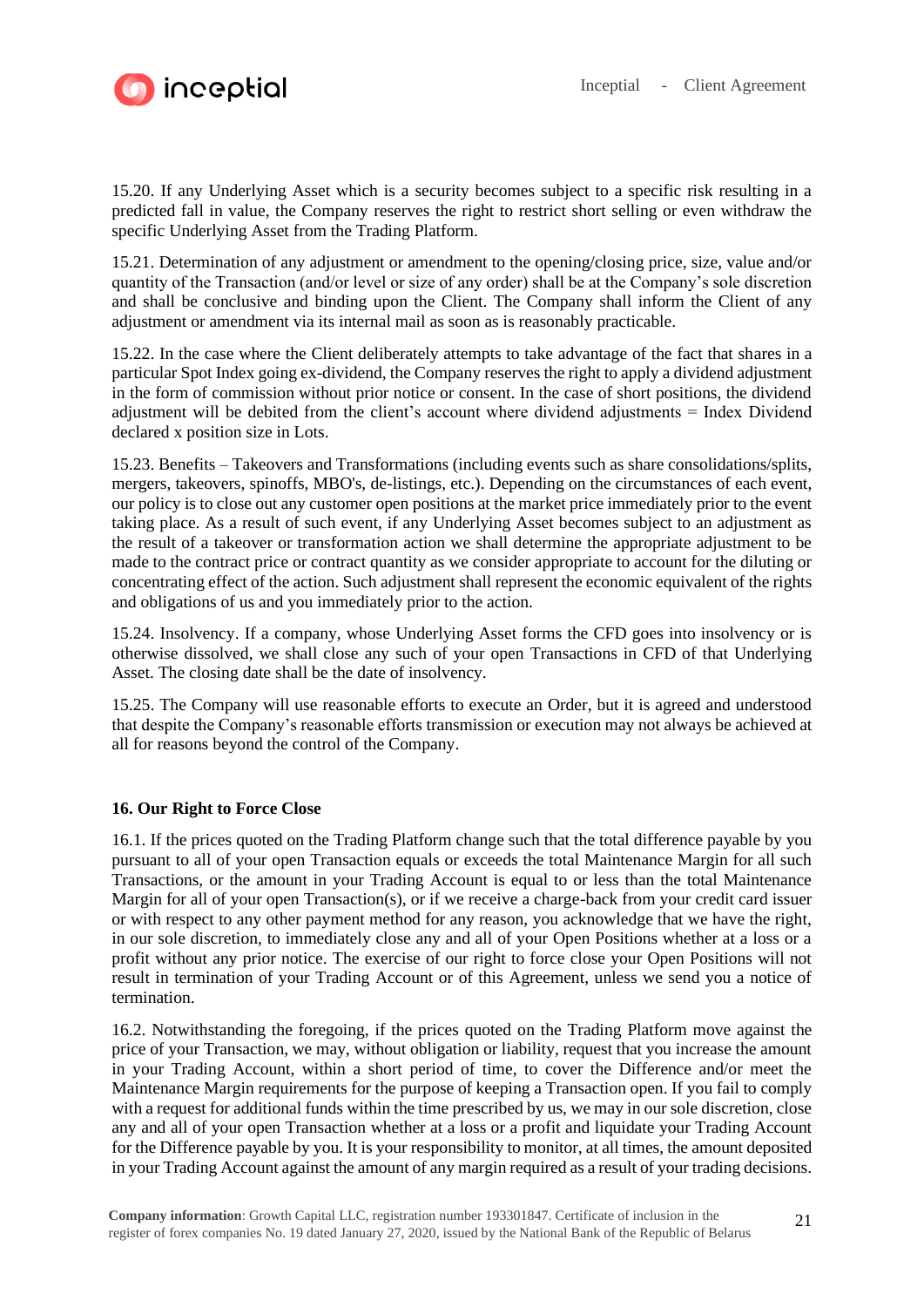15.20. If any Underlying Asset which is a security becomes subject to a specific risk resulting in a predicted fall in value, the Company reserves the right to restrict short selling or even withdraw the specific Underlying Asset from the Trading Platform.

15.21. Determination of any adjustment or amendment to the opening/closing price, size, value and/or quantity of the Transaction (and/or level or size of any order) shall be at the Company's sole discretion and shall be conclusive and binding upon the Client. The Company shall inform the Client of any adjustment or amendment via its internal mail as soon as is reasonably practicable.

15.22. In the case where the Client deliberately attempts to take advantage of the fact that shares in a particular Spot Index going ex-dividend, the Company reserves the right to apply a dividend adjustment in the form of commission without prior notice or consent. In the case of short positions, the dividend adjustment will be debited from the client's account where dividend adjustments = Index Dividend declared x position size in Lots.

15.23. Benefits – Takeovers and Transformations (including events such as share consolidations/splits, mergers, takeovers, spinoffs, MBO's, de-listings, etc.). Depending on the circumstances of each event, our policy is to close out any customer open positions at the market price immediately prior to the event taking place. As a result of such event, if any Underlying Asset becomes subject to an adjustment as the result of a takeover or transformation action we shall determine the appropriate adjustment to be made to the contract price or contract quantity as we consider appropriate to account for the diluting or concentrating effect of the action. Such adjustment shall represent the economic equivalent of the rights and obligations of us and you immediately prior to the action.

15.24. Insolvency. If a company, whose Underlying Asset forms the CFD goes into insolvency or is otherwise dissolved, we shall close any such of your open Transactions in CFD of that Underlying Asset. The closing date shall be the date of insolvency.

15.25. The Company will use reasonable efforts to execute an Order, but it is agreed and understood that despite the Company's reasonable efforts transmission or execution may not always be achieved at all for reasons beyond the control of the Company.

## 16. Our Right to Force Close

16.1. If the prices quoted on the Trading Platform change such that the total difference payable by you pursuant to all of your open Transaction equals or exceeds the total Maintenance Margin for all such Transactions, or the amount in your Trading Account is equal to or less than the total Maintenance Margin for all of your open Transaction(s), or if we receive a charge-back from your credit card issuer or with respect to any other payment method for any reason, you acknowledge that we have the right, in our sole discretion, to immediately close any and all of your Open Positions whether at a loss or a profit without any prior notice. The exercise of our right to force close your Open Positions will not result in termination of your Trading Account or of this Agreement, unless we send you a notice of termination.

16.2. Notwithstanding the foregoing, if the prices quoted on the Trading Platform move against the price of your Transaction, we may, without obligation or liability, request that you increase the amount in your Trading Account, within a short period of time, to cover the Difference and/or meet the Maintenance Margin requirements for the purpose of keeping a Transaction open. If you fail to comply with a request for additional funds within the time prescribed by us, we may in our sole discretion, close any and all of your open Transaction whether at a loss or a profit and liquidate your Trading Account for the Difference payable by you. It is your responsibility to monitor, at all times, the amount deposited in your Trading Account against the amount of any margin required as a result of your trading decisions.

**Company information**: Growth Capital LLC, registration number 193301847. Certificate of inclusion in the register of forex companies No. 19 dated January 27, 2020, issued by the National Bank of the Republic of Belarus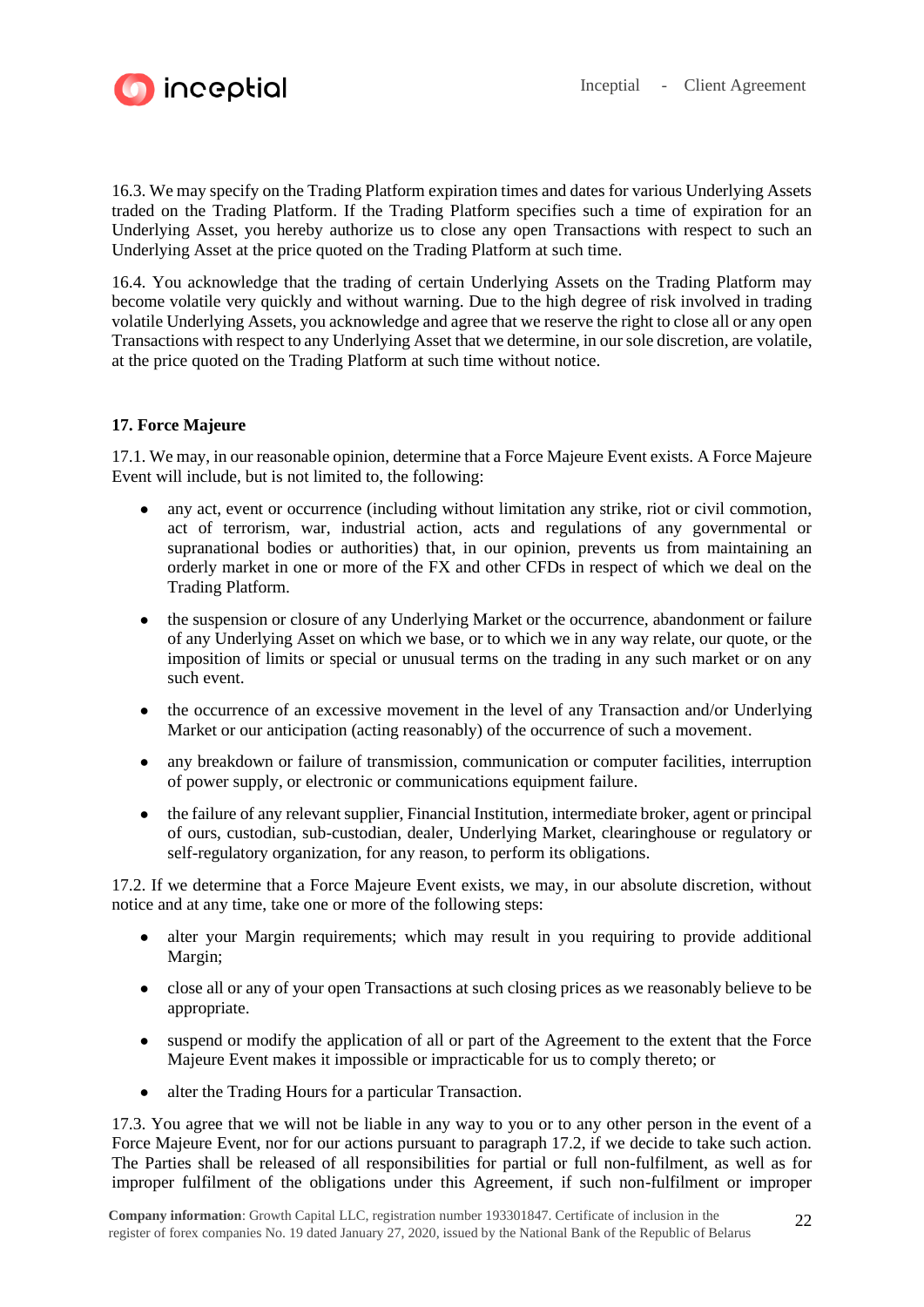16.3. We may specify on the Trading Platform expiration times and dates for various Underlying Assets traded on the Trading Platform. If the Trading Platform specifies such a time of expiration for an Underlying Asset, you hereby authorize us to close any open Transactions with respect to such an Underlying Asset at the price quoted on the Trading Platform at such time.

16.4. You acknowledge that the trading of certain Underlying Assets on the Trading Platform may become volatile very quickly and without warning. Due to the high degree of risk involved in trading volatile Underlying Assets, you acknowledge and agree that we reserve the right to close all or any open Transactions with respect to any Underlying Asset that we determine, in our sole discretion, are volatile, at the price quoted on the Trading Platform at such time without notice.

**17. Force Majeure**

17.1. We may, in our reasonable opinion, determine that a Force Majeure Event exists. A Force Majeure Event will include, but is not limited to, the following:

- any act, event or occurrence (including without limitation any strike, riot or civil commotion, act of terrorism, war, industrial action, acts and regulations of any governmental or supranational bodies or authorities) that, in our opinion, prevents us from maintaining an orderly market in one or more of the FX and other CFDs in respect of which we deal on the Trading Platform.
- the suspension or closure of any Underlying Market or the occurrence, abandonment or failure of any Underlying Asset on which we base, or to which we in any way relate, our quote, or the imposition of limits or special or unusual terms on the trading in any such market or on any such event.
- the occurrence of an excessive movement in the level of any Transaction and/or Underlying Market or our anticipation (acting reasonably) of the occurrence of such a movement.
- any breakdown or failure of transmission, communication or computer facilities, interruption of power supply, or electronic or communications equipment failure.
- the failure of any relevant supplier, Financial Institution, intermediate broker, agent or principal of ours, custodian, sub-custodian, dealer, Underlying Market, clearinghouse or regulatory or self-regulatory organization, for any reason, to perform its obligations.

17.2. If we determine that a Force Majeure Event exists, we may, in our absolute discretion, without notice and at any time, take one or more of the following steps:

- alter your Margin requirements; which may result in you requiring to provide additional Margin;
- close all or any of your open Transactions at such closing prices as we reasonably believe to be appropriate.
- suspend or modify the application of all or part of the Agreement to the extent that the Force Majeure Event makes it impossible or impracticable for us to comply thereto; or
- alter the Trading Hours for a particular Transaction.

17.3. You agree that we will not be liable in any way to you or to any other person in the event of a Force Majeure Event, nor for our actions pursuant to paragraph 17.2, if we decide to take such action. The Parties shall be released of all responsibilities for partial or full non-fulfilment, as well as for improper fulfilment of the obligations under this Agreement, if such non-fulfilment or improper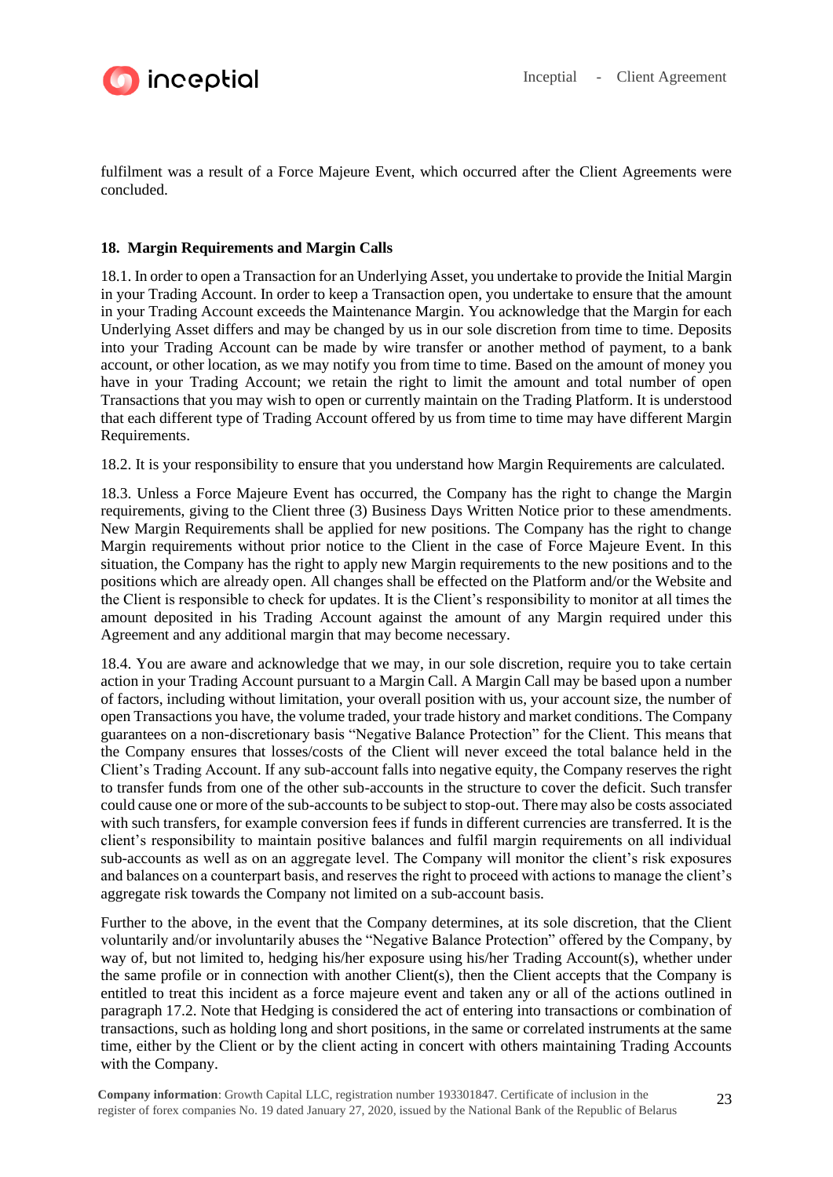fulfilment was a result of a Force Majeure Event, which occurred after the Client Agreements were concluded.

### 18. Margin Requirements and Margin Calls

18.1. In order to open a Transaction for an Underlying Asset, you undertake to provide the Initial Margin in your Trading Account. In order to keep a Transaction open, you undertake to ensure that the amount in your Trading Account exceeds the Maintenance Margin. You acknowledge that the Margin for each Underlying Asset differs and may be changed by us in our sole discretion from time to time. Deposits into your Trading Account can be made by wire transfer or another method of payment, to a bank account, or other location, as we may notify you from time to time. Based on the amount of money you have in your Trading Account; we retain the right to limit the amount and total number of open Transactions that you may wish to open or currently maintain on the Trading Platform. It is understood that each different type of Trading Account offered by us from time to time may have different Margin Requirements.

18.2. It is your responsibility to ensure that you understand how Margin Requirements are calculated.

18.3. Unless a Force Majeure Event has occurred, the Company has the right to change the Margin requirements, giving to the Client three (3) Business Days Written Notice prior to these amendments. New Margin Requirements shall be applied for new positions. The Company has the right to change Margin requirements without prior notice to the Client in the case of Force Majeure Event. In this situation, the Company has the right to apply new Margin requirements to the new positions and to the positions which are already open. All changes shall be effected on the Platform and/or the Website and the Client is responsible to check for updates. It is the Client's responsibility to monitor at all times the amount deposited in his Trading Account against the amount of any Margin required under this Agreement and any additional margin that may become necessary.

18.4. You are aware and acknowledge that we may, in our sole discretion, require you to take certain action in your Trading Account pursuant to a Margin Call. A Margin Call may be based upon a number of factors, including without limitation, your overall position with us, your account size, the number of open Transactions you have, the volume traded, your trade history and market conditions. The Company guarantees on a non-discretionary basis "Negative Balance Protection" for the Client. This means that the Company ensures that losses/costs of the Client will never exceed the total balance held in the Client's Trading Account. If any sub-account falls into negative equity, the Company reserves the right to transfer funds from one of the other sub-accounts in the structure to cover the deficit. Such transfer could cause one or more of the sub-accounts to be subject to stop-out. There may also be costs associated with such transfers, for example conversion fees if funds in different currencies are transferred. It is the client's responsibility to maintain positive balances and fulfil margin requirements on all individual sub-accounts as well as on an aggregate level. The Company will monitor the client's risk exposures and balances on a counterpart basis, and reserves the right to proceed with actions to manage the client's aggregate risk towards the Company not limited on a sub-account basis.

Further to the above, in the event that the Company determines, at its sole discretion, that the Client voluntarily and/or involuntarily abuses the "Negative Balance Protection" offered by the Company, by way of, but not limited to, hedging his/her exposure using his/her Trading Account(s), whether under the same profile or in connection with another Client(s), then the Client accepts that the Company is entitled to treat this incident as a force majeure event and taken any or all of the actions outlined in paragraph 17.2. Note that Hedging is considered the act of entering into transactions or combination of transactions, such as holding long and short positions, in the same or correlated instruments at the same time, either by the Client or by the client acting in concert with others maintaining Trading Accounts with the Company.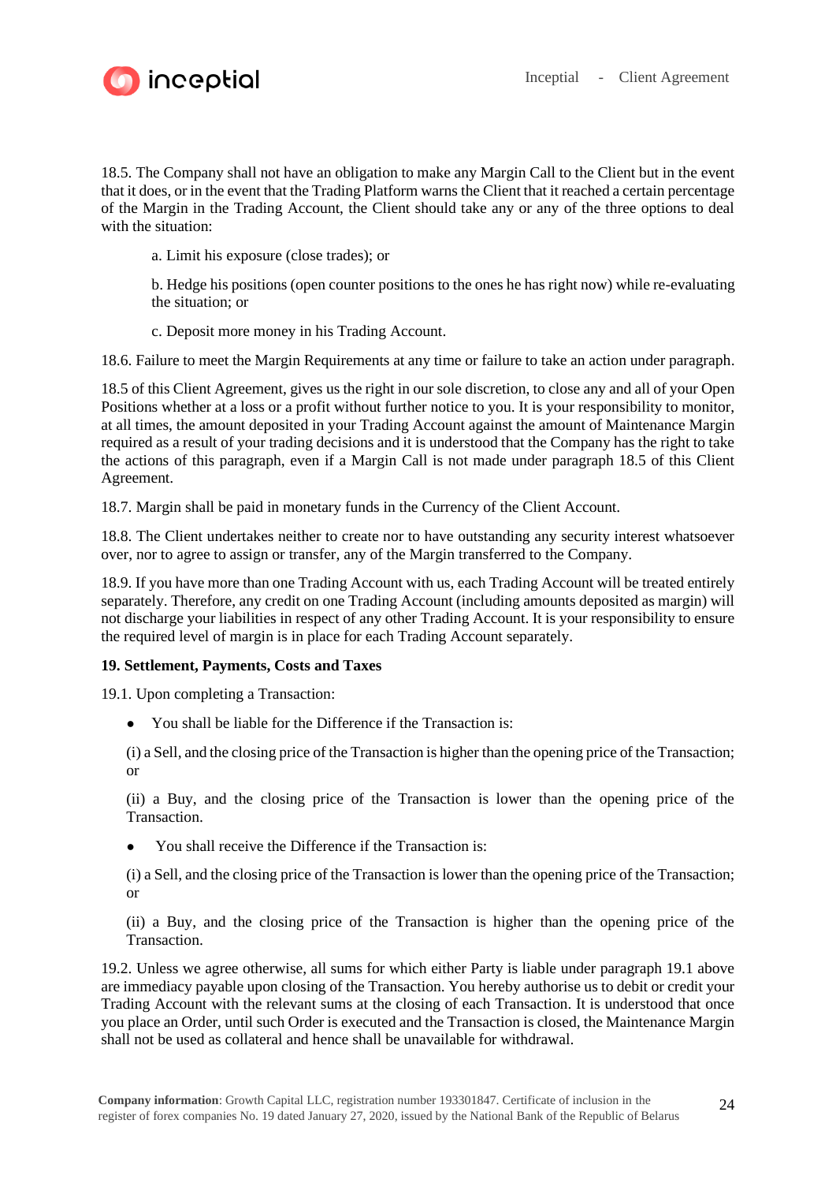18.5. The Company shall not have an obligation to make any Margin Call to the Client but in the event that it does, or in the event that the Trading Platform warns the Client that it reached a certain percentage of the Margin in the Trading Account, the Client should take any or any of the three options to deal with the situation:

a. Limit his exposure (close trades); or

b. Hedge his positions (open counter positions to the ones he has right now) while re-evaluating the situation; or

c. Deposit more money in his Trading Account.

18.6. Failure to meet the Margin Requirements at any time or failure to take an action under paragraph.

18.5 of this Client Agreement, gives us the right in our sole discretion, to close any and all of your Open Positions whether at a loss or a profit without further notice to you. It is your responsibility to monitor, at all times, the amount deposited in your Trading Account against the amount of Maintenance Margin required as a result of your trading decisions and it is understood that the Company has the right to take the actions of this paragraph, even if a Margin Call is not made under paragraph 18.5 of this Client Agreement.

18.7. Margin shall be paid in monetary funds in the Currency of the Client Account.

18.8. The Client undertakes neither to create nor to have outstanding any security interest whatsoever over, nor to agree to assign or transfer, any of the Margin transferred to the Company.

18.9. If you have more than one Trading Account with us, each Trading Account will be treated entirely separately. Therefore, any credit on one Trading Account (including amounts deposited as margin) will not discharge your liabilities in respect of any other Trading Account. It is your responsibility to ensure the required level of margin is in place for each Trading Account separately.

**19. Settlement, Payments, Costs and Taxes**

19.1. Upon completing a Transaction:

- You shall be liable for the Difference if the Transaction is:

(i) a Sell, and the closing price of the Transaction is higher than the opening price of the Transaction; or

(ii) a Buy, and the closing price of the Transaction is lower than the opening price of the Transaction.

- You shall receive the Difference if the Transaction is:

(i) a Sell, and the closing price of the Transaction is lower than the opening price of the Transaction; or

(ii) a Buy, and the closing price of the Transaction is higher than the opening price of the Transaction.

19.2. Unless we agree otherwise, all sums for which either Party is liable under paragraph 19.1 above are immediacy payable upon closing of the Transaction. You hereby authorise us to debit or credit your Trading Account with the relevant sums at the closing of each Transaction. It is understood that once you place an Order, until such Order is executed and the Transaction is closed, the Maintenance Margin shall not be used as collateral and hence shall be unavailable for withdrawal.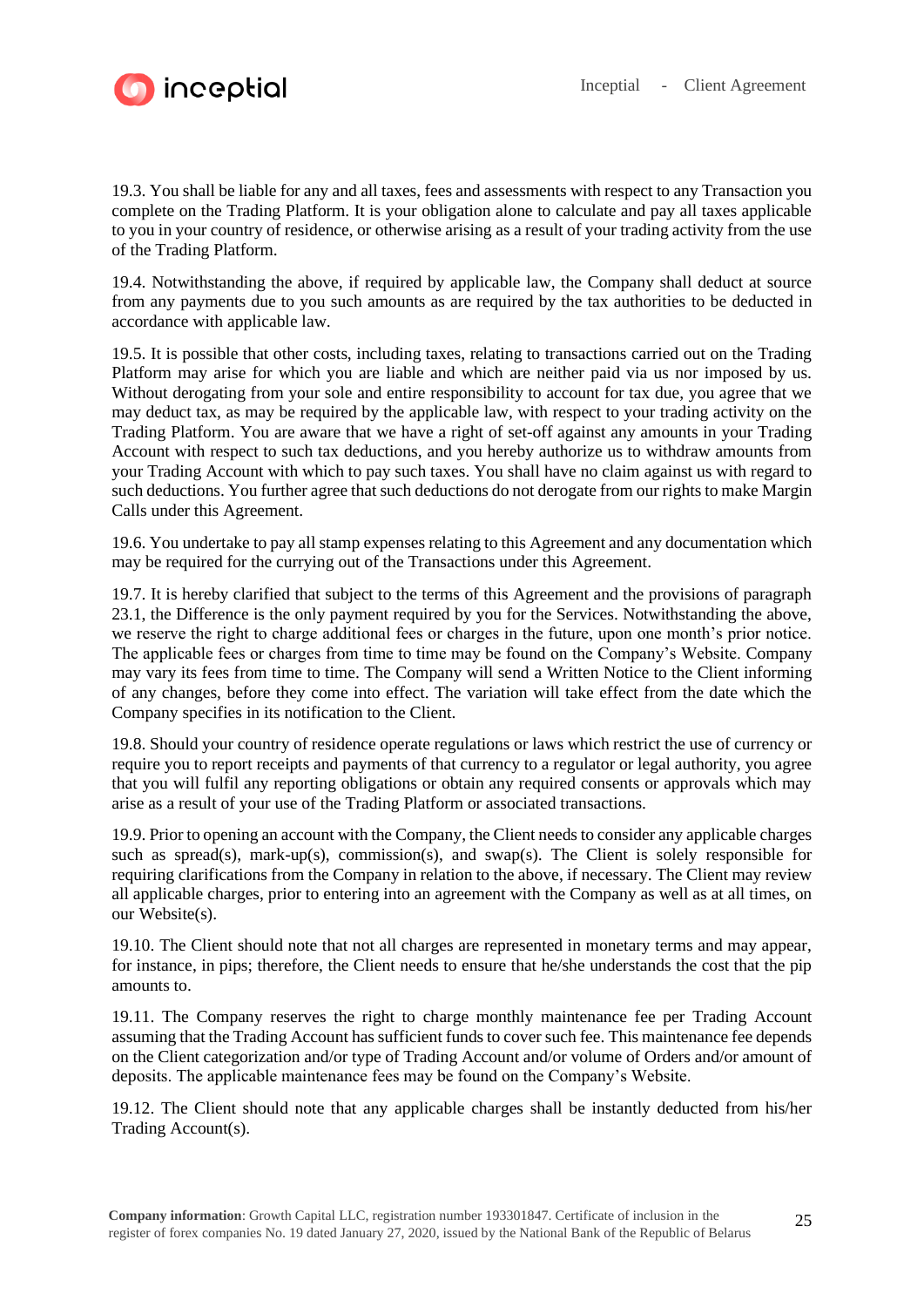19.3. You shall be liable for any and all taxes, fees and assessments with respect to any Transaction you complete on the Trading Platform. It is your obligation alone to calculate and pay all taxes applicable to you in your country of residence, or otherwise arising as a result of your trading activity from the use of the Trading Platform.

19.4. Notwithstanding the above, if required by applicable law, the Company shall deduct at source from any payments due to you such amounts as are required by the tax authorities to be deducted in accordance with applicable law.

19.5. It is possible that other costs, including taxes, relating to transactions carried out on the Trading Platform may arise for which you are liable and which are neither paid via us nor imposed by us. Without derogating from your sole and entire responsibility to account for tax due, you agree that we may deduct tax, as may be required by the applicable law, with respect to your trading activity on the Trading Platform. You are aware that we have a right of set-off against any amounts in your Trading Account with respect to such tax deductions, and you hereby authorize us to withdraw amounts from your Trading Account with which to pay such taxes. You shall have no claim against us with regard to such deductions. You further agree that such deductions do not derogate from our rights to make Margin Calls under this Agreement.

19.6. You undertake to pay all stamp expenses relating to this Agreement and any documentation which may be required for the currying out of the Transactions under this Agreement.

19.7. It is hereby clarified that subject to the terms of this Agreement and the provisions of paragraph 23.1, the Difference is the only payment required by you for the Services. Notwithstanding the above, we reserve the right to charge additional fees or charges in the future, upon one month's prior notice. The applicable fees or charges from time to time may be found on the Company's Website. Company may vary its fees from time to time. The Company will send a Written Notice to the Client informing of any changes, before they come into effect. The variation will take effect from the date which the Company specifies in its notification to the Client.

19.8. Should your country of residence operate regulations or laws which restrict the use of currency or require you to report receipts and payments of that currency to a regulator or legal authority, you agree that you will fulfil any reporting obligations or obtain any required consents or approvals which may arise as a result of your use of the Trading Platform or associated transactions.

19.9. Prior to opening an account with the Company, the Client needs to consider any applicable charges such as spread(s), mark-up(s), commission(s), and swap(s). The Client is solely responsible for requiring clarifications from the Company in relation to the above, if necessary. The Client may review all applicable charges, prior to entering into an agreement with the Company as well as at all times, on our Website(s).

19.10. The Client should note that not all charges are represented in monetary terms and may appear, for instance, in pips; therefore, the Client needs to ensure that he/she understands the cost that the pip amounts to.

19.11. The Company reserves the right to charge monthly maintenance fee per Trading Account assuming that the Trading Account has sufficient funds to cover such fee. This maintenance fee depends on the Client categorization and/or type of Trading Account and/or volume of Orders and/or amount of deposits. The applicable maintenance fees may be found on the Company's Website.

19.12. The Client should note that any applicable charges shall be instantly deducted from his/her Trading Account(s).

**Company information**: Growth Capital LLC, registration number 193301847. Certificate of inclusion in the register of forex companies No. 19 dated January 27, 2020, issued by the National Bank of the Republic of Belarus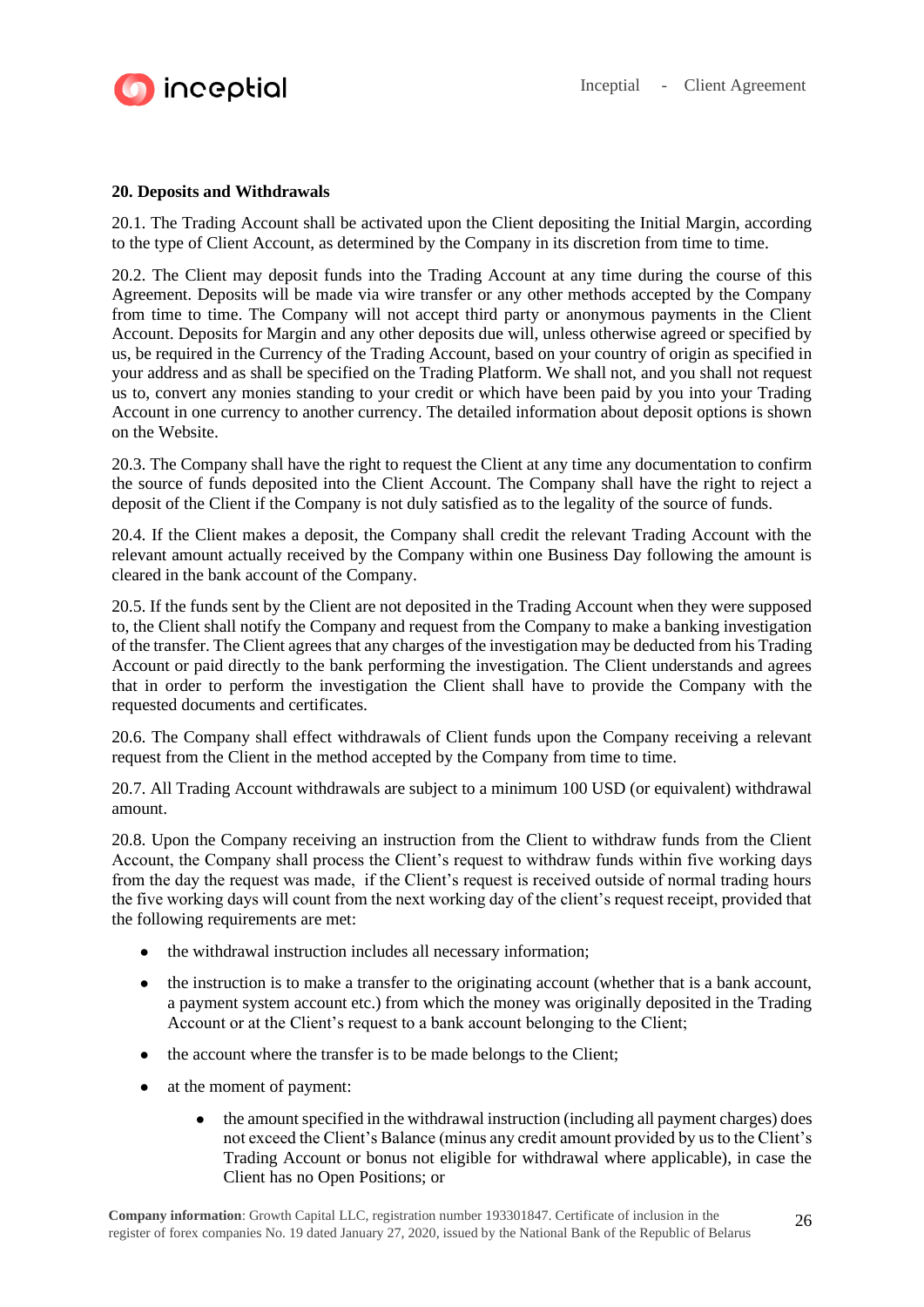## 20. Deposits and Withdrawals

20.1. The Trading Account shall be activated upon the Client depositing the Initial Margin, according to the type of Client Account, as determined by the Company in its discretion from time to time.

20.2. The Client may deposit funds into the Trading Account at any time during the course of this Agreement. Deposits will be made via wire transfer or any other methods accepted by the Company from time to time. The Company will not accept third party or anonymous payments in the Client Account. Deposits for Margin and any other deposits due will, unless otherwise agreed or specified by us, be required in the Currency of the Trading Account, based on your country of origin as specified in your address and as shall be specified on the Trading Platform. We shall not, and you shall not request us to, convert any monies standing to your credit or which have been paid by you into your Trading Account in one currency to another currency. The detailed information about deposit options is shown on the Website.

20.3. The Company shall have the right to request the Client at any time any documentation to confirm the source of funds deposited into the Client Account. The Company shall have the right to reject a deposit of the Client if the Company is not duly satisfied as to the legality of the source of funds.

20.4. If the Client makes a deposit, the Company shall credit the relevant Trading Account with the relevant amount actually received by the Company within one Business Day following the amount is cleared in the bank account of the Company.

20.5. If the funds sent by the Client are not deposited in the Trading Account when they were supposed to, the Client shall notify the Company and request from the Company to make a banking investigation of the transfer. The Client agrees that any charges of the investigation may be deducted from his Trading Account or paid directly to the bank performing the investigation. The Client understands and agrees that in order to perform the investigation the Client shall have to provide the Company with the requested documents and certificates.

20.6. The Company shall effect withdrawals of Client funds upon the Company receiving a relevant request from the Client in the method accepted by the Company from time to time.

20.7. All Trading Account withdrawals are subject to a minimum 100 USD (or equivalent) withdrawal amount.

20.8. Upon the Company receiving an instruction from the Client to withdraw funds from the Client Account, the Company shall process the Client's request to withdraw funds within five working days from the day the request was made, if the Client's request is received outside of normal trading hours the five working days will count from the next working day of the client's request receipt, provided that the following requirements are met:

- the withdrawal instruction includes all necessary information;
- the instruction is to make a transfer to the originating account (whether that is a bank account, a payment system account etc.) from which the money was originally deposited in the Trading Account or at the Client's request to a bank account belonging to the Client;
- the account where the transfer is to be made belongs to the Client;
- at the moment of payment:
    - the amount specified in the withdrawal instruction (including all payment charges) does not exceed the Client's Balance (minus any credit amount provided by us to the Client's Trading Account or bonus not eligible for withdrawal where applicable), in case the Client has no Open Positions; or

**Company information**: Growth Capital LLC, registration number 193301847. Certificate of inclusion in the register of forex companies No. 19 dated January 27, 2020, issued by the National Bank of the Republic of Belarus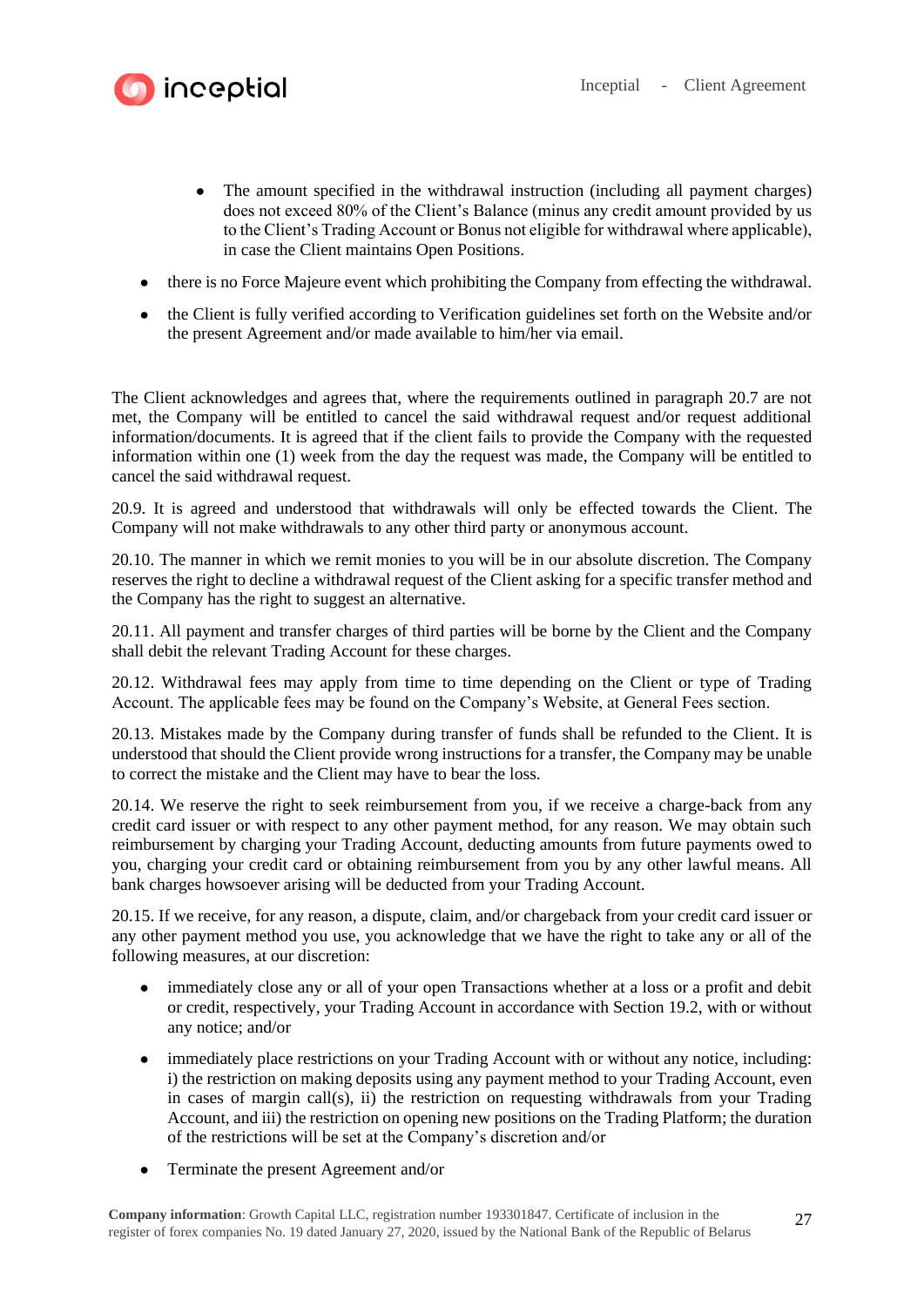- The amount specified in the withdrawal instruction (including all payment charges) does not exceed 80% of the Client's Balance (minus any credit amount provided by us to the Client's Trading Account or Bonus not eligible for withdrawal where applicable), in case the Client maintains Open Positions.

- there is no Force Majeure event which prohibiting the Company from effecting the withdrawal.
- the Client is fully verified according to Verification guidelines set forth on the Website and/or the present Agreement and/or made available to him/her via email.

The Client acknowledges and agrees that, where the requirements outlined in paragraph 20.7 are not met, the Company will be entitled to cancel the said withdrawal request and/or request additional information/documents. It is agreed that if the client fails to provide the Company with the requested information within one (1) week from the day the request was made, the Company will be entitled to cancel the said withdrawal request.

20.9. It is agreed and understood that withdrawals will only be effected towards the Client. The Company will not make withdrawals to any other third party or anonymous account.

20.10. The manner in which we remit monies to you will be in our absolute discretion. The Company reserves the right to decline a withdrawal request of the Client asking for a specific transfer method and the Company has the right to suggest an alternative.

20.11. All payment and transfer charges of third parties will be borne by the Client and the Company shall debit the relevant Trading Account for these charges.

20.12. Withdrawal fees may apply from time to time depending on the Client or type of Trading Account. The applicable fees may be found on the Company's Website, at General Fees section.

20.13. Mistakes made by the Company during transfer of funds shall be refunded to the Client. It is understood that should the Client provide wrong instructions for a transfer, the Company may be unable to correct the mistake and the Client may have to bear the loss.

20.14. We reserve the right to seek reimbursement from you, if we receive a charge-back from any credit card issuer or with respect to any other payment method, for any reason. We may obtain such reimbursement by charging your Trading Account, deducting amounts from future payments owed to you, charging your credit card or obtaining reimbursement from you by any other lawful means. All bank charges howsoever arising will be deducted from your Trading Account.

20.15. If we receive, for any reason, a dispute, claim, and/or chargeback from your credit card issuer or any other payment method you use, you acknowledge that we have the right to take any or all of the following measures, at our discretion:

- immediately close any or all of your open Transactions whether at a loss or a profit and debit or credit, respectively, your Trading Account in accordance with Section 19.2, with or without any notice; and/or
- immediately place restrictions on your Trading Account with or without any notice, including: i) the restriction on making deposits using any payment method to your Trading Account, even in cases of margin call(s), ii) the restriction on requesting withdrawals from your Trading Account, and iii) the restriction on opening new positions on the Trading Platform; the duration of the restrictions will be set at the Company's discretion and/or
- Terminate the present Agreement and/or

**Company information**: Growth Capital LLC, registration number 193301847. Certificate of inclusion in the register of forex companies No. 19 dated January 27, 2020, issued by the National Bank of the Republic of Belarus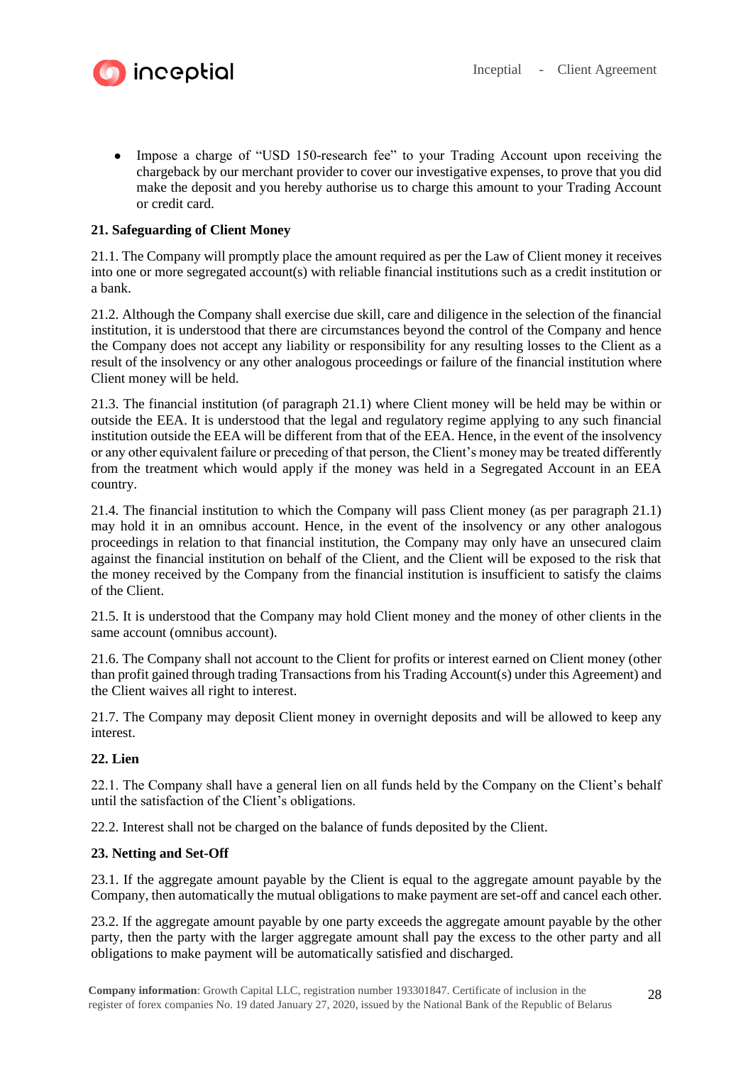- Impose a charge of "USD 150-research fee" to your Trading Account upon receiving the chargeback by our merchant provider to cover our investigative expenses, to prove that you did make the deposit and you hereby authorise us to charge this amount to your Trading Account or credit card.

**21. Safeguarding of Client Money**

21.1. The Company will promptly place the amount required as per the Law of Client money it receives into one or more segregated account(s) with reliable financial institutions such as a credit institution or a bank.

21.2. Although the Company shall exercise due skill, care and diligence in the selection of the financial institution, it is understood that there are circumstances beyond the control of the Company and hence the Company does not accept any liability or responsibility for any resulting losses to the Client as a result of the insolvency or any other analogous proceedings or failure of the financial institution where Client money will be held.

21.3. The financial institution (of paragraph 21.1) where Client money will be held may be within or outside the EEA. It is understood that the legal and regulatory regime applying to any such financial institution outside the EEA will be different from that of the EEA. Hence, in the event of the insolvency or any other equivalent failure or preceding of that person, the Client's money may be treated differently from the treatment which would apply if the money was held in a Segregated Account in an EEA country.

21.4. The financial institution to which the Company will pass Client money (as per paragraph 21.1) may hold it in an omnibus account. Hence, in the event of the insolvency or any other analogous proceedings in relation to that financial institution, the Company may only have an unsecured claim against the financial institution on behalf of the Client, and the Client will be exposed to the risk that the money received by the Company from the financial institution is insufficient to satisfy the claims of the Client.

21.5. It is understood that the Company may hold Client money and the money of other clients in the same account (omnibus account).

21.6. The Company shall not account to the Client for profits or interest earned on Client money (other than profit gained through trading Transactions from his Trading Account(s) under this Agreement) and the Client waives all right to interest.

21.7. The Company may deposit Client money in overnight deposits and will be allowed to keep any interest.

**22. Lien**

22.1. The Company shall have a general lien on all funds held by the Company on the Client's behalf until the satisfaction of the Client's obligations.

22.2. Interest shall not be charged on the balance of funds deposited by the Client.

**23. Netting and Set-Off**

23.1. If the aggregate amount payable by the Client is equal to the aggregate amount payable by the Company, then automatically the mutual obligations to make payment are set-off and cancel each other.

23.2. If the aggregate amount payable by one party exceeds the aggregate amount payable by the other party, then the party with the larger aggregate amount shall pay the excess to the other party and all obligations to make payment will be automatically satisfied and discharged.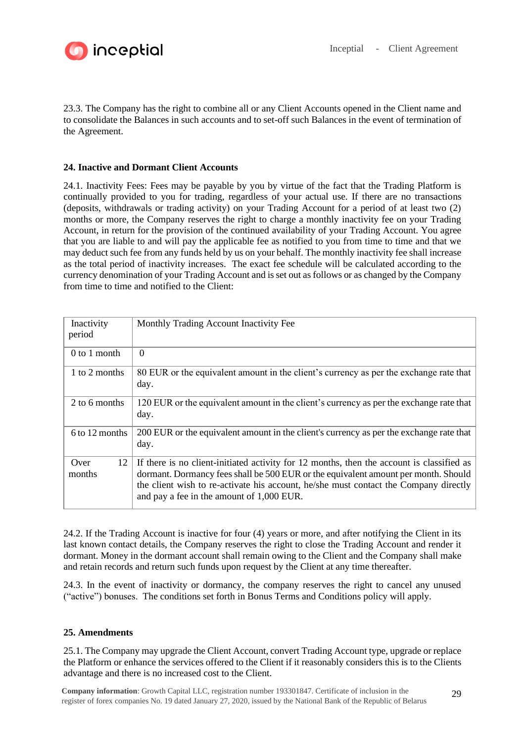23.3. The Company has the right to combine all or any Client Accounts opened in the Client name and to consolidate the Balances in such accounts and to set-off such Balances in the event of termination of the Agreement.

## 24. Inactive and Dormant Client Accounts

24.1. Inactivity Fees: Fees may be payable by you by virtue of the fact that the Trading Platform is continually provided to you for trading, regardless of your actual use. If there are no transactions (deposits, withdrawals or trading activity) on your Trading Account for a period of at least two (2) months or more, the Company reserves the right to charge a monthly inactivity fee on your Trading Account, in return for the provision of the continued availability of your Trading Account. You agree that you are liable to and will pay the applicable fee as notified to you from time to time and that we may deduct such fee from any funds held by us on your behalf. The monthly inactivity fee shall increase as the total period of inactivity increases. The exact fee schedule will be calculated according to the currency denomination of your Trading Account and is set out as follows or as changed by the Company from time to time and notified to the Client:

| Inactivity period | Monthly Trading Account Inactivity Fee |
|---|---|
| 0 to 1 month | 0 |
| 1 to 2 months | 80 EUR or the equivalent amount in the client's currency as per the exchange rate that day. |
| 2 to 6 months | 120 EUR or the equivalent amount in the client's currency as per the exchange rate that day. |
| 6 to 12 months | 200 EUR or the equivalent amount in the client's currency as per the exchange rate that day. |
| Over 12 months | If there is no client-initiated activity for 12 months, then the account is classified as dormant. Dormancy fees shall be 500 EUR or the equivalent amount per month. Should the client wish to re-activate his account, he/she must contact the Company directly and pay a fee in the amount of 1,000 EUR. |

24.2. If the Trading Account is inactive for four (4) years or more, and after notifying the Client in its last known contact details, the Company reserves the right to close the Trading Account and render it dormant. Money in the dormant account shall remain owing to the Client and the Company shall make and retain records and return such funds upon request by the Client at any time thereafter.

24.3. In the event of inactivity or dormancy, the company reserves the right to cancel any unused ("active") bonuses. The conditions set forth in Bonus Terms and Conditions policy will apply.

## 25. Amendments

25.1. The Company may upgrade the Client Account, convert Trading Account type, upgrade or replace the Platform or enhance the services offered to the Client if it reasonably considers this is to the Clients advantage and there is no increased cost to the Client.

**Company information**: Growth Capital LLC, registration number 193301847. Certificate of inclusion in the register of forex companies No. 19 dated January 27, 2020, issued by the National Bank of the Republic of Belarus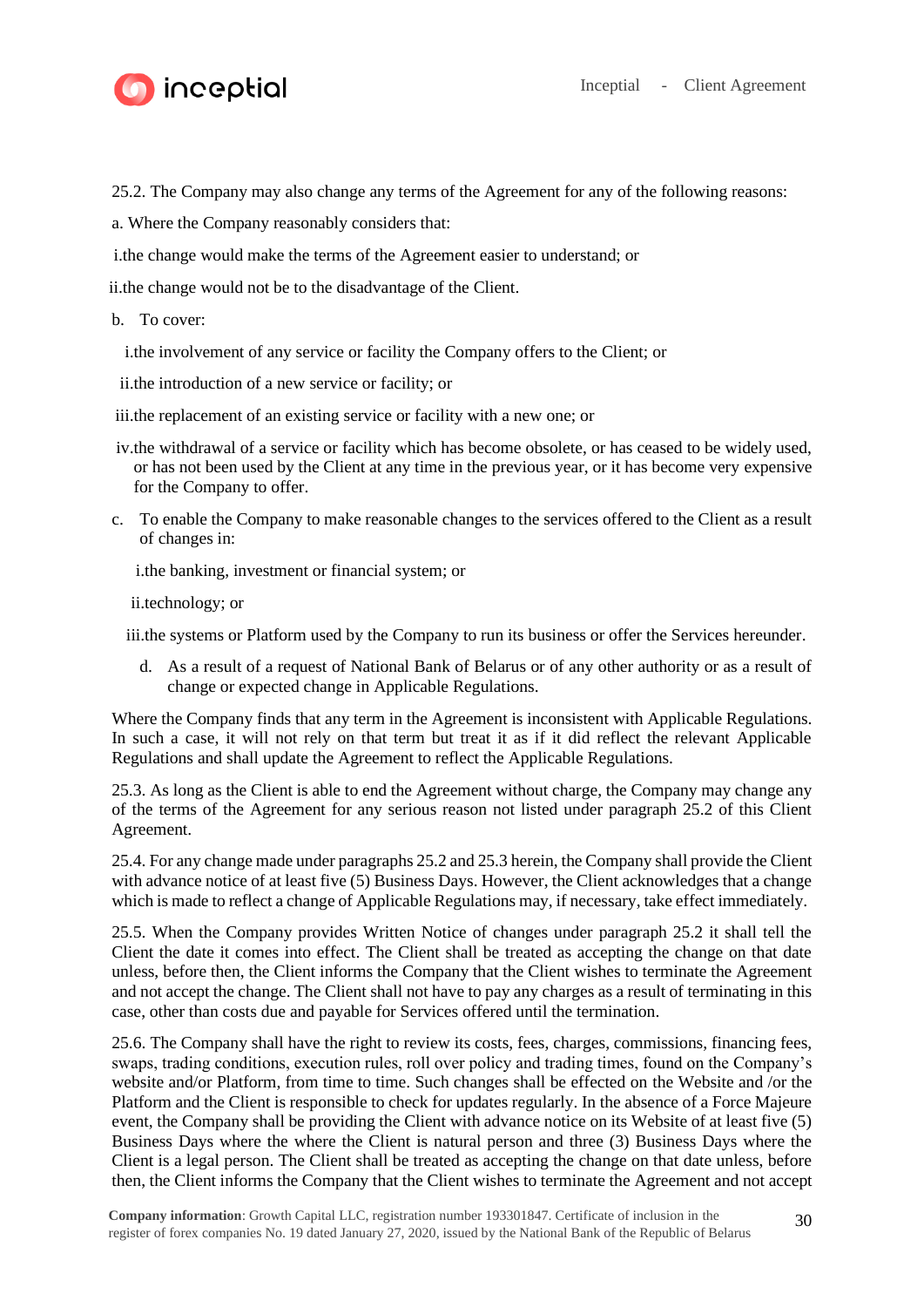25.2. The Company may also change any terms of the Agreement for any of the following reasons:

a. Where the Company reasonably considers that:

i. the change would make the terms of the Agreement easier to understand; or

ii. the change would not be to the disadvantage of the Client.

b. To cover:

i. the involvement of any service or facility the Company offers to the Client; or

ii. the introduction of a new service or facility; or

iii. the replacement of an existing service or facility with a new one; or

iv. the withdrawal of a service or facility which has become obsolete, or has ceased to be widely used, or has not been used by the Client at any time in the previous year, or it has become very expensive for the Company to offer.

c. To enable the Company to make reasonable changes to the services offered to the Client as a result of changes in:

i. the banking, investment or financial system; or

ii. technology; or

iii. the systems or Platform used by the Company to run its business or offer the Services hereunder.

d. As a result of a request of National Bank of Belarus or of any other authority or as a result of change or expected change in Applicable Regulations.

Where the Company finds that any term in the Agreement is inconsistent with Applicable Regulations. In such a case, it will not rely on that term but treat it as if it did reflect the relevant Applicable Regulations and shall update the Agreement to reflect the Applicable Regulations.

25.3. As long as the Client is able to end the Agreement without charge, the Company may change any of the terms of the Agreement for any serious reason not listed under paragraph 25.2 of this Client Agreement.

25.4. For any change made under paragraphs 25.2 and 25.3 herein, the Company shall provide the Client with advance notice of at least five (5) Business Days. However, the Client acknowledges that a change which is made to reflect a change of Applicable Regulations may, if necessary, take effect immediately.

25.5. When the Company provides Written Notice of changes under paragraph 25.2 it shall tell the Client the date it comes into effect. The Client shall be treated as accepting the change on that date unless, before then, the Client informs the Company that the Client wishes to terminate the Agreement and not accept the change. The Client shall not have to pay any charges as a result of terminating in this case, other than costs due and payable for Services offered until the termination.

25.6. The Company shall have the right to review its costs, fees, charges, commissions, financing fees, swaps, trading conditions, execution rules, roll over policy and trading times, found on the Company's website and/or Platform, from time to time. Such changes shall be effected on the Website and /or the Platform and the Client is responsible to check for updates regularly. In the absence of a Force Majeure event, the Company shall be providing the Client with advance notice on its Website of at least five (5) Business Days where the where the Client is natural person and three (3) Business Days where the Client is a legal person. The Client shall be treated as accepting the change on that date unless, before then, the Client informs the Company that the Client wishes to terminate the Agreement and not accept

**Company information**: Growth Capital LLC, registration number 193301847. Certificate of inclusion in the register of forex companies No. 19 dated January 27, 2020, issued by the National Bank of the Republic of Belarus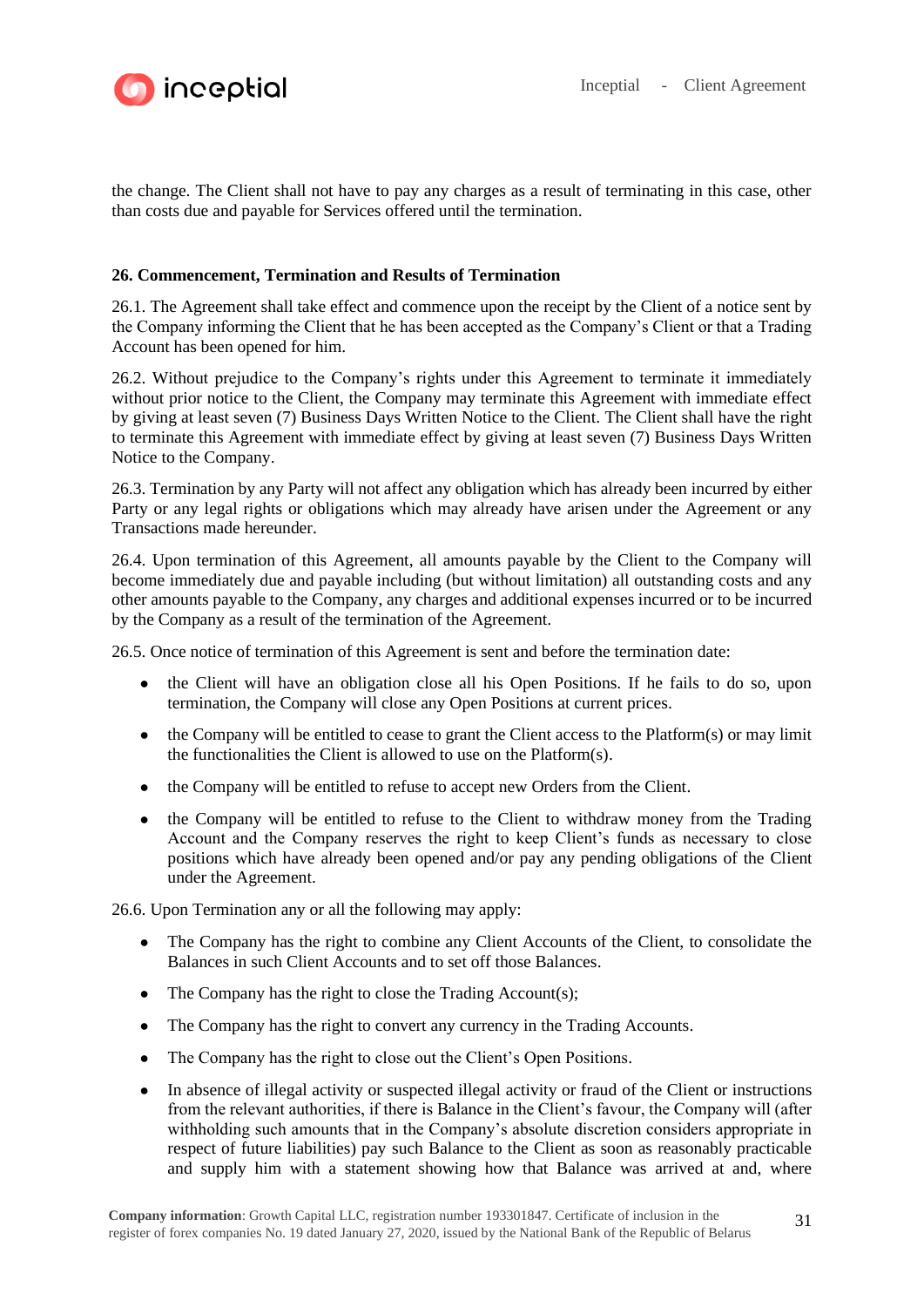the change. The Client shall not have to pay any charges as a result of terminating in this case, other than costs due and payable for Services offered until the termination.

**26. Commencement, Termination and Results of Termination**

26.1. The Agreement shall take effect and commence upon the receipt by the Client of a notice sent by the Company informing the Client that he has been accepted as the Company's Client or that a Trading Account has been opened for him.

26.2. Without prejudice to the Company's rights under this Agreement to terminate it immediately without prior notice to the Client, the Company may terminate this Agreement with immediate effect by giving at least seven (7) Business Days Written Notice to the Client. The Client shall have the right to terminate this Agreement with immediate effect by giving at least seven (7) Business Days Written Notice to the Company.

26.3. Termination by any Party will not affect any obligation which has already been incurred by either Party or any legal rights or obligations which may already have arisen under the Agreement or any Transactions made hereunder.

26.4. Upon termination of this Agreement, all amounts payable by the Client to the Company will become immediately due and payable including (but without limitation) all outstanding costs and any other amounts payable to the Company, any charges and additional expenses incurred or to be incurred by the Company as a result of the termination of the Agreement.

26.5. Once notice of termination of this Agreement is sent and before the termination date:

- the Client will have an obligation close all his Open Positions. If he fails to do so, upon termination, the Company will close any Open Positions at current prices.
- the Company will be entitled to cease to grant the Client access to the Platform(s) or may limit the functionalities the Client is allowed to use on the Platform(s).
- the Company will be entitled to refuse to accept new Orders from the Client.
- the Company will be entitled to refuse to the Client to withdraw money from the Trading Account and the Company reserves the right to keep Client's funds as necessary to close positions which have already been opened and/or pay any pending obligations of the Client under the Agreement.

26.6. Upon Termination any or all the following may apply:

- The Company has the right to combine any Client Accounts of the Client, to consolidate the Balances in such Client Accounts and to set off those Balances.
- The Company has the right to close the Trading Account(s);
- The Company has the right to convert any currency in the Trading Accounts.
- The Company has the right to close out the Client's Open Positions.
- In absence of illegal activity or suspected illegal activity or fraud of the Client or instructions from the relevant authorities, if there is Balance in the Client's favour, the Company will (after withholding such amounts that in the Company's absolute discretion considers appropriate in respect of future liabilities) pay such Balance to the Client as soon as reasonably practicable and supply him with a statement showing how that Balance was arrived at and, where

**Company information**: Growth Capital LLC, registration number 193301847. Certificate of inclusion in the register of forex companies No. 19 dated January 27, 2020, issued by the National Bank of the Republic of Belarus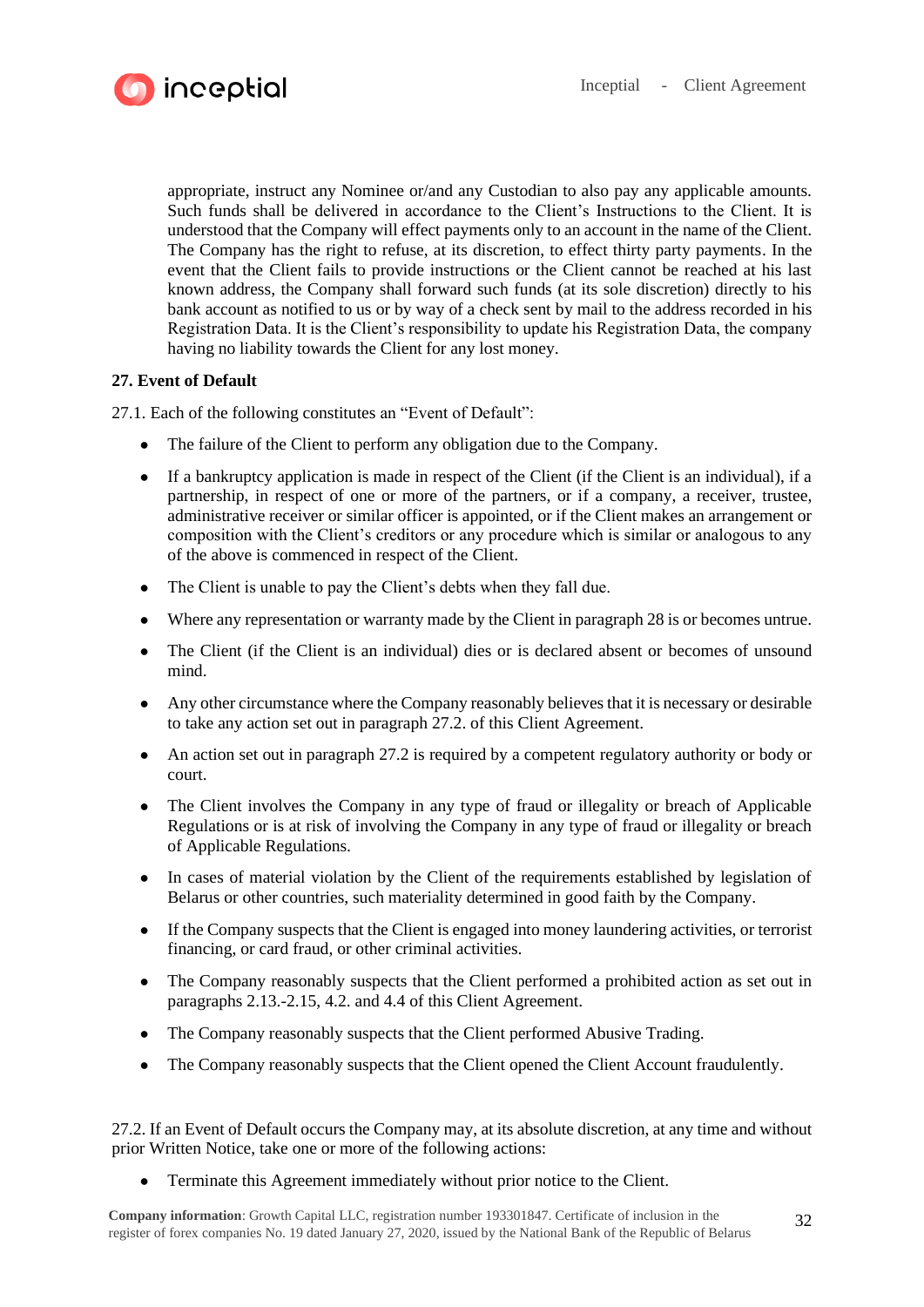appropriate, instruct any Nominee or/and any Custodian to also pay any applicable amounts. Such funds shall be delivered in accordance to the Client's Instructions to the Client. It is understood that the Company will effect payments only to an account in the name of the Client. The Company has the right to refuse, at its discretion, to effect thirty party payments. In the event that the Client fails to provide instructions or the Client cannot be reached at his last known address, the Company shall forward such funds (at its sole discretion) directly to his bank account as notified to us or by way of a check sent by mail to the address recorded in his Registration Data. It is the Client's responsibility to update his Registration Data, the company having no liability towards the Client for any lost money.

**27. Event of Default**

27.1. Each of the following constitutes an "Event of Default":

- The failure of the Client to perform any obligation due to the Company.
- If a bankruptcy application is made in respect of the Client (if the Client is an individual), if a partnership, in respect of one or more of the partners, or if a company, a receiver, trustee, administrative receiver or similar officer is appointed, or if the Client makes an arrangement or composition with the Client's creditors or any procedure which is similar or analogous to any of the above is commenced in respect of the Client.
- The Client is unable to pay the Client's debts when they fall due.
- Where any representation or warranty made by the Client in paragraph 28 is or becomes untrue.
- The Client (if the Client is an individual) dies or is declared absent or becomes of unsound mind.
- Any other circumstance where the Company reasonably believes that it is necessary or desirable to take any action set out in paragraph 27.2. of this Client Agreement.
- An action set out in paragraph 27.2 is required by a competent regulatory authority or body or court.
- The Client involves the Company in any type of fraud or illegality or breach of Applicable Regulations or is at risk of involving the Company in any type of fraud or illegality or breach of Applicable Regulations.
- In cases of material violation by the Client of the requirements established by legislation of Belarus or other countries, such materiality determined in good faith by the Company.
- If the Company suspects that the Client is engaged into money laundering activities, or terrorist financing, or card fraud, or other criminal activities.
- The Company reasonably suspects that the Client performed a prohibited action as set out in paragraphs 2.13.-2.15, 4.2. and 4.4 of this Client Agreement.
- The Company reasonably suspects that the Client performed Abusive Trading.
- The Company reasonably suspects that the Client opened the Client Account fraudulently.

27.2. If an Event of Default occurs the Company may, at its absolute discretion, at any time and without prior Written Notice, take one or more of the following actions:

- Terminate this Agreement immediately without prior notice to the Client.

**Company information**: Growth Capital LLC, registration number 193301847. Certificate of inclusion in the register of forex companies No. 19 dated January 27, 2020, issued by the National Bank of the Republic of Belarus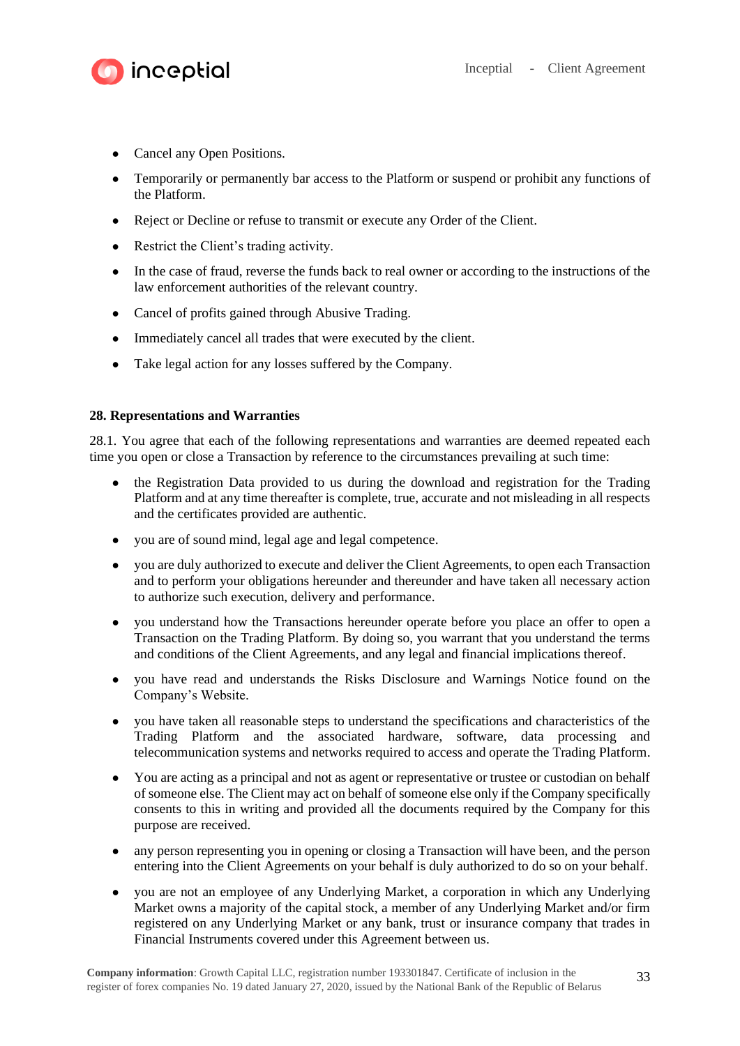- Cancel any Open Positions.
- Temporarily or permanently bar access to the Platform or suspend or prohibit any functions of the Platform.
- Reject or Decline or refuse to transmit or execute any Order of the Client.
- Restrict the Client's trading activity.
- In the case of fraud, reverse the funds back to real owner or according to the instructions of the law enforcement authorities of the relevant country.
- Cancel of profits gained through Abusive Trading.
- Immediately cancel all trades that were executed by the client.
- Take legal action for any losses suffered by the Company.

**28. Representations and Warranties**

28.1. You agree that each of the following representations and warranties are deemed repeated each time you open or close a Transaction by reference to the circumstances prevailing at such time:

- the Registration Data provided to us during the download and registration for the Trading Platform and at any time thereafter is complete, true, accurate and not misleading in all respects and the certificates provided are authentic.
- you are of sound mind, legal age and legal competence.
- you are duly authorized to execute and deliver the Client Agreements, to open each Transaction and to perform your obligations hereunder and thereunder and have taken all necessary action to authorize such execution, delivery and performance.
- you understand how the Transactions hereunder operate before you place an offer to open a Transaction on the Trading Platform. By doing so, you warrant that you understand the terms and conditions of the Client Agreements, and any legal and financial implications thereof.
- you have read and understands the Risks Disclosure and Warnings Notice found on the Company's Website.
- you have taken all reasonable steps to understand the specifications and characteristics of the Trading Platform and the associated hardware, software, data processing and telecommunication systems and networks required to access and operate the Trading Platform.
- You are acting as a principal and not as agent or representative or trustee or custodian on behalf of someone else. The Client may act on behalf of someone else only if the Company specifically consents to this in writing and provided all the documents required by the Company for this purpose are received.
- any person representing you in opening or closing a Transaction will have been, and the person entering into the Client Agreements on your behalf is duly authorized to do so on your behalf.
- you are not an employee of any Underlying Market, a corporation in which any Underlying Market owns a majority of the capital stock, a member of any Underlying Market and/or firm registered on any Underlying Market or any bank, trust or insurance company that trades in Financial Instruments covered under this Agreement between us.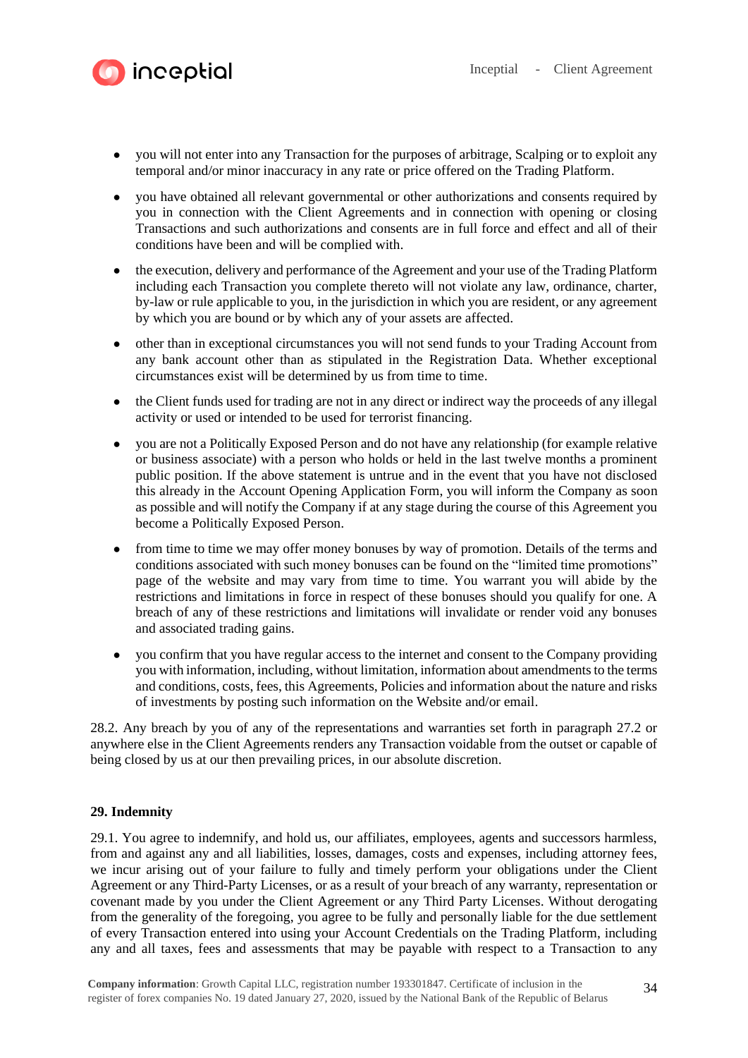- you will not enter into any Transaction for the purposes of arbitrage, Scalping or to exploit any temporal and/or minor inaccuracy in any rate or price offered on the Trading Platform.
- you have obtained all relevant governmental or other authorizations and consents required by you in connection with the Client Agreements and in connection with opening or closing Transactions and such authorizations and consents are in full force and effect and all of their conditions have been and will be complied with.
- the execution, delivery and performance of the Agreement and your use of the Trading Platform including each Transaction you complete thereto will not violate any law, ordinance, charter, by-law or rule applicable to you, in the jurisdiction in which you are resident, or any agreement by which you are bound or by which any of your assets are affected.
- other than in exceptional circumstances you will not send funds to your Trading Account from any bank account other than as stipulated in the Registration Data. Whether exceptional circumstances exist will be determined by us from time to time.
- the Client funds used for trading are not in any direct or indirect way the proceeds of any illegal activity or used or intended to be used for terrorist financing.
- you are not a Politically Exposed Person and do not have any relationship (for example relative or business associate) with a person who holds or held in the last twelve months a prominent public position. If the above statement is untrue and in the event that you have not disclosed this already in the Account Opening Application Form, you will inform the Company as soon as possible and will notify the Company if at any stage during the course of this Agreement you become a Politically Exposed Person.
- from time to time we may offer money bonuses by way of promotion. Details of the terms and conditions associated with such money bonuses can be found on the "limited time promotions" page of the website and may vary from time to time. You warrant you will abide by the restrictions and limitations in force in respect of these bonuses should you qualify for one. A breach of any of these restrictions and limitations will invalidate or render void any bonuses and associated trading gains.
- you confirm that you have regular access to the internet and consent to the Company providing you with information, including, without limitation, information about amendments to the terms and conditions, costs, fees, this Agreements, Policies and information about the nature and risks of investments by posting such information on the Website and/or email.

28.2. Any breach by you of any of the representations and warranties set forth in paragraph 27.2 or anywhere else in the Client Agreements renders any Transaction voidable from the outset or capable of being closed by us at our then prevailing prices, in our absolute discretion.

**29. Indemnity**

29.1. You agree to indemnify, and hold us, our affiliates, employees, agents and successors harmless, from and against any and all liabilities, losses, damages, costs and expenses, including attorney fees, we incur arising out of your failure to fully and timely perform your obligations under the Client Agreement or any Third-Party Licenses, or as a result of your breach of any warranty, representation or covenant made by you under the Client Agreement or any Third Party Licenses. Without derogating from the generality of the foregoing, you agree to be fully and personally liable for the due settlement of every Transaction entered into using your Account Credentials on the Trading Platform, including any and all taxes, fees and assessments that may be payable with respect to a Transaction to any

**Company information**: Growth Capital LLC, registration number 193301847. Certificate of inclusion in the register of forex companies No. 19 dated January 27, 2020, issued by the National Bank of the Republic of Belarus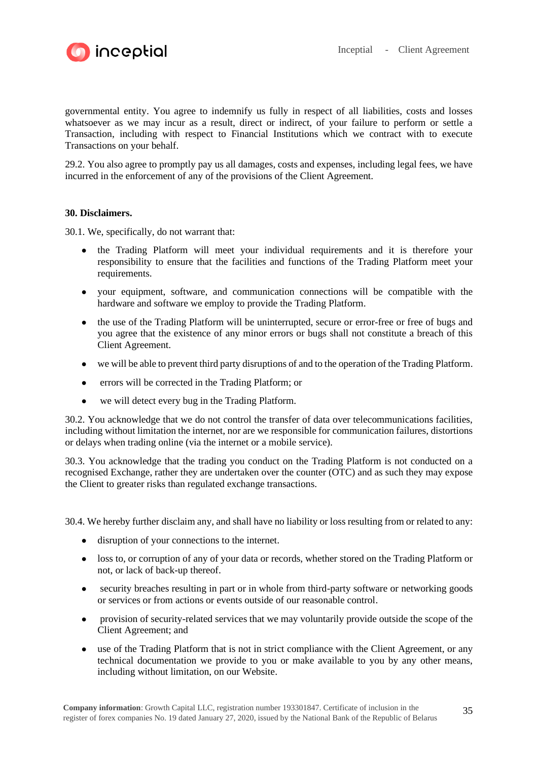governmental entity. You agree to indemnify us fully in respect of all liabilities, costs and losses whatsoever as we may incur as a result, direct or indirect, of your failure to perform or settle a Transaction, including with respect to Financial Institutions which we contract with to execute Transactions on your behalf.

29.2. You also agree to promptly pay us all damages, costs and expenses, including legal fees, we have incurred in the enforcement of any of the provisions of the Client Agreement.

**30. Disclaimers.**

30.1. We, specifically, do not warrant that:

- the Trading Platform will meet your individual requirements and it is therefore your responsibility to ensure that the facilities and functions of the Trading Platform meet your requirements.
- your equipment, software, and communication connections will be compatible with the hardware and software we employ to provide the Trading Platform.
- the use of the Trading Platform will be uninterrupted, secure or error-free or free of bugs and you agree that the existence of any minor errors or bugs shall not constitute a breach of this Client Agreement.
- we will be able to prevent third party disruptions of and to the operation of the Trading Platform.
- errors will be corrected in the Trading Platform; or
- we will detect every bug in the Trading Platform.

30.2. You acknowledge that we do not control the transfer of data over telecommunications facilities, including without limitation the internet, nor are we responsible for communication failures, distortions or delays when trading online (via the internet or a mobile service).

30.3. You acknowledge that the trading you conduct on the Trading Platform is not conducted on a recognised Exchange, rather they are undertaken over the counter (OTC) and as such they may expose the Client to greater risks than regulated exchange transactions.

30.4. We hereby further disclaim any, and shall have no liability or loss resulting from or related to any:

- disruption of your connections to the internet.
- loss to, or corruption of any of your data or records, whether stored on the Trading Platform or not, or lack of back-up thereof.
- security breaches resulting in part or in whole from third-party software or networking goods or services or from actions or events outside of our reasonable control.
- provision of security-related services that we may voluntarily provide outside the scope of the Client Agreement; and
- use of the Trading Platform that is not in strict compliance with the Client Agreement, or any technical documentation we provide to you or make available to you by any other means, including without limitation, on our Website.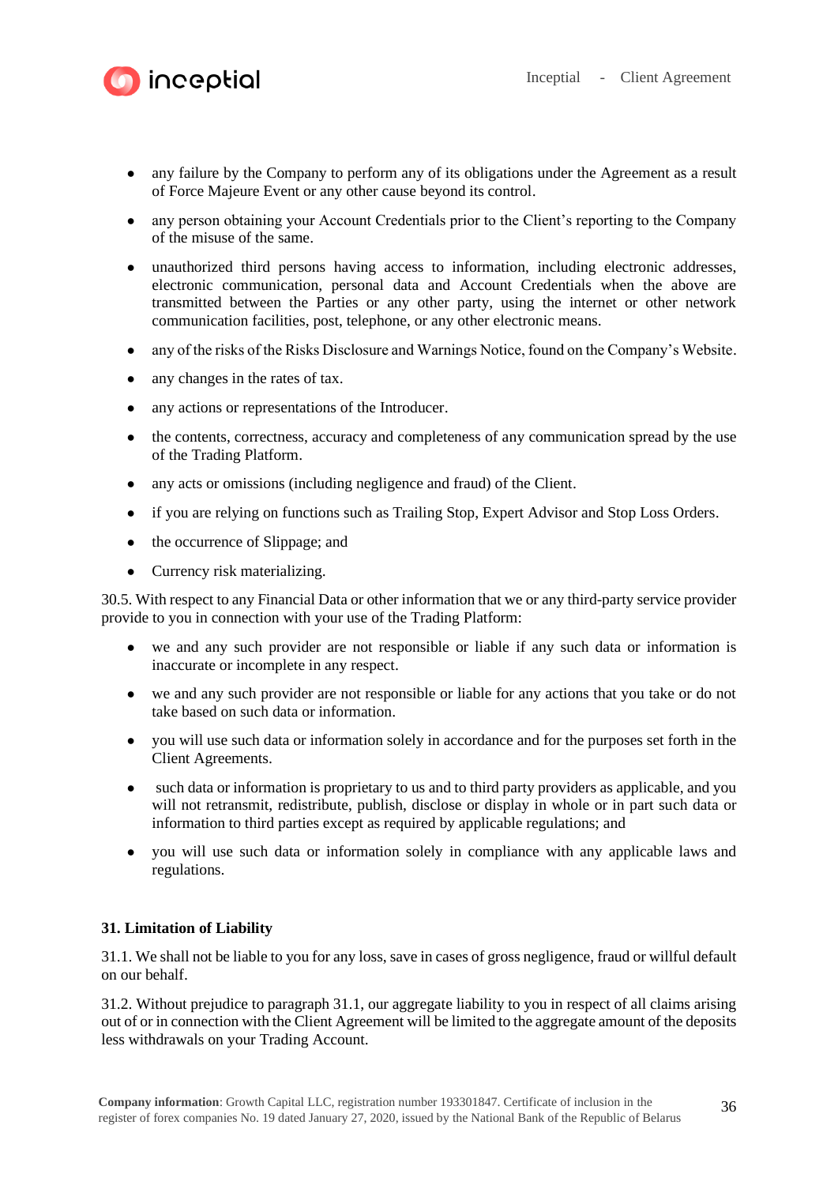- any failure by the Company to perform any of its obligations under the Agreement as a result of Force Majeure Event or any other cause beyond its control.
- any person obtaining your Account Credentials prior to the Client's reporting to the Company of the misuse of the same.
- unauthorized third persons having access to information, including electronic addresses, electronic communication, personal data and Account Credentials when the above are transmitted between the Parties or any other party, using the internet or other network communication facilities, post, telephone, or any other electronic means.
- any of the risks of the Risks Disclosure and Warnings Notice, found on the Company's Website.
- any changes in the rates of tax.
- any actions or representations of the Introducer.
- the contents, correctness, accuracy and completeness of any communication spread by the use of the Trading Platform.
- any acts or omissions (including negligence and fraud) of the Client.
- if you are relying on functions such as Trailing Stop, Expert Advisor and Stop Loss Orders.
- the occurrence of Slippage; and
- Currency risk materializing.

30.5. With respect to any Financial Data or other information that we or any third-party service provider provide to you in connection with your use of the Trading Platform:

- we and any such provider are not responsible or liable if any such data or information is inaccurate or incomplete in any respect.
- we and any such provider are not responsible or liable for any actions that you take or do not take based on such data or information.
- you will use such data or information solely in accordance and for the purposes set forth in the Client Agreements.
- such data or information is proprietary to us and to third party providers as applicable, and you will not retransmit, redistribute, publish, disclose or display in whole or in part such data or information to third parties except as required by applicable regulations; and
- you will use such data or information solely in compliance with any applicable laws and regulations.

**31. Limitation of Liability**

31.1. We shall not be liable to you for any loss, save in cases of gross negligence, fraud or willful default on our behalf.

31.2. Without prejudice to paragraph 31.1, our aggregate liability to you in respect of all claims arising out of or in connection with the Client Agreement will be limited to the aggregate amount of the deposits less withdrawals on your Trading Account.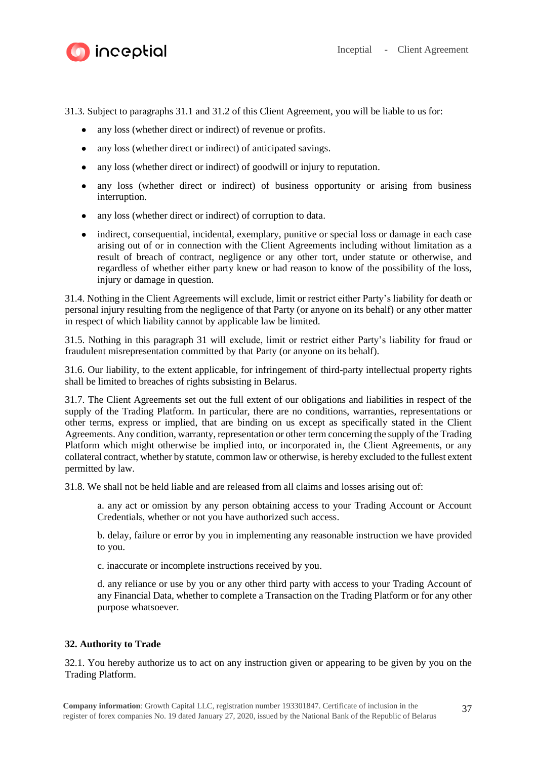31.3. Subject to paragraphs 31.1 and 31.2 of this Client Agreement, you will be liable to us for:

- any loss (whether direct or indirect) of revenue or profits.
- any loss (whether direct or indirect) of anticipated savings.
- any loss (whether direct or indirect) of goodwill or injury to reputation.
- any loss (whether direct or indirect) of business opportunity or arising from business interruption.
- any loss (whether direct or indirect) of corruption to data.
- indirect, consequential, incidental, exemplary, punitive or special loss or damage in each case arising out of or in connection with the Client Agreements including without limitation as a result of breach of contract, negligence or any other tort, under statute or otherwise, and regardless of whether either party knew or had reason to know of the possibility of the loss, injury or damage in question.

31.4. Nothing in the Client Agreements will exclude, limit or restrict either Party's liability for death or personal injury resulting from the negligence of that Party (or anyone on its behalf) or any other matter in respect of which liability cannot by applicable law be limited.

31.5. Nothing in this paragraph 31 will exclude, limit or restrict either Party's liability for fraud or fraudulent misrepresentation committed by that Party (or anyone on its behalf).

31.6. Our liability, to the extent applicable, for infringement of third-party intellectual property rights shall be limited to breaches of rights subsisting in Belarus.

31.7. The Client Agreements set out the full extent of our obligations and liabilities in respect of the supply of the Trading Platform. In particular, there are no conditions, warranties, representations or other terms, express or implied, that are binding on us except as specifically stated in the Client Agreements. Any condition, warranty, representation or other term concerning the supply of the Trading Platform which might otherwise be implied into, or incorporated in, the Client Agreements, or any collateral contract, whether by statute, common law or otherwise, is hereby excluded to the fullest extent permitted by law.

31.8. We shall not be held liable and are released from all claims and losses arising out of:

a. any act or omission by any person obtaining access to your Trading Account or Account Credentials, whether or not you have authorized such access.

b. delay, failure or error by you in implementing any reasonable instruction we have provided to you.

c. inaccurate or incomplete instructions received by you.

d. any reliance or use by you or any other third party with access to your Trading Account of any Financial Data, whether to complete a Transaction on the Trading Platform or for any other purpose whatsoever.

**32. Authority to Trade**

32.1. You hereby authorize us to act on any instruction given or appearing to be given by you on the Trading Platform.

**Company information**: Growth Capital LLC, registration number 193301847. Certificate of inclusion in the register of forex companies No. 19 dated January 27, 2020, issued by the National Bank of the Republic of Belarus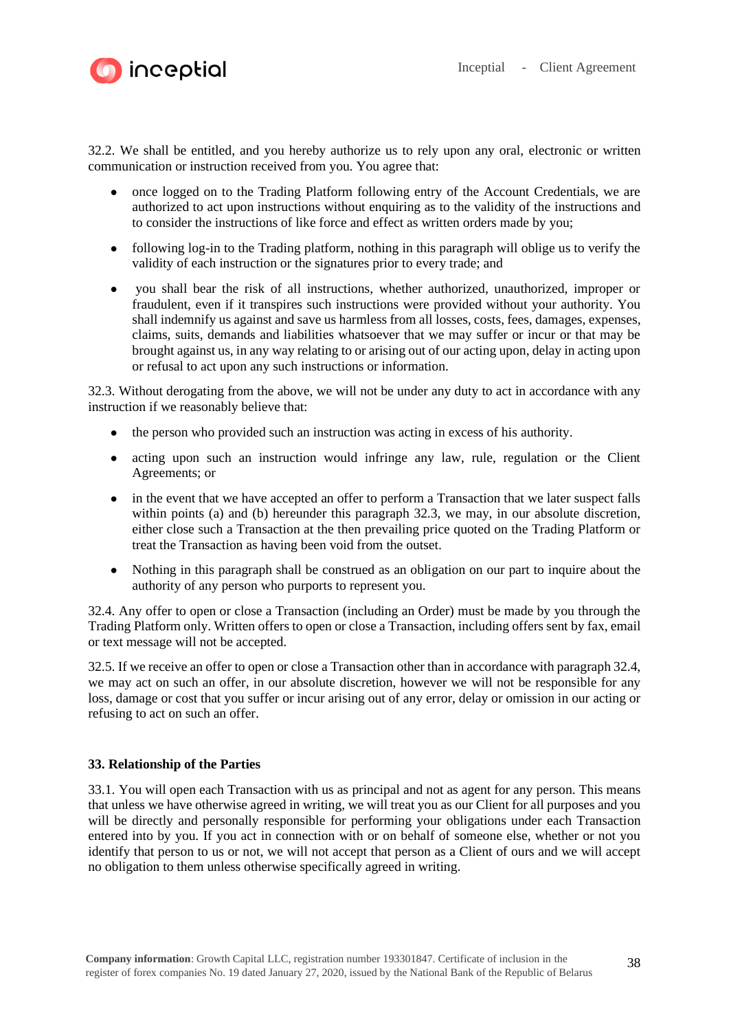32.2. We shall be entitled, and you hereby authorize us to rely upon any oral, electronic or written communication or instruction received from you. You agree that:

- once logged on to the Trading Platform following entry of the Account Credentials, we are authorized to act upon instructions without enquiring as to the validity of the instructions and to consider the instructions of like force and effect as written orders made by you;
- following log-in to the Trading platform, nothing in this paragraph will oblige us to verify the validity of each instruction or the signatures prior to every trade; and
- you shall bear the risk of all instructions, whether authorized, unauthorized, improper or fraudulent, even if it transpires such instructions were provided without your authority. You shall indemnify us against and save us harmless from all losses, costs, fees, damages, expenses, claims, suits, demands and liabilities whatsoever that we may suffer or incur or that may be brought against us, in any way relating to or arising out of our acting upon, delay in acting upon or refusal to act upon any such instructions or information.

32.3. Without derogating from the above, we will not be under any duty to act in accordance with any instruction if we reasonably believe that:

- the person who provided such an instruction was acting in excess of his authority.
- acting upon such an instruction would infringe any law, rule, regulation or the Client Agreements; or
- in the event that we have accepted an offer to perform a Transaction that we later suspect falls within points (a) and (b) hereunder this paragraph 32.3, we may, in our absolute discretion, either close such a Transaction at the then prevailing price quoted on the Trading Platform or treat the Transaction as having been void from the outset.
- Nothing in this paragraph shall be construed as an obligation on our part to inquire about the authority of any person who purports to represent you.

32.4. Any offer to open or close a Transaction (including an Order) must be made by you through the Trading Platform only. Written offers to open or close a Transaction, including offers sent by fax, email or text message will not be accepted.

32.5. If we receive an offer to open or close a Transaction other than in accordance with paragraph 32.4, we may act on such an offer, in our absolute discretion, however we will not be responsible for any loss, damage or cost that you suffer or incur arising out of any error, delay or omission in our acting or refusing to act on such an offer.

**33. Relationship of the Parties**

33.1. You will open each Transaction with us as principal and not as agent for any person. This means that unless we have otherwise agreed in writing, we will treat you as our Client for all purposes and you will be directly and personally responsible for performing your obligations under each Transaction entered into by you. If you act in connection with or on behalf of someone else, whether or not you identify that person to us or not, we will not accept that person as a Client of ours and we will accept no obligation to them unless otherwise specifically agreed in writing.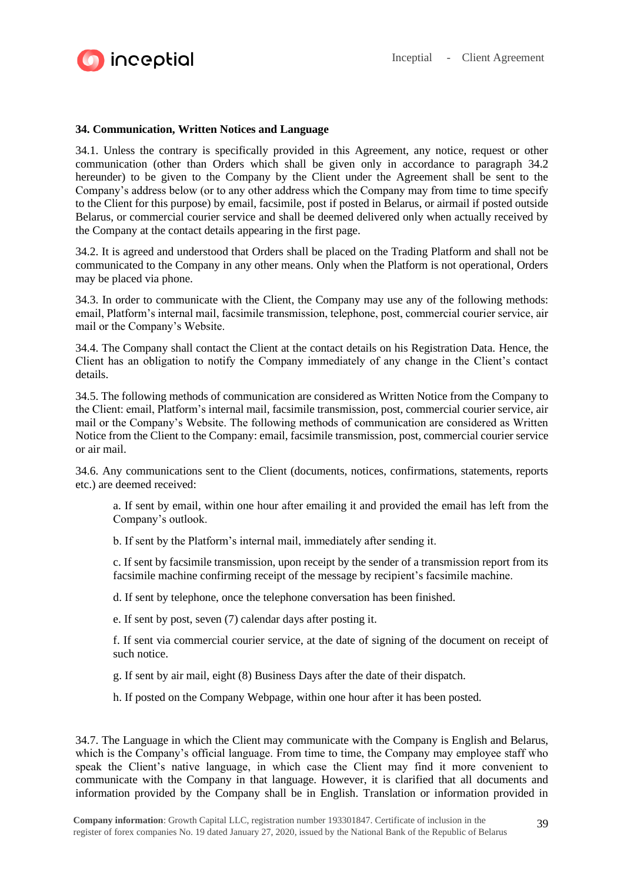## 34. Communication, Written Notices and Language

34.1. Unless the contrary is specifically provided in this Agreement, any notice, request or other communication (other than Orders which shall be given only in accordance to paragraph 34.2 hereunder) to be given to the Company by the Client under the Agreement shall be sent to the Company's address below (or to any other address which the Company may from time to time specify to the Client for this purpose) by email, facsimile, post if posted in Belarus, or airmail if posted outside Belarus, or commercial courier service and shall be deemed delivered only when actually received by the Company at the contact details appearing in the first page.

34.2. It is agreed and understood that Orders shall be placed on the Trading Platform and shall not be communicated to the Company in any other means. Only when the Platform is not operational, Orders may be placed via phone.

34.3. In order to communicate with the Client, the Company may use any of the following methods: email, Platform's internal mail, facsimile transmission, telephone, post, commercial courier service, air mail or the Company's Website.

34.4. The Company shall contact the Client at the contact details on his Registration Data. Hence, the Client has an obligation to notify the Company immediately of any change in the Client's contact details.

34.5. The following methods of communication are considered as Written Notice from the Company to the Client: email, Platform's internal mail, facsimile transmission, post, commercial courier service, air mail or the Company's Website. The following methods of communication are considered as Written Notice from the Client to the Company: email, facsimile transmission, post, commercial courier service or air mail.

34.6. Any communications sent to the Client (documents, notices, confirmations, statements, reports etc.) are deemed received:

a. If sent by email, within one hour after emailing it and provided the email has left from the Company's outlook.

b. If sent by the Platform's internal mail, immediately after sending it.

c. If sent by facsimile transmission, upon receipt by the sender of a transmission report from its facsimile machine confirming receipt of the message by recipient's facsimile machine.

d. If sent by telephone, once the telephone conversation has been finished.

e. If sent by post, seven (7) calendar days after posting it.

f. If sent via commercial courier service, at the date of signing of the document on receipt of such notice.

g. If sent by air mail, eight (8) Business Days after the date of their dispatch.

h. If posted on the Company Webpage, within one hour after it has been posted.

34.7. The Language in which the Client may communicate with the Company is English and Belarus, which is the Company's official language. From time to time, the Company may employee staff who speak the Client's native language, in which case the Client may find it more convenient to communicate with the Company in that language. However, it is clarified that all documents and information provided by the Company shall be in English. Translation or information provided in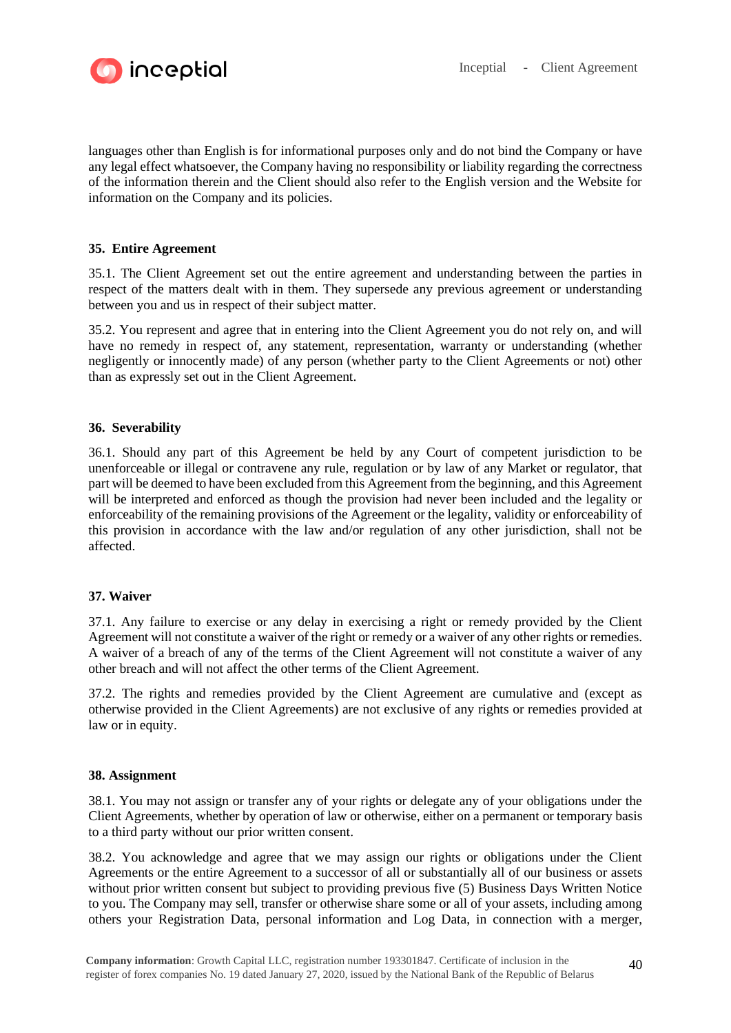languages other than English is for informational purposes only and do not bind the Company or have any legal effect whatsoever, the Company having no responsibility or liability regarding the correctness of the information therein and the Client should also refer to the English version and the Website for information on the Company and its policies.

### 35. Entire Agreement

35.1. The Client Agreement set out the entire agreement and understanding between the parties in respect of the matters dealt with in them. They supersede any previous agreement or understanding between you and us in respect of their subject matter.

35.2. You represent and agree that in entering into the Client Agreement you do not rely on, and will have no remedy in respect of, any statement, representation, warranty or understanding (whether negligently or innocently made) of any person (whether party to the Client Agreements or not) other than as expressly set out in the Client Agreement.

### 36. Severability

36.1. Should any part of this Agreement be held by any Court of competent jurisdiction to be unenforceable or illegal or contravene any rule, regulation or by law of any Market or regulator, that part will be deemed to have been excluded from this Agreement from the beginning, and this Agreement will be interpreted and enforced as though the provision had never been included and the legality or enforceability of the remaining provisions of the Agreement or the legality, validity or enforceability of this provision in accordance with the law and/or regulation of any other jurisdiction, shall not be affected.

### 37. Waiver

37.1. Any failure to exercise or any delay in exercising a right or remedy provided by the Client Agreement will not constitute a waiver of the right or remedy or a waiver of any other rights or remedies. A waiver of a breach of any of the terms of the Client Agreement will not constitute a waiver of any other breach and will not affect the other terms of the Client Agreement.

37.2. The rights and remedies provided by the Client Agreement are cumulative and (except as otherwise provided in the Client Agreements) are not exclusive of any rights or remedies provided at law or in equity.

### 38. Assignment

38.1. You may not assign or transfer any of your rights or delegate any of your obligations under the Client Agreements, whether by operation of law or otherwise, either on a permanent or temporary basis to a third party without our prior written consent.

38.2. You acknowledge and agree that we may assign our rights or obligations under the Client Agreements or the entire Agreement to a successor of all or substantially all of our business or assets without prior written consent but subject to providing previous five (5) Business Days Written Notice to you. The Company may sell, transfer or otherwise share some or all of your assets, including among others your Registration Data, personal information and Log Data, in connection with a merger,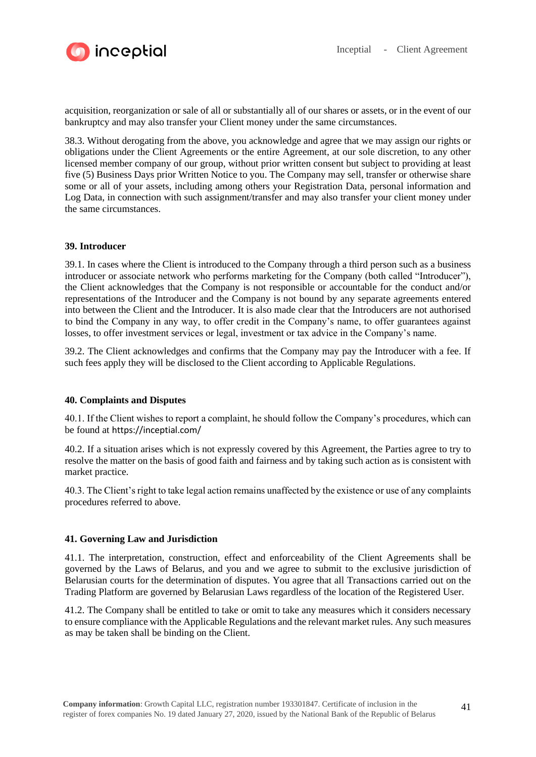acquisition, reorganization or sale of all or substantially all of our shares or assets, or in the event of our bankruptcy and may also transfer your Client money under the same circumstances.

38.3. Without derogating from the above, you acknowledge and agree that we may assign our rights or obligations under the Client Agreements or the entire Agreement, at our sole discretion, to any other licensed member company of our group, without prior written consent but subject to providing at least five (5) Business Days prior Written Notice to you. The Company may sell, transfer or otherwise share some or all of your assets, including among others your Registration Data, personal information and Log Data, in connection with such assignment/transfer and may also transfer your client money under the same circumstances.

**39. Introducer**

39.1. In cases where the Client is introduced to the Company through a third person such as a business introducer or associate network who performs marketing for the Company (both called "Introducer"), the Client acknowledges that the Company is not responsible or accountable for the conduct and/or representations of the Introducer and the Company is not bound by any separate agreements entered into between the Client and the Introducer. It is also made clear that the Introducers are not authorised to bind the Company in any way, to offer credit in the Company's name, to offer guarantees against losses, to offer investment services or legal, investment or tax advice in the Company's name.

39.2. The Client acknowledges and confirms that the Company may pay the Introducer with a fee. If such fees apply they will be disclosed to the Client according to Applicable Regulations.

**40. Complaints and Disputes**

40.1. If the Client wishes to report a complaint, he should follow the Company's procedures, which can be found at https://inceptial.com/

40.2. If a situation arises which is not expressly covered by this Agreement, the Parties agree to try to resolve the matter on the basis of good faith and fairness and by taking such action as is consistent with market practice.

40.3. The Client's right to take legal action remains unaffected by the existence or use of any complaints procedures referred to above.

**41. Governing Law and Jurisdiction**

41.1. The interpretation, construction, effect and enforceability of the Client Agreements shall be governed by the Laws of Belarus, and you and we agree to submit to the exclusive jurisdiction of Belarusian courts for the determination of disputes. You agree that all Transactions carried out on the Trading Platform are governed by Belarusian Laws regardless of the location of the Registered User.

41.2. The Company shall be entitled to take or omit to take any measures which it considers necessary to ensure compliance with the Applicable Regulations and the relevant market rules. Any such measures as may be taken shall be binding on the Client.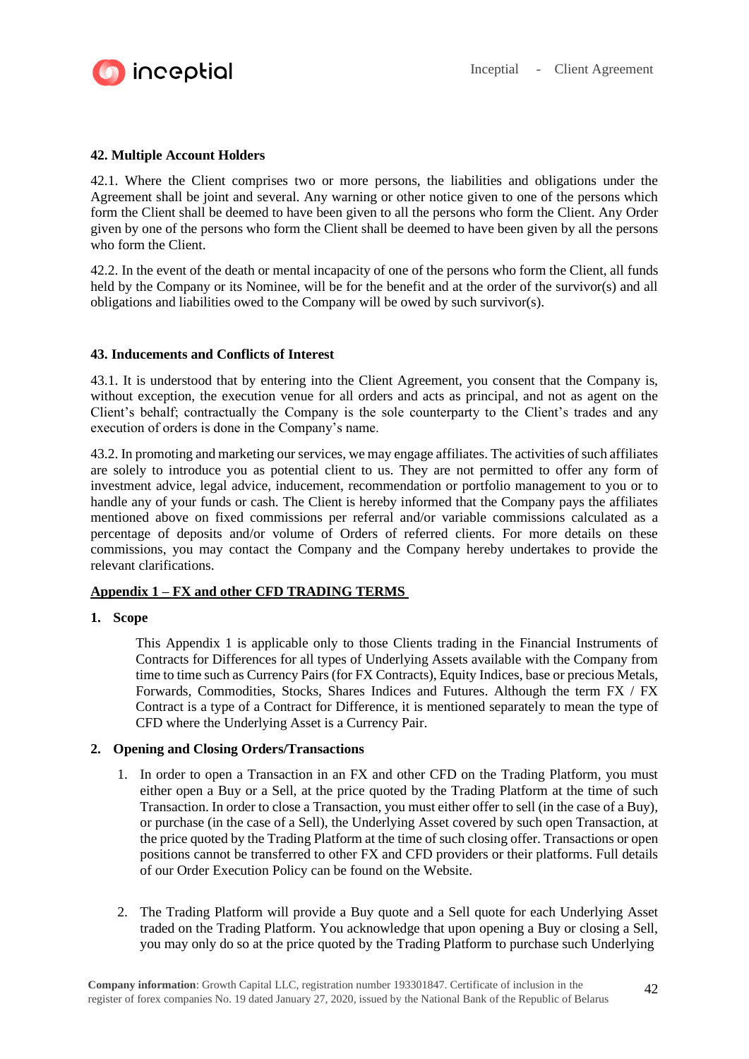## 42. Multiple Account Holders

42.1. Where the Client comprises two or more persons, the liabilities and obligations under the Agreement shall be joint and several. Any warning or other notice given to one of the persons which form the Client shall be deemed to have been given to all the persons who form the Client. Any Order given by one of the persons who form the Client shall be deemed to have been given by all the persons who form the Client.

42.2. In the event of the death or mental incapacity of one of the persons who form the Client, all funds held by the Company or its Nominee, will be for the benefit and at the order of the survivor(s) and all obligations and liabilities owed to the Company will be owed by such survivor(s).

## 43. Inducements and Conflicts of Interest

43.1. It is understood that by entering into the Client Agreement, you consent that the Company is, without exception, the execution venue for all orders and acts as principal, and not as agent on the Client's behalf; contractually the Company is the sole counterparty to the Client's trades and any execution of orders is done in the Company's name.

43.2. In promoting and marketing our services, we may engage affiliates. The activities of such affiliates are solely to introduce you as potential client to us. They are not permitted to offer any form of investment advice, legal advice, inducement, recommendation or portfolio management to you or to handle any of your funds or cash. The Client is hereby informed that the Company pays the affiliates mentioned above on fixed commissions per referral and/or variable commissions calculated as a percentage of deposits and/or volume of Orders of referred clients. For more details on these commissions, you may contact the Company and the Company hereby undertakes to provide the relevant clarifications.

## Appendix 1 – FX and other CFD TRADING TERMS

### 1. Scope

This Appendix 1 is applicable only to those Clients trading in the Financial Instruments of Contracts for Differences for all types of Underlying Assets available with the Company from time to time such as Currency Pairs (for FX Contracts), Equity Indices, base or precious Metals, Forwards, Commodities, Stocks, Shares Indices and Futures. Although the term FX / FX Contract is a type of a Contract for Difference, it is mentioned separately to mean the type of CFD where the Underlying Asset is a Currency Pair.

### 2. Opening and Closing Orders/Transactions

1. In order to open a Transaction in an FX and other CFD on the Trading Platform, you must either open a Buy or a Sell, at the price quoted by the Trading Platform at the time of such Transaction. In order to close a Transaction, you must either offer to sell (in the case of a Buy), or purchase (in the case of a Sell), the Underlying Asset covered by such open Transaction, at the price quoted by the Trading Platform at the time of such closing offer. Transactions or open positions cannot be transferred to other FX and CFD providers or their platforms. Full details of our Order Execution Policy can be found on the Website.

2. The Trading Platform will provide a Buy quote and a Sell quote for each Underlying Asset traded on the Trading Platform. You acknowledge that upon opening a Buy or closing a Sell, you may only do so at the price quoted by the Trading Platform to purchase such Underlying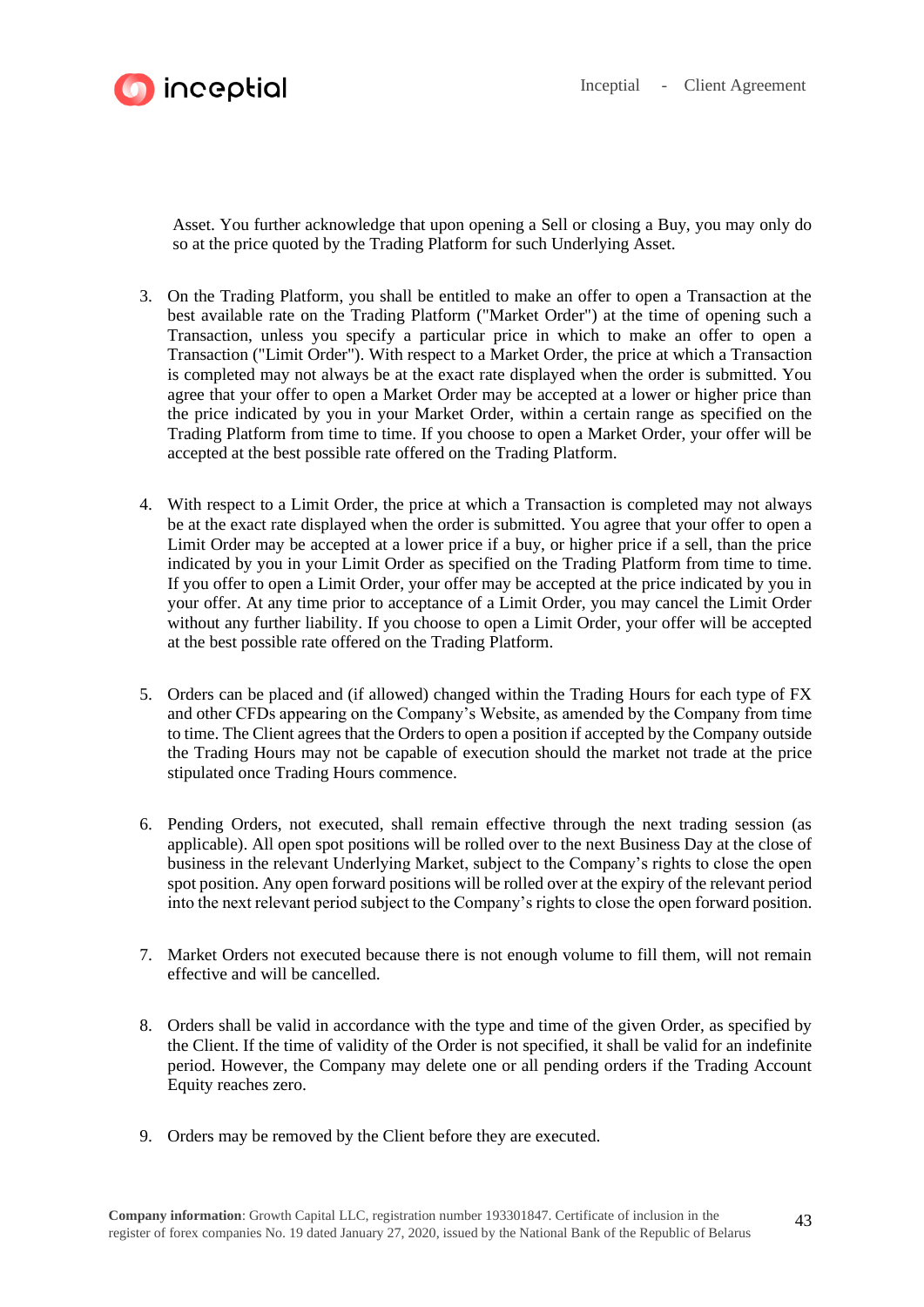Asset. You further acknowledge that upon opening a Sell or closing a Buy, you may only do so at the price quoted by the Trading Platform for such Underlying Asset.

3. On the Trading Platform, you shall be entitled to make an offer to open a Transaction at the best available rate on the Trading Platform ("Market Order") at the time of opening such a Transaction, unless you specify a particular price in which to make an offer to open a Transaction ("Limit Order"). With respect to a Market Order, the price at which a Transaction is completed may not always be at the exact rate displayed when the order is submitted. You agree that your offer to open a Market Order may be accepted at a lower or higher price than the price indicated by you in your Market Order, within a certain range as specified on the Trading Platform from time to time. If you choose to open a Market Order, your offer will be accepted at the best possible rate offered on the Trading Platform.

4. With respect to a Limit Order, the price at which a Transaction is completed may not always be at the exact rate displayed when the order is submitted. You agree that your offer to open a Limit Order may be accepted at a lower price if a buy, or higher price if a sell, than the price indicated by you in your Limit Order as specified on the Trading Platform from time to time. If you offer to open a Limit Order, your offer may be accepted at the price indicated by you in your offer. At any time prior to acceptance of a Limit Order, you may cancel the Limit Order without any further liability. If you choose to open a Limit Order, your offer will be accepted at the best possible rate offered on the Trading Platform.

5. Orders can be placed and (if allowed) changed within the Trading Hours for each type of FX and other CFDs appearing on the Company's Website, as amended by the Company from time to time. The Client agrees that the Orders to open a position if accepted by the Company outside the Trading Hours may not be capable of execution should the market not trade at the price stipulated once Trading Hours commence.

6. Pending Orders, not executed, shall remain effective through the next trading session (as applicable). All open spot positions will be rolled over to the next Business Day at the close of business in the relevant Underlying Market, subject to the Company's rights to close the open spot position. Any open forward positions will be rolled over at the expiry of the relevant period into the next relevant period subject to the Company's rights to close the open forward position.

7. Market Orders not executed because there is not enough volume to fill them, will not remain effective and will be cancelled.

8. Orders shall be valid in accordance with the type and time of the given Order, as specified by the Client. If the time of validity of the Order is not specified, it shall be valid for an indefinite period. However, the Company may delete one or all pending orders if the Trading Account Equity reaches zero.

9. Orders may be removed by the Client before they are executed.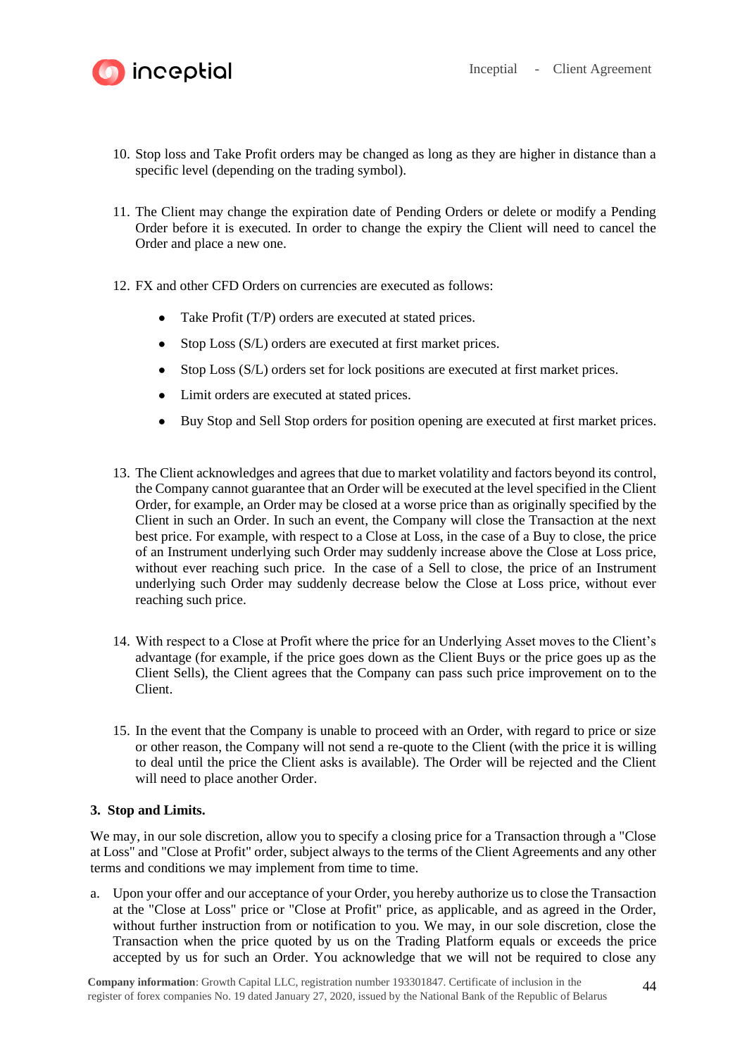10. Stop loss and Take Profit orders may be changed as long as they are higher in distance than a specific level (depending on the trading symbol).

11. The Client may change the expiration date of Pending Orders or delete or modify a Pending Order before it is executed. In order to change the expiry the Client will need to cancel the Order and place a new one.

12. FX and other CFD Orders on currencies are executed as follows:

    - Take Profit (T/P) orders are executed at stated prices.
    - Stop Loss (S/L) orders are executed at first market prices.
    - Stop Loss (S/L) orders set for lock positions are executed at first market prices.
    - Limit orders are executed at stated prices.
    - Buy Stop and Sell Stop orders for position opening are executed at first market prices.

13. The Client acknowledges and agrees that due to market volatility and factors beyond its control, the Company cannot guarantee that an Order will be executed at the level specified in the Client Order, for example, an Order may be closed at a worse price than as originally specified by the Client in such an Order. In such an event, the Company will close the Transaction at the next best price. For example, with respect to a Close at Loss, in the case of a Buy to close, the price of an Instrument underlying such Order may suddenly increase above the Close at Loss price, without ever reaching such price. In the case of a Sell to close, the price of an Instrument underlying such Order may suddenly decrease below the Close at Loss price, without ever reaching such price.

14. With respect to a Close at Profit where the price for an Underlying Asset moves to the Client's advantage (for example, if the price goes down as the Client Buys or the price goes up as the Client Sells), the Client agrees that the Company can pass such price improvement on to the Client.

15. In the event that the Company is unable to proceed with an Order, with regard to price or size or other reason, the Company will not send a re-quote to the Client (with the price it is willing to deal until the price the Client asks is available). The Order will be rejected and the Client will need to place another Order.

**3. Stop and Limits.**

We may, in our sole discretion, allow you to specify a closing price for a Transaction through a "Close at Loss" and "Close at Profit" order, subject always to the terms of the Client Agreements and any other terms and conditions we may implement from time to time.

a. Upon your offer and our acceptance of your Order, you hereby authorize us to close the Transaction at the "Close at Loss" price or "Close at Profit" price, as applicable, and as agreed in the Order, without further instruction from or notification to you. We may, in our sole discretion, close the Transaction when the price quoted by us on the Trading Platform equals or exceeds the price accepted by us for such an Order. You acknowledge that we will not be required to close any

**Company information**: Growth Capital LLC, registration number 193301847. Certificate of inclusion in the register of forex companies No. 19 dated January 27, 2020, issued by the National Bank of the Republic of Belarus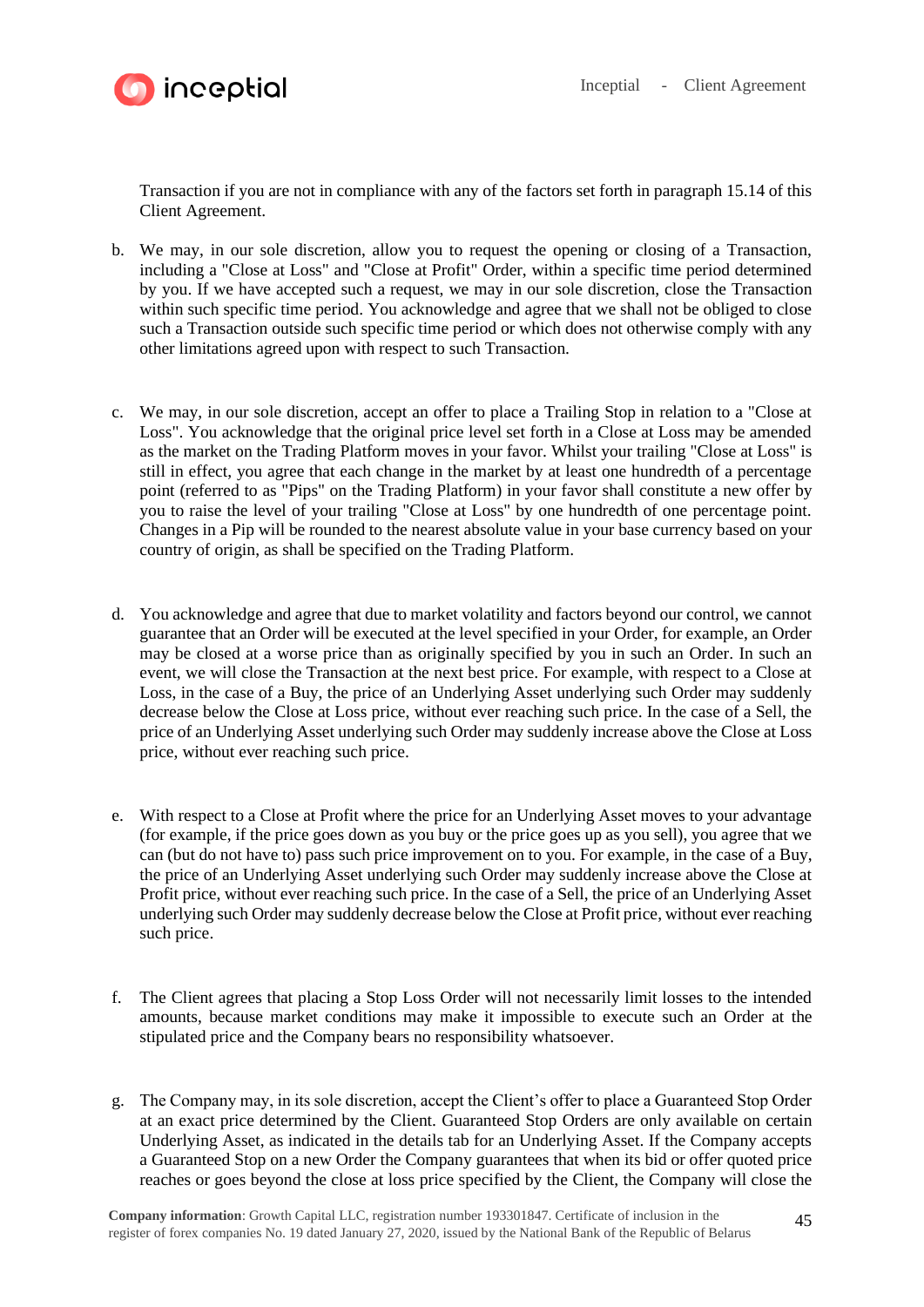Transaction if you are not in compliance with any of the factors set forth in paragraph 15.14 of this Client Agreement.

b. We may, in our sole discretion, allow you to request the opening or closing of a Transaction, including a "Close at Loss" and "Close at Profit" Order, within a specific time period determined by you. If we have accepted such a request, we may in our sole discretion, close the Transaction within such specific time period. You acknowledge and agree that we shall not be obliged to close such a Transaction outside such specific time period or which does not otherwise comply with any other limitations agreed upon with respect to such Transaction.

c. We may, in our sole discretion, accept an offer to place a Trailing Stop in relation to a "Close at Loss". You acknowledge that the original price level set forth in a Close at Loss may be amended as the market on the Trading Platform moves in your favor. Whilst your trailing "Close at Loss" is still in effect, you agree that each change in the market by at least one hundredth of a percentage point (referred to as "Pips" on the Trading Platform) in your favor shall constitute a new offer by you to raise the level of your trailing "Close at Loss" by one hundredth of one percentage point. Changes in a Pip will be rounded to the nearest absolute value in your base currency based on your country of origin, as shall be specified on the Trading Platform.

d. You acknowledge and agree that due to market volatility and factors beyond our control, we cannot guarantee that an Order will be executed at the level specified in your Order, for example, an Order may be closed at a worse price than as originally specified by you in such an Order. In such an event, we will close the Transaction at the next best price. For example, with respect to a Close at Loss, in the case of a Buy, the price of an Underlying Asset underlying such Order may suddenly decrease below the Close at Loss price, without ever reaching such price. In the case of a Sell, the price of an Underlying Asset underlying such Order may suddenly increase above the Close at Loss price, without ever reaching such price.

e. With respect to a Close at Profit where the price for an Underlying Asset moves to your advantage (for example, if the price goes down as you buy or the price goes up as you sell), you agree that we can (but do not have to) pass such price improvement on to you. For example, in the case of a Buy, the price of an Underlying Asset underlying such Order may suddenly increase above the Close at Profit price, without ever reaching such price. In the case of a Sell, the price of an Underlying Asset underlying such Order may suddenly decrease below the Close at Profit price, without ever reaching such price.

f. The Client agrees that placing a Stop Loss Order will not necessarily limit losses to the intended amounts, because market conditions may make it impossible to execute such an Order at the stipulated price and the Company bears no responsibility whatsoever.

g. The Company may, in its sole discretion, accept the Client's offer to place a Guaranteed Stop Order at an exact price determined by the Client. Guaranteed Stop Orders are only available on certain Underlying Asset, as indicated in the details tab for an Underlying Asset. If the Company accepts a Guaranteed Stop on a new Order the Company guarantees that when its bid or offer quoted price reaches or goes beyond the close at loss price specified by the Client, the Company will close the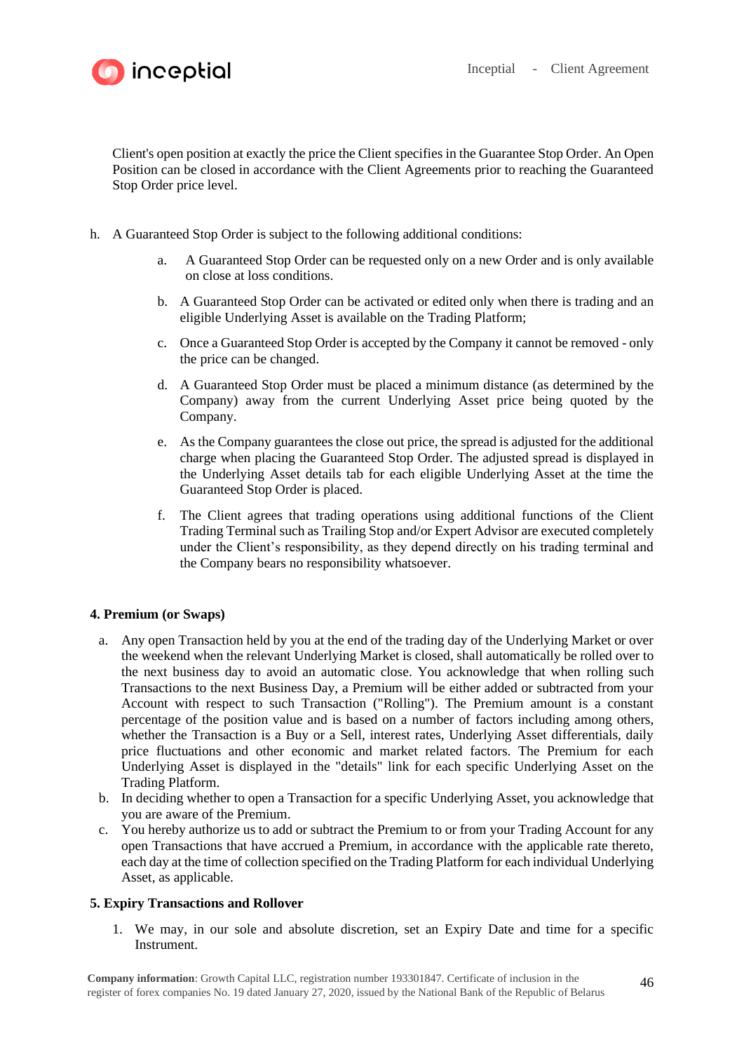Client's open position at exactly the price the Client specifies in the Guarantee Stop Order. An Open Position can be closed in accordance with the Client Agreements prior to reaching the Guaranteed Stop Order price level.

h. A Guaranteed Stop Order is subject to the following additional conditions:

   a. A Guaranteed Stop Order can be requested only on a new Order and is only available on close at loss conditions.

   b. A Guaranteed Stop Order can be activated or edited only when there is trading and an eligible Underlying Asset is available on the Trading Platform;

   c. Once a Guaranteed Stop Order is accepted by the Company it cannot be removed - only the price can be changed.

   d. A Guaranteed Stop Order must be placed a minimum distance (as determined by the Company) away from the current Underlying Asset price being quoted by the Company.

   e. As the Company guarantees the close out price, the spread is adjusted for the additional charge when placing the Guaranteed Stop Order. The adjusted spread is displayed in the Underlying Asset details tab for each eligible Underlying Asset at the time the Guaranteed Stop Order is placed.

   f. The Client agrees that trading operations using additional functions of the Client Trading Terminal such as Trailing Stop and/or Expert Advisor are executed completely under the Client's responsibility, as they depend directly on his trading terminal and the Company bears no responsibility whatsoever.

**4. Premium (or Swaps)**

a. Any open Transaction held by you at the end of the trading day of the Underlying Market or over the weekend when the relevant Underlying Market is closed, shall automatically be rolled over to the next business day to avoid an automatic close. You acknowledge that when rolling such Transactions to the next Business Day, a Premium will be either added or subtracted from your Account with respect to such Transaction ("Rolling"). The Premium amount is a constant percentage of the position value and is based on a number of factors including among others, whether the Transaction is a Buy or a Sell, interest rates, Underlying Asset differentials, daily price fluctuations and other economic and market related factors. The Premium for each Underlying Asset is displayed in the "details" link for each specific Underlying Asset on the Trading Platform.

b. In deciding whether to open a Transaction for a specific Underlying Asset, you acknowledge that you are aware of the Premium.

c. You hereby authorize us to add or subtract the Premium to or from your Trading Account for any open Transactions that have accrued a Premium, in accordance with the applicable rate thereto, each day at the time of collection specified on the Trading Platform for each individual Underlying Asset, as applicable.

**5. Expiry Transactions and Rollover**

1. We may, in our sole and absolute discretion, set an Expiry Date and time for a specific Instrument.

**Company information**: Growth Capital LLC, registration number 193301847. Certificate of inclusion in the register of forex companies No. 19 dated January 27, 2020, issued by the National Bank of the Republic of Belarus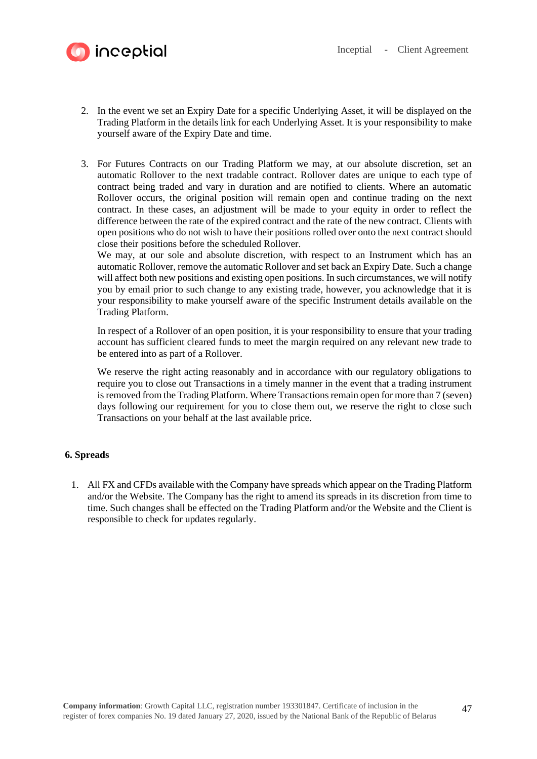2. In the event we set an Expiry Date for a specific Underlying Asset, it will be displayed on the Trading Platform in the details link for each Underlying Asset. It is your responsibility to make yourself aware of the Expiry Date and time.

3. For Futures Contracts on our Trading Platform we may, at our absolute discretion, set an automatic Rollover to the next tradable contract. Rollover dates are unique to each type of contract being traded and vary in duration and are notified to clients. Where an automatic Rollover occurs, the original position will remain open and continue trading on the next contract. In these cases, an adjustment will be made to your equity in order to reflect the difference between the rate of the expired contract and the rate of the new contract. Clients with open positions who do not wish to have their positions rolled over onto the next contract should close their positions before the scheduled Rollover.
   We may, at our sole and absolute discretion, with respect to an Instrument which has an automatic Rollover, remove the automatic Rollover and set back an Expiry Date. Such a change will affect both new positions and existing open positions. In such circumstances, we will notify you by email prior to such change to any existing trade, however, you acknowledge that it is your responsibility to make yourself aware of the specific Instrument details available on the Trading Platform.

   In respect of a Rollover of an open position, it is your responsibility to ensure that your trading account has sufficient cleared funds to meet the margin required on any relevant new trade to be entered into as part of a Rollover.

   We reserve the right acting reasonably and in accordance with our regulatory obligations to require you to close out Transactions in a timely manner in the event that a trading instrument is removed from the Trading Platform. Where Transactions remain open for more than 7 (seven) days following our requirement for you to close them out, we reserve the right to close such Transactions on your behalf at the last available price.

**6. Spreads**

1. All FX and CFDs available with the Company have spreads which appear on the Trading Platform and/or the Website. The Company has the right to amend its spreads in its discretion from time to time. Such changes shall be effected on the Trading Platform and/or the Website and the Client is responsible to check for updates regularly.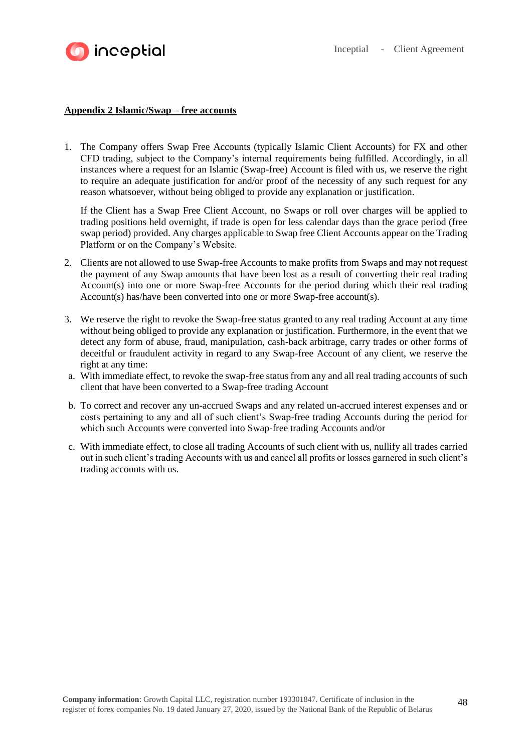**Appendix 2 Islamic/Swap – free accounts**

1. The Company offers Swap Free Accounts (typically Islamic Client Accounts) for FX and other CFD trading, subject to the Company's internal requirements being fulfilled. Accordingly, in all instances where a request for an Islamic (Swap-free) Account is filed with us, we reserve the right to require an adequate justification for and/or proof of the necessity of any such request for any reason whatsoever, without being obliged to provide any explanation or justification.

   If the Client has a Swap Free Client Account, no Swaps or roll over charges will be applied to trading positions held overnight, if trade is open for less calendar days than the grace period (free swap period) provided. Any charges applicable to Swap free Client Accounts appear on the Trading Platform or on the Company's Website.

2. Clients are not allowed to use Swap-free Accounts to make profits from Swaps and may not request the payment of any Swap amounts that have been lost as a result of converting their real trading Account(s) into one or more Swap-free Accounts for the period during which their real trading Account(s) has/have been converted into one or more Swap-free account(s).

3. We reserve the right to revoke the Swap-free status granted to any real trading Account at any time without being obliged to provide any explanation or justification. Furthermore, in the event that we detect any form of abuse, fraud, manipulation, cash-back arbitrage, carry trades or other forms of deceitful or fraudulent activity in regard to any Swap-free Account of any client, we reserve the right at any time:

   a. With immediate effect, to revoke the swap-free status from any and all real trading accounts of such client that have been converted to a Swap-free trading Account

   b. To correct and recover any un-accrued Swaps and any related un-accrued interest expenses and or costs pertaining to any and all of such client's Swap-free trading Accounts during the period for which such Accounts were converted into Swap-free trading Accounts and/or

   c. With immediate effect, to close all trading Accounts of such client with us, nullify all trades carried out in such client's trading Accounts with us and cancel all profits or losses garnered in such client's trading accounts with us.